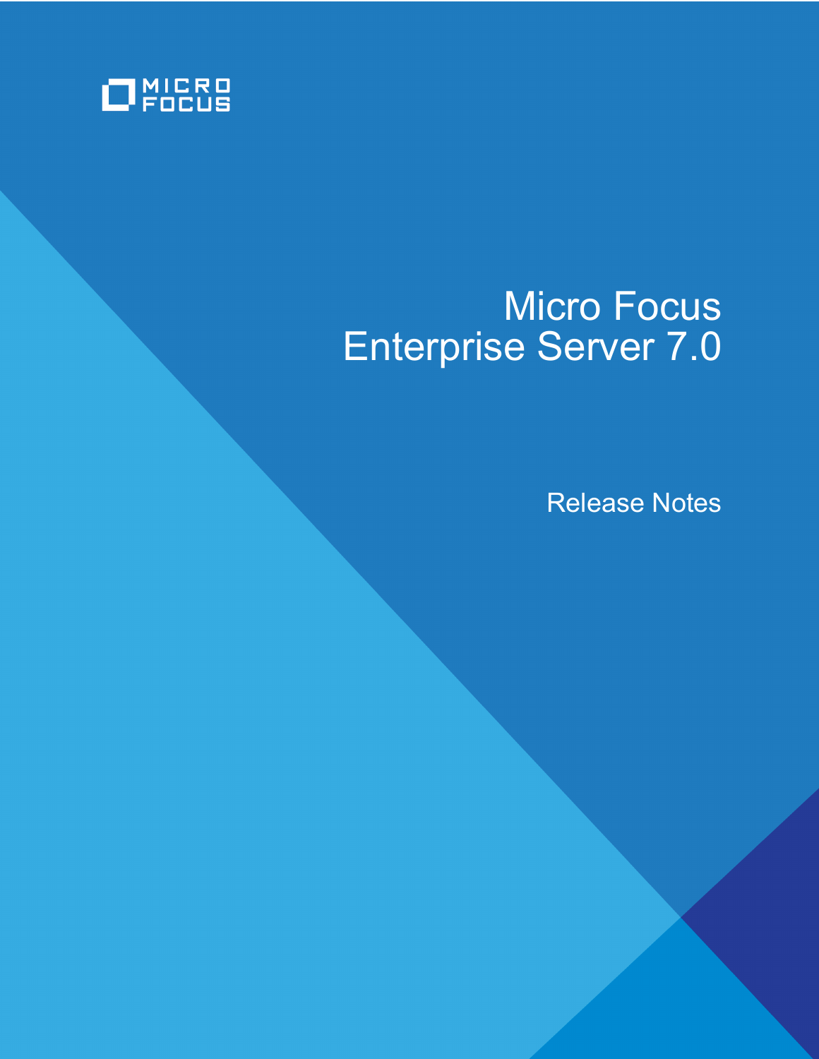MICRO FOCUS

# Micro Focus Enterprise Server 7.0

## Release Notes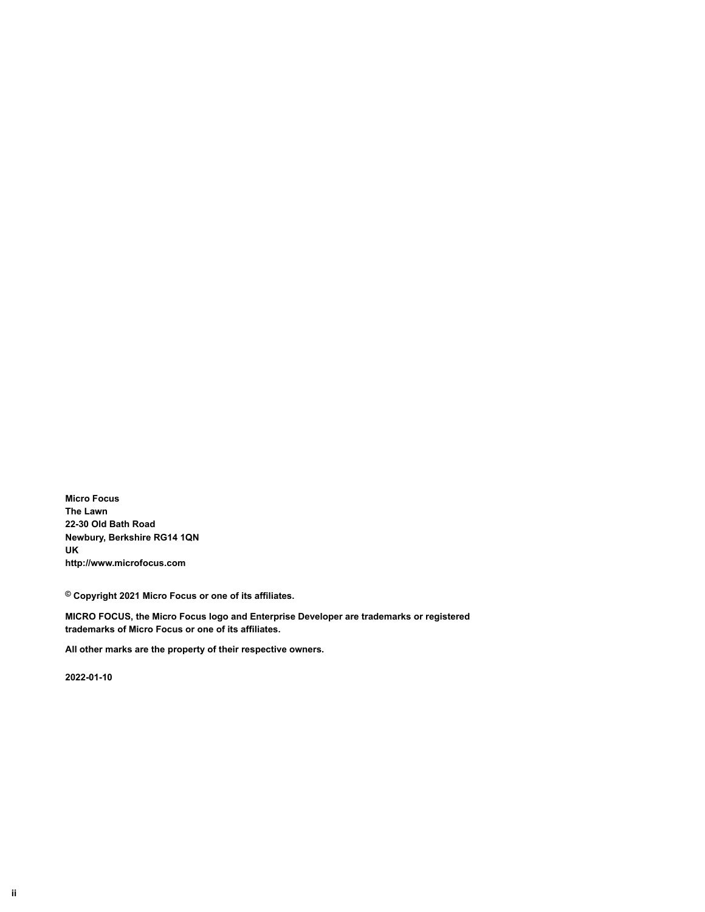**Micro Focus**
**The Lawn**
**22-30 Old Bath Road**
**Newbury, Berkshire RG14 1QN**
**UK**
**http://www.microfocus.com**

**© Copyright 2021 Micro Focus or one of its affiliates.**

**MICRO FOCUS, the Micro Focus logo and Enterprise Developer are trademarks or registered trademarks of Micro Focus or one of its affiliates.**

**All other marks are the property of their respective owners.**

**2022-01-10**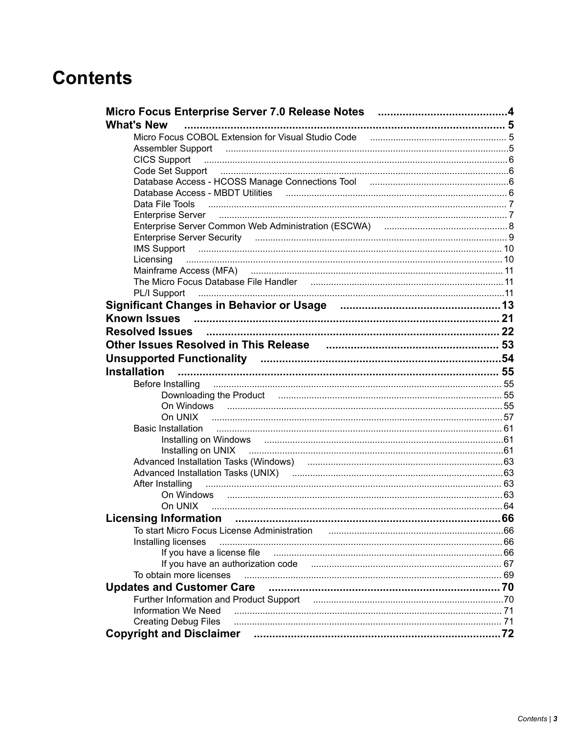# Contents

- **Micro Focus Enterprise Server 7.0 Release Notes** ... 4
- **What's New** ... 5
  - Micro Focus COBOL Extension for Visual Studio Code ... 5
  - Assembler Support ... 5
  - CICS Support ... 6
  - Code Set Support ... 6
  - Database Access - HCOSS Manage Connections Tool ... 6
  - Database Access - MBDT Utilities ... 6
  - Data File Tools ... 7
  - Enterprise Server ... 7
  - Enterprise Server Common Web Administration (ESCWA) ... 8
  - Enterprise Server Security ... 9
  - IMS Support ... 10
  - Licensing ... 10
  - Mainframe Access (MFA) ... 11
  - The Micro Focus Database File Handler ... 11
  - PL/I Support ... 11
- **Significant Changes in Behavior or Usage** ... 13
- **Known Issues** ... 21
- **Resolved Issues** ... 22
- **Other Issues Resolved in This Release** ... 53
- **Unsupported Functionality** ... 54
- **Installation** ... 55
  - Before Installing ... 55
    - Downloading the Product ... 55
    - On Windows ... 55
    - On UNIX ... 57
  - Basic Installation ... 61
    - Installing on Windows ... 61
    - Installing on UNIX ... 61
  - Advanced Installation Tasks (Windows) ... 63
  - Advanced Installation Tasks (UNIX) ... 63
  - After Installing ... 63
    - On Windows ... 63
    - On UNIX ... 64
- **Licensing Information** ... 66
  - To start Micro Focus License Administration ... 66
  - Installing licenses ... 66
    - If you have a license file ... 66
    - If you have an authorization code ... 67
  - To obtain more licenses ... 69
- **Updates and Customer Care** ... 70
  - Further Information and Product Support ... 70
  - Information We Need ... 71
  - Creating Debug Files ... 71
- **Copyright and Disclaimer** ... 72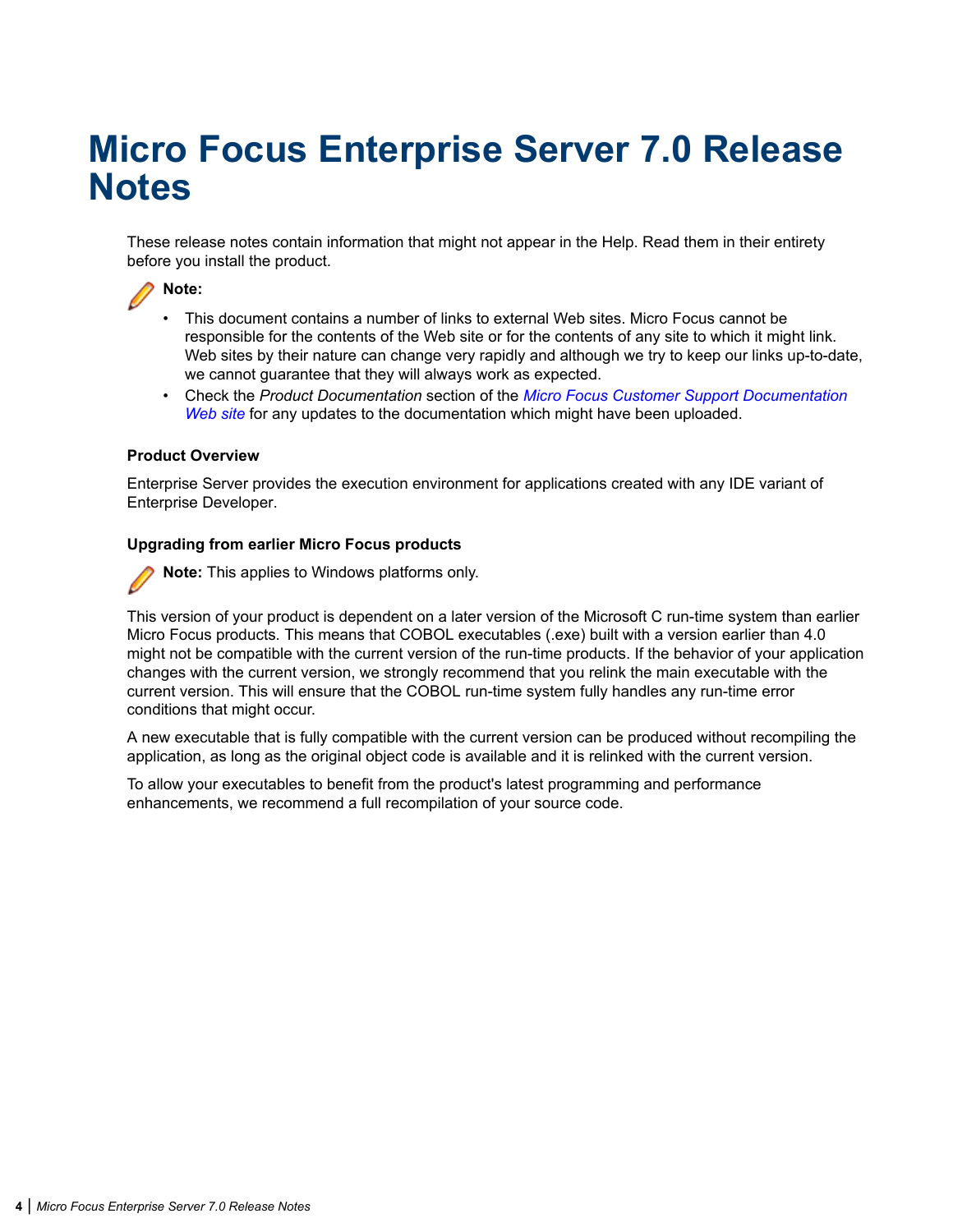# Micro Focus Enterprise Server 7.0 Release Notes

These release notes contain information that might not appear in the Help. Read them in their entirety before you install the product.

**Note:**

- This document contains a number of links to external Web sites. Micro Focus cannot be responsible for the contents of the Web site or for the contents of any site to which it might link. Web sites by their nature can change very rapidly and although we try to keep our links up-to-date, we cannot guarantee that they will always work as expected.
- Check the *Product Documentation* section of the *Micro Focus Customer Support Documentation Web site* for any updates to the documentation which might have been uploaded.

### Product Overview

Enterprise Server provides the execution environment for applications created with any IDE variant of Enterprise Developer.

### Upgrading from earlier Micro Focus products

**Note:** This applies to Windows platforms only.

This version of your product is dependent on a later version of the Microsoft C run-time system than earlier Micro Focus products. This means that COBOL executables (.exe) built with a version earlier than 4.0 might not be compatible with the current version of the run-time products. If the behavior of your application changes with the current version, we strongly recommend that you relink the main executable with the current version. This will ensure that the COBOL run-time system fully handles any run-time error conditions that might occur.

A new executable that is fully compatible with the current version can be produced without recompiling the application, as long as the original object code is available and it is relinked with the current version.

To allow your executables to benefit from the product's latest programming and performance enhancements, we recommend a full recompilation of your source code.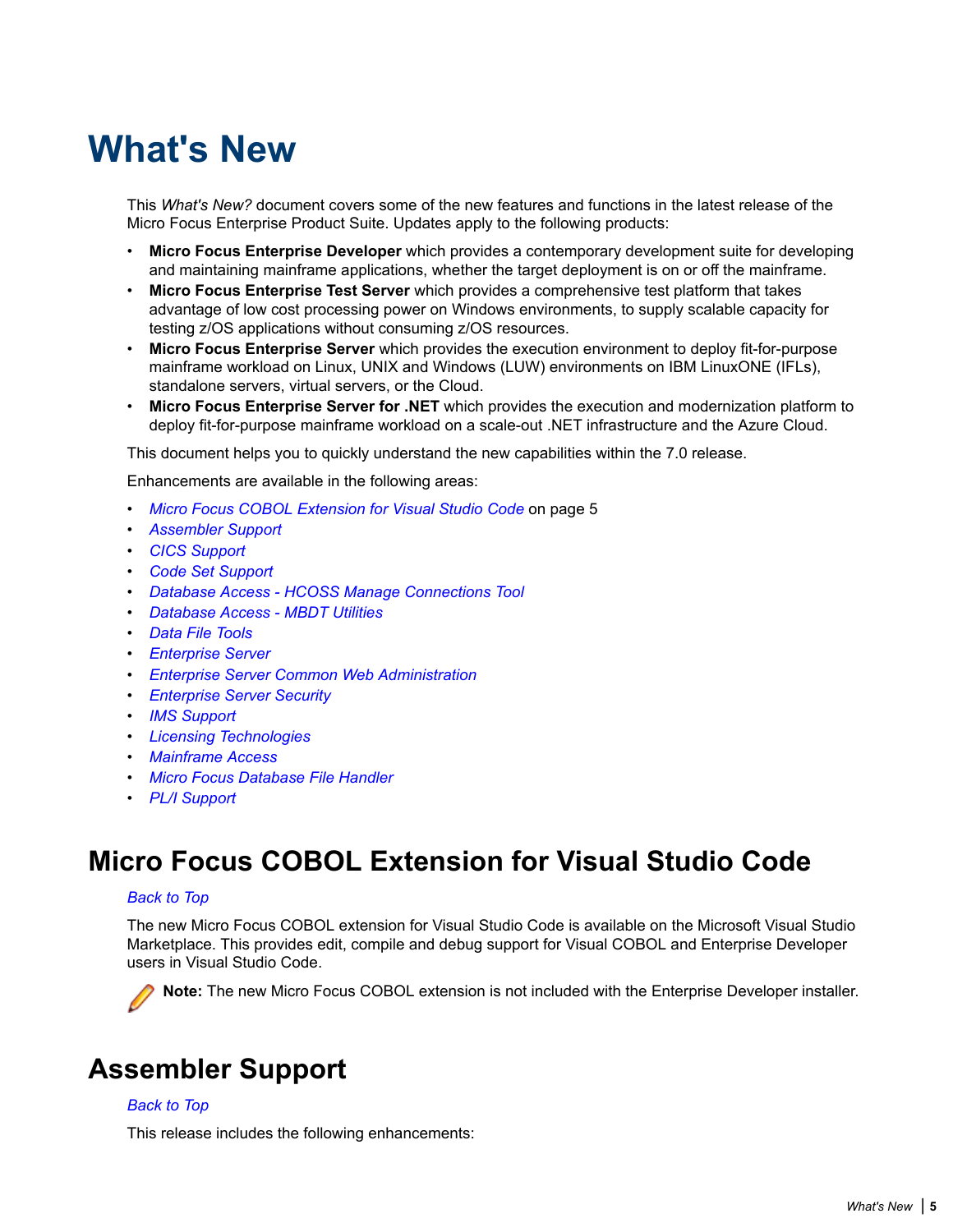# What's New

This *What's New?* document covers some of the new features and functions in the latest release of the Micro Focus Enterprise Product Suite. Updates apply to the following products:

- **Micro Focus Enterprise Developer** which provides a contemporary development suite for developing and maintaining mainframe applications, whether the target deployment is on or off the mainframe.
- **Micro Focus Enterprise Test Server** which provides a comprehensive test platform that takes advantage of low cost processing power on Windows environments, to supply scalable capacity for testing z/OS applications without consuming z/OS resources.
- **Micro Focus Enterprise Server** which provides the execution environment to deploy fit-for-purpose mainframe workload on Linux, UNIX and Windows (LUW) environments on IBM LinuxONE (IFLs), standalone servers, virtual servers, or the Cloud.
- **Micro Focus Enterprise Server for .NET** which provides the execution and modernization platform to deploy fit-for-purpose mainframe workload on a scale-out .NET infrastructure and the Azure Cloud.

This document helps you to quickly understand the new capabilities within the 7.0 release.

Enhancements are available in the following areas:

- *Micro Focus COBOL Extension for Visual Studio Code* on page 5
- *Assembler Support*
- *CICS Support*
- *Code Set Support*
- *Database Access - HCOSS Manage Connections Tool*
- *Database Access - MBDT Utilities*
- *Data File Tools*
- *Enterprise Server*
- *Enterprise Server Common Web Administration*
- *Enterprise Server Security*
- *IMS Support*
- *Licensing Technologies*
- *Mainframe Access*
- *Micro Focus Database File Handler*
- *PL/I Support*

## Micro Focus COBOL Extension for Visual Studio Code

*Back to Top*

The new Micro Focus COBOL extension for Visual Studio Code is available on the Microsoft Visual Studio Marketplace. This provides edit, compile and debug support for Visual COBOL and Enterprise Developer users in Visual Studio Code.

**Note:** The new Micro Focus COBOL extension is not included with the Enterprise Developer installer.

## Assembler Support

*Back to Top*

This release includes the following enhancements: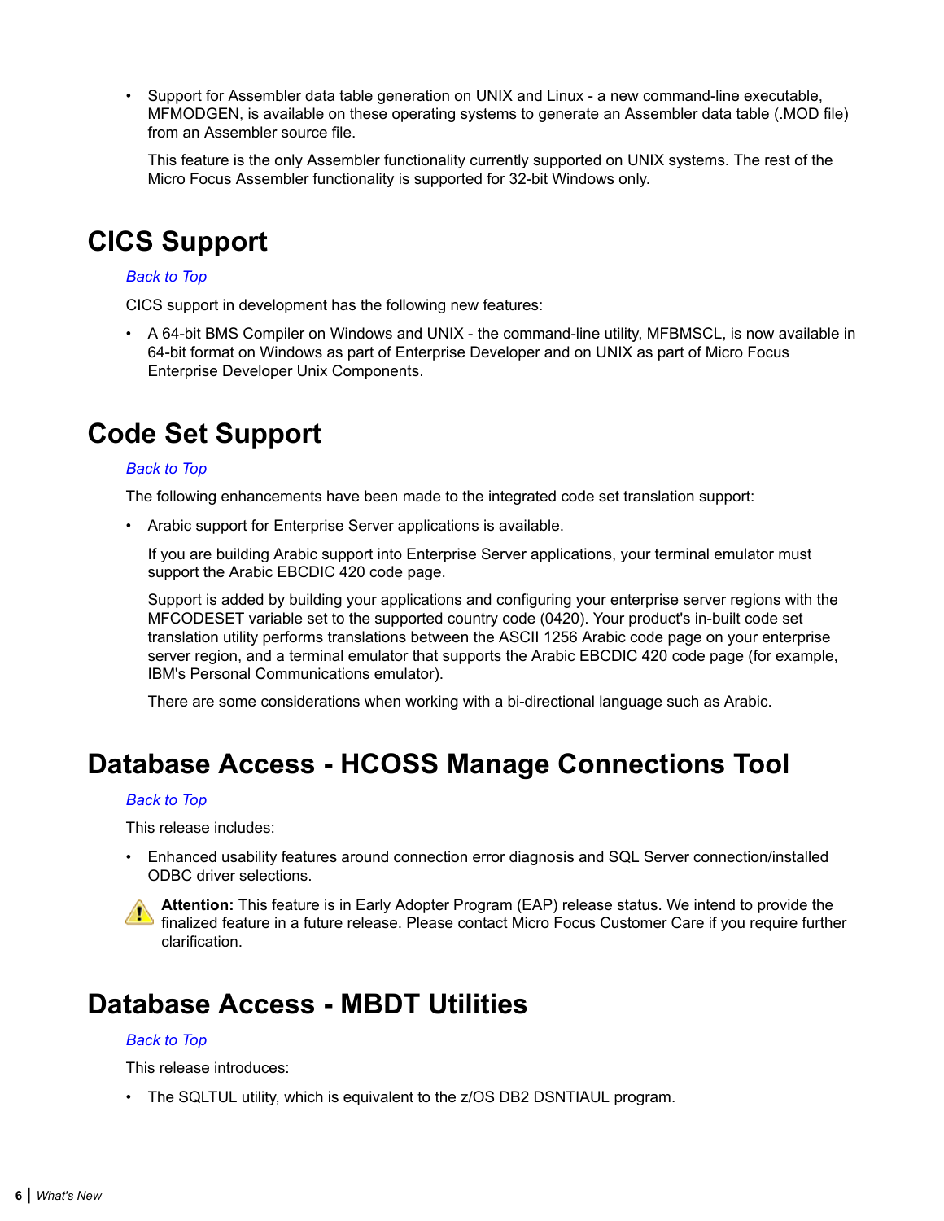- Support for Assembler data table generation on UNIX and Linux - a new command-line executable, MFMODGEN, is available on these operating systems to generate an Assembler data table (.MOD file) from an Assembler source file.

  This feature is the only Assembler functionality currently supported on UNIX systems. The rest of the Micro Focus Assembler functionality is supported for 32-bit Windows only.

# CICS Support

*Back to Top*

CICS support in development has the following new features:

- A 64-bit BMS Compiler on Windows and UNIX - the command-line utility, MFBMSCL, is now available in 64-bit format on Windows as part of Enterprise Developer and on UNIX as part of Micro Focus Enterprise Developer Unix Components.

# Code Set Support

*Back to Top*

The following enhancements have been made to the integrated code set translation support:

- Arabic support for Enterprise Server applications is available.

  If you are building Arabic support into Enterprise Server applications, your terminal emulator must support the Arabic EBCDIC 420 code page.

  Support is added by building your applications and configuring your enterprise server regions with the MFCODESET variable set to the supported country code (0420). Your product's in-built code set translation utility performs translations between the ASCII 1256 Arabic code page on your enterprise server region, and a terminal emulator that supports the Arabic EBCDIC 420 code page (for example, IBM's Personal Communications emulator).

  There are some considerations when working with a bi-directional language such as Arabic.

# Database Access - HCOSS Manage Connections Tool

*Back to Top*

This release includes:

- Enhanced usability features around connection error diagnosis and SQL Server connection/installed ODBC driver selections.

**Attention:** This feature is in Early Adopter Program (EAP) release status. We intend to provide the finalized feature in a future release. Please contact Micro Focus Customer Care if you require further clarification.

# Database Access - MBDT Utilities

*Back to Top*

This release introduces:

- The SQLTUL utility, which is equivalent to the z/OS DB2 DSNTIAUL program.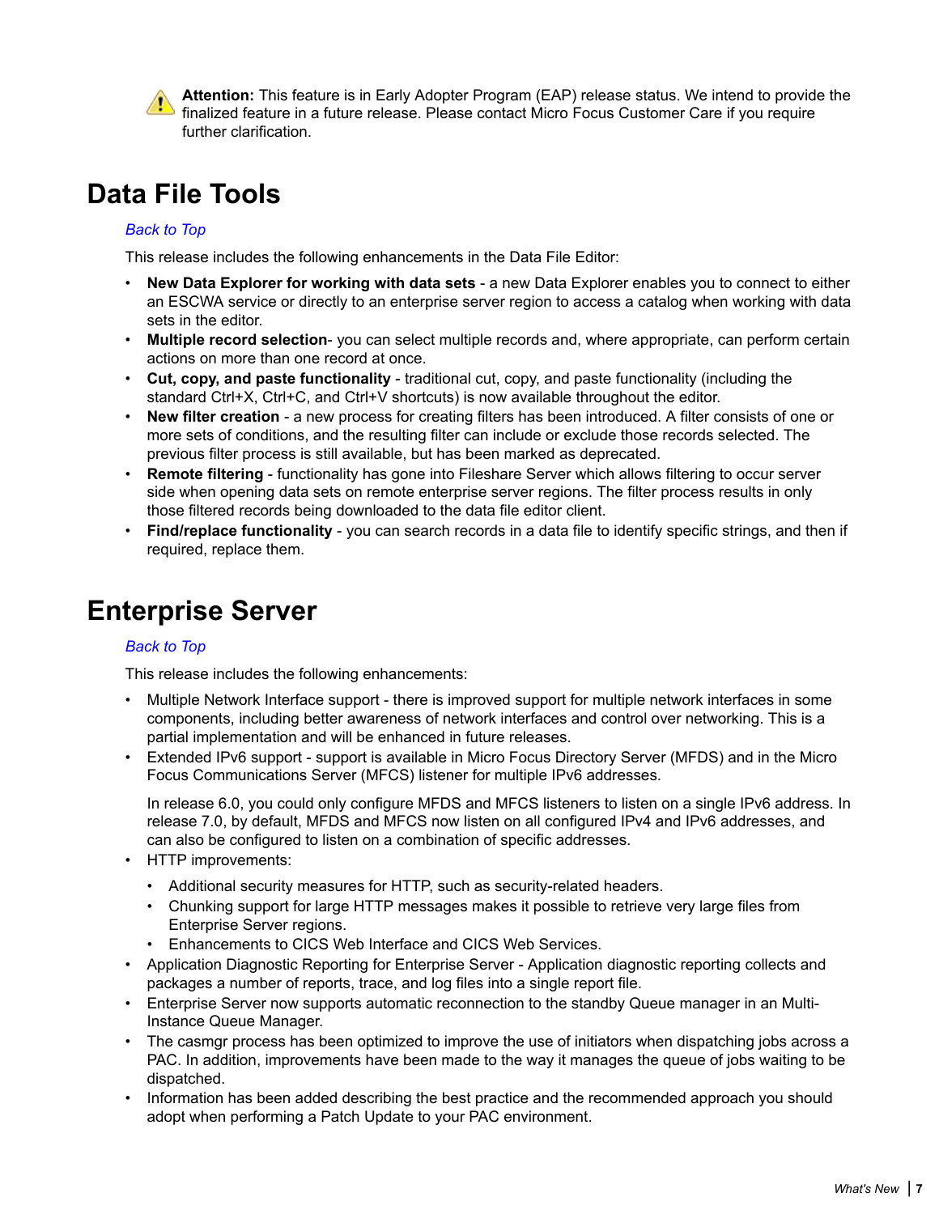**Attention:** This feature is in Early Adopter Program (EAP) release status. We intend to provide the finalized feature in a future release. Please contact Micro Focus Customer Care if you require further clarification.

# Data File Tools

*Back to Top*

This release includes the following enhancements in the Data File Editor:

- **New Data Explorer for working with data sets** - a new Data Explorer enables you to connect to either an ESCWA service or directly to an enterprise server region to access a catalog when working with data sets in the editor.
- **Multiple record selection**- you can select multiple records and, where appropriate, can perform certain actions on more than one record at once.
- **Cut, copy, and paste functionality** - traditional cut, copy, and paste functionality (including the standard Ctrl+X, Ctrl+C, and Ctrl+V shortcuts) is now available throughout the editor.
- **New filter creation** - a new process for creating filters has been introduced. A filter consists of one or more sets of conditions, and the resulting filter can include or exclude those records selected. The previous filter process is still available, but has been marked as deprecated.
- **Remote filtering** - functionality has gone into Fileshare Server which allows filtering to occur server side when opening data sets on remote enterprise server regions. The filter process results in only those filtered records being downloaded to the data file editor client.
- **Find/replace functionality** - you can search records in a data file to identify specific strings, and then if required, replace them.

# Enterprise Server

*Back to Top*

This release includes the following enhancements:

- Multiple Network Interface support - there is improved support for multiple network interfaces in some components, including better awareness of network interfaces and control over networking. This is a partial implementation and will be enhanced in future releases.
- Extended IPv6 support - support is available in Micro Focus Directory Server (MFDS) and in the Micro Focus Communications Server (MFCS) listener for multiple IPv6 addresses.

  In release 6.0, you could only configure MFDS and MFCS listeners to listen on a single IPv6 address. In release 7.0, by default, MFDS and MFCS now listen on all configured IPv4 and IPv6 addresses, and can also be configured to listen on a combination of specific addresses.
- HTTP improvements:
  - Additional security measures for HTTP, such as security-related headers.
  - Chunking support for large HTTP messages makes it possible to retrieve very large files from Enterprise Server regions.
  - Enhancements to CICS Web Interface and CICS Web Services.
- Application Diagnostic Reporting for Enterprise Server - Application diagnostic reporting collects and packages a number of reports, trace, and log files into a single report file.
- Enterprise Server now supports automatic reconnection to the standby Queue manager in an Multi-Instance Queue Manager.
- The casmgr process has been optimized to improve the use of initiators when dispatching jobs across a PAC. In addition, improvements have been made to the way it manages the queue of jobs waiting to be dispatched.
- Information has been added describing the best practice and the recommended approach you should adopt when performing a Patch Update to your PAC environment.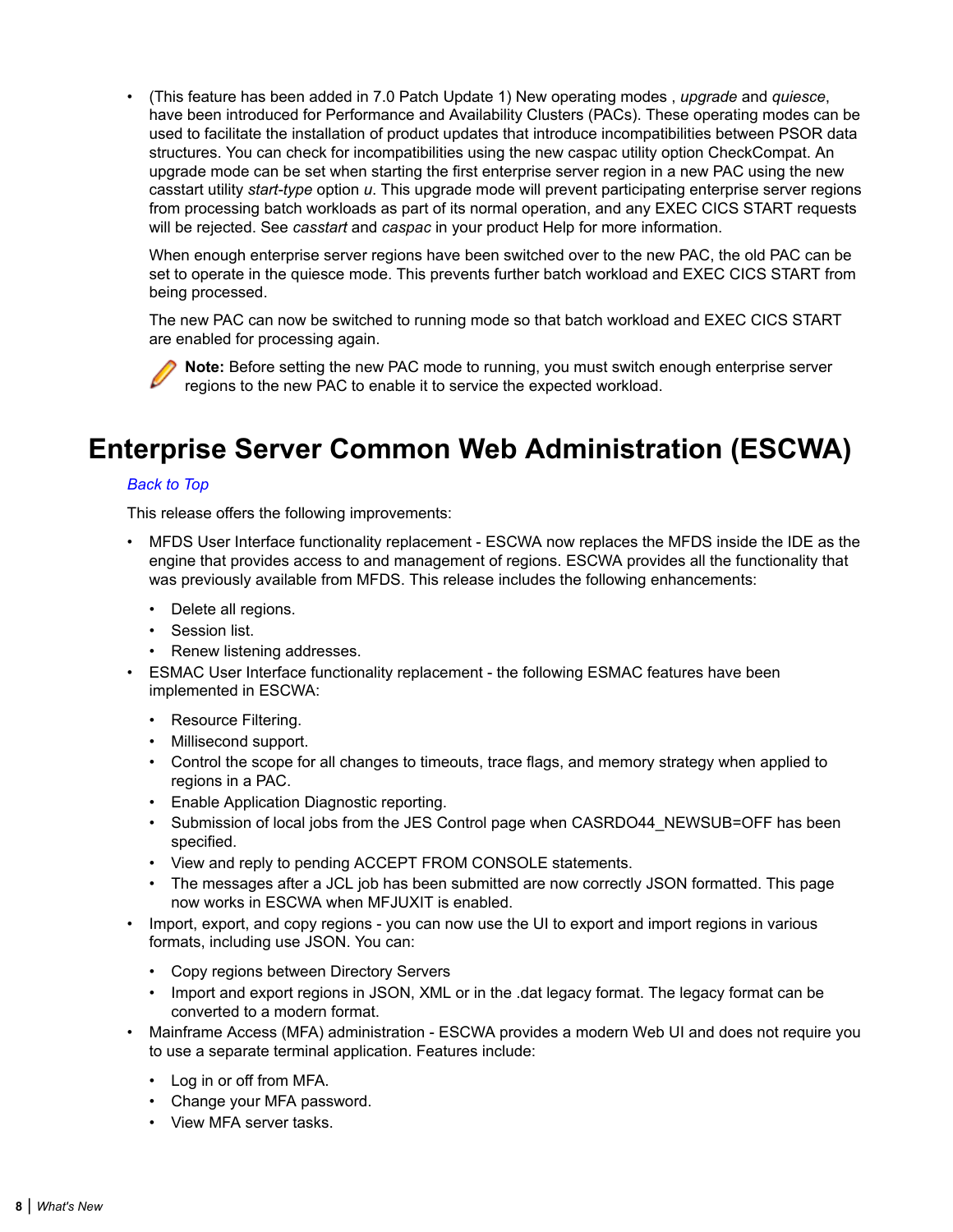- (This feature has been added in 7.0 Patch Update 1) New operating modes , *upgrade* and *quiesce*, have been introduced for Performance and Availability Clusters (PACs). These operating modes can be used to facilitate the installation of product updates that introduce incompatibilities between PSOR data structures. You can check for incompatibilities using the new caspac utility option CheckCompat. An upgrade mode can be set when starting the first enterprise server region in a new PAC using the new casstart utility *start-type* option *u*. This upgrade mode will prevent participating enterprise server regions from processing batch workloads as part of its normal operation, and any EXEC CICS START requests will be rejected. See *casstart* and *caspac* in your product Help for more information.

  When enough enterprise server regions have been switched over to the new PAC, the old PAC can be set to operate in the quiesce mode. This prevents further batch workload and EXEC CICS START from being processed.

  The new PAC can now be switched to running mode so that batch workload and EXEC CICS START are enabled for processing again.

  **Note:** Before setting the new PAC mode to running, you must switch enough enterprise server regions to the new PAC to enable it to service the expected workload.

# Enterprise Server Common Web Administration (ESCWA)

*Back to Top*

This release offers the following improvements:

- MFDS User Interface functionality replacement - ESCWA now replaces the MFDS inside the IDE as the engine that provides access to and management of regions. ESCWA provides all the functionality that was previously available from MFDS. This release includes the following enhancements:
  - Delete all regions.
  - Session list.
  - Renew listening addresses.
- ESMAC User Interface functionality replacement - the following ESMAC features have been implemented in ESCWA:
  - Resource Filtering.
  - Millisecond support.
  - Control the scope for all changes to timeouts, trace flags, and memory strategy when applied to regions in a PAC.
  - Enable Application Diagnostic reporting.
  - Submission of local jobs from the JES Control page when CASRDO44_NEWSUB=OFF has been specified.
  - View and reply to pending ACCEPT FROM CONSOLE statements.
  - The messages after a JCL job has been submitted are now correctly JSON formatted. This page now works in ESCWA when MFJUXIT is enabled.
- Import, export, and copy regions - you can now use the UI to export and import regions in various formats, including use JSON. You can:
  - Copy regions between Directory Servers
  - Import and export regions in JSON, XML or in the .dat legacy format. The legacy format can be converted to a modern format.
- Mainframe Access (MFA) administration - ESCWA provides a modern Web UI and does not require you to use a separate terminal application. Features include:
  - Log in or off from MFA.
  - Change your MFA password.
  - View MFA server tasks.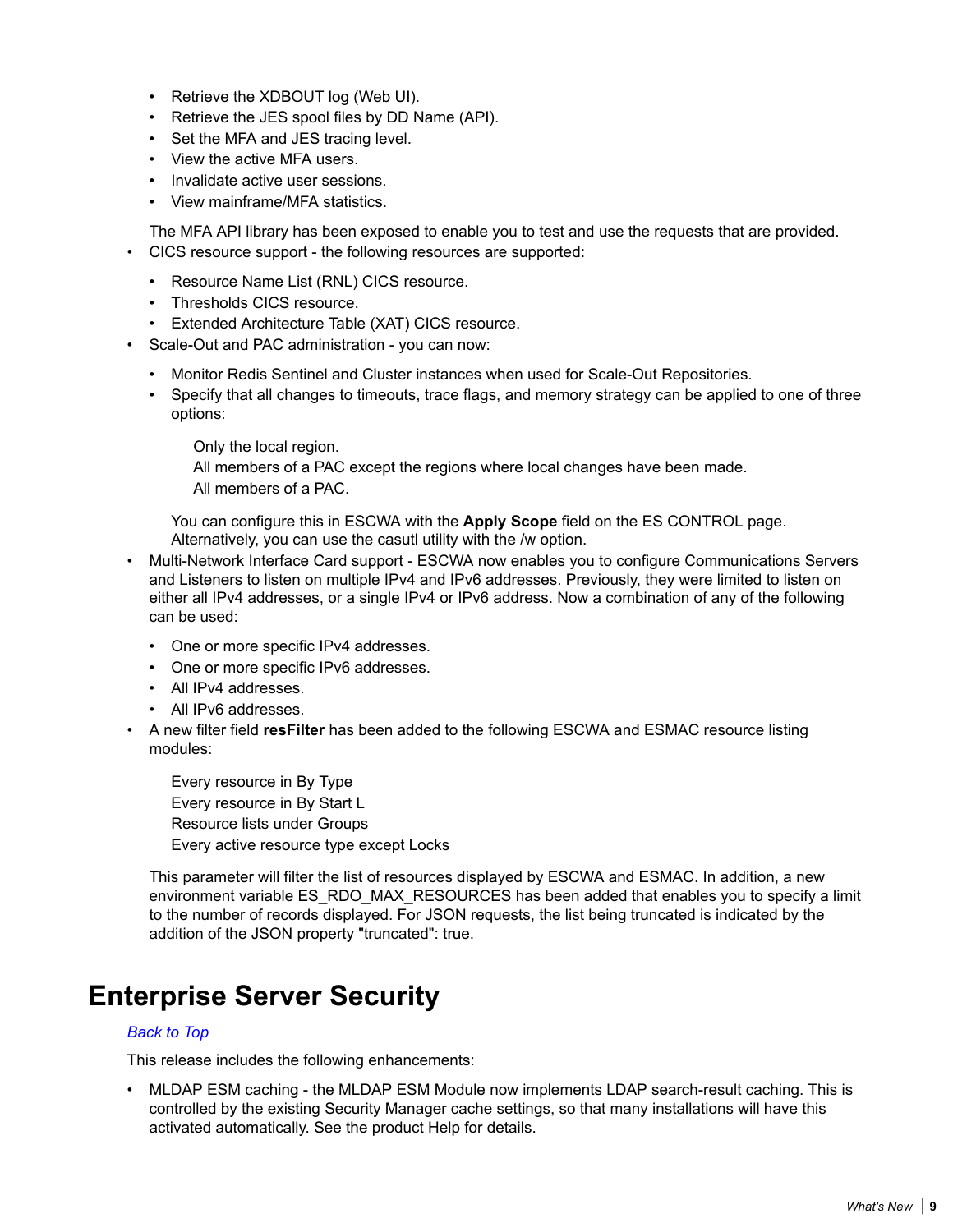- Retrieve the XDBOUT log (Web UI).
    - Retrieve the JES spool files by DD Name (API).
    - Set the MFA and JES tracing level.
    - View the active MFA users.
    - Invalidate active user sessions.
    - View mainframe/MFA statistics.

  The MFA API library has been exposed to enable you to test and use the requests that are provided.
- CICS resource support - the following resources are supported:
    - Resource Name List (RNL) CICS resource.
    - Thresholds CICS resource.
    - Extended Architecture Table (XAT) CICS resource.
- Scale-Out and PAC administration - you can now:
    - Monitor Redis Sentinel and Cluster instances when used for Scale-Out Repositories.
    - Specify that all changes to timeouts, trace flags, and memory strategy can be applied to one of three options:

      Only the local region.
      All members of a PAC except the regions where local changes have been made.
      All members of a PAC.

      You can configure this in ESCWA with the **Apply Scope** field on the ES CONTROL page. Alternatively, you can use the casutl utility with the /w option.
- Multi-Network Interface Card support - ESCWA now enables you to configure Communications Servers and Listeners to listen on multiple IPv4 and IPv6 addresses. Previously, they were limited to listen on either all IPv4 addresses, or a single IPv4 or IPv6 address. Now a combination of any of the following can be used:
    - One or more specific IPv4 addresses.
    - One or more specific IPv6 addresses.
    - All IPv4 addresses.
    - All IPv6 addresses.
- A new filter field **resFilter** has been added to the following ESCWA and ESMAC resource listing modules:

    Every resource in By Type
    Every resource in By Start L
    Resource lists under Groups
    Every active resource type except Locks

  This parameter will filter the list of resources displayed by ESCWA and ESMAC. In addition, a new environment variable ES_RDO_MAX_RESOURCES has been added that enables you to specify a limit to the number of records displayed. For JSON requests, the list being truncated is indicated by the addition of the JSON property "truncated": true.

# Enterprise Server Security

*Back to Top*

This release includes the following enhancements:

- MLDAP ESM caching - the MLDAP ESM Module now implements LDAP search-result caching. This is controlled by the existing Security Manager cache settings, so that many installations will have this activated automatically. See the product Help for details.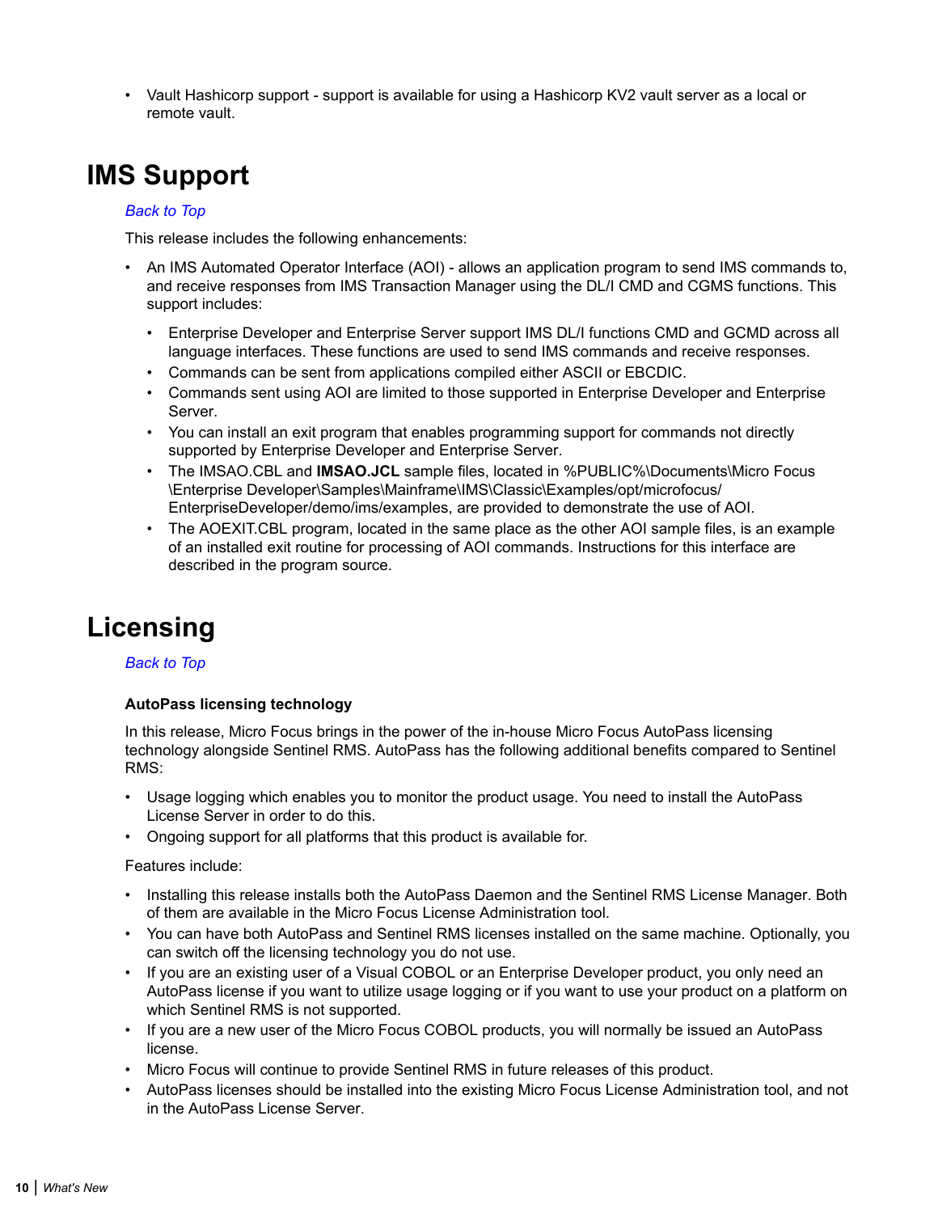- Vault Hashicorp support - support is available for using a Hashicorp KV2 vault server as a local or remote vault.

# IMS Support

*Back to Top*

This release includes the following enhancements:

- An IMS Automated Operator Interface (AOI) - allows an application program to send IMS commands to, and receive responses from IMS Transaction Manager using the DL/I CMD and CGMS functions. This support includes:
  - Enterprise Developer and Enterprise Server support IMS DL/I functions CMD and GCMD across all language interfaces. These functions are used to send IMS commands and receive responses.
  - Commands can be sent from applications compiled either ASCII or EBCDIC.
  - Commands sent using AOI are limited to those supported in Enterprise Developer and Enterprise Server.
  - You can install an exit program that enables programming support for commands not directly supported by Enterprise Developer and Enterprise Server.
  - The IMSAO.CBL and **IMSAO.JCL** sample files, located in %PUBLIC%\Documents\Micro Focus\Enterprise Developer\Samples\Mainframe\IMS\Classic\Examples/opt/microfocus/EnterpriseDeveloper/demo/ims/examples, are provided to demonstrate the use of AOI.
  - The AOEXIT.CBL program, located in the same place as the other AOI sample files, is an example of an installed exit routine for processing of AOI commands. Instructions for this interface are described in the program source.

# Licensing

*Back to Top*

**AutoPass licensing technology**

In this release, Micro Focus brings in the power of the in-house Micro Focus AutoPass licensing technology alongside Sentinel RMS. AutoPass has the following additional benefits compared to Sentinel RMS:

- Usage logging which enables you to monitor the product usage. You need to install the AutoPass License Server in order to do this.
- Ongoing support for all platforms that this product is available for.

Features include:

- Installing this release installs both the AutoPass Daemon and the Sentinel RMS License Manager. Both of them are available in the Micro Focus License Administration tool.
- You can have both AutoPass and Sentinel RMS licenses installed on the same machine. Optionally, you can switch off the licensing technology you do not use.
- If you are an existing user of a Visual COBOL or an Enterprise Developer product, you only need an AutoPass license if you want to utilize usage logging or if you want to use your product on a platform on which Sentinel RMS is not supported.
- If you are a new user of the Micro Focus COBOL products, you will normally be issued an AutoPass license.
- Micro Focus will continue to provide Sentinel RMS in future releases of this product.
- AutoPass licenses should be installed into the existing Micro Focus License Administration tool, and not in the AutoPass License Server.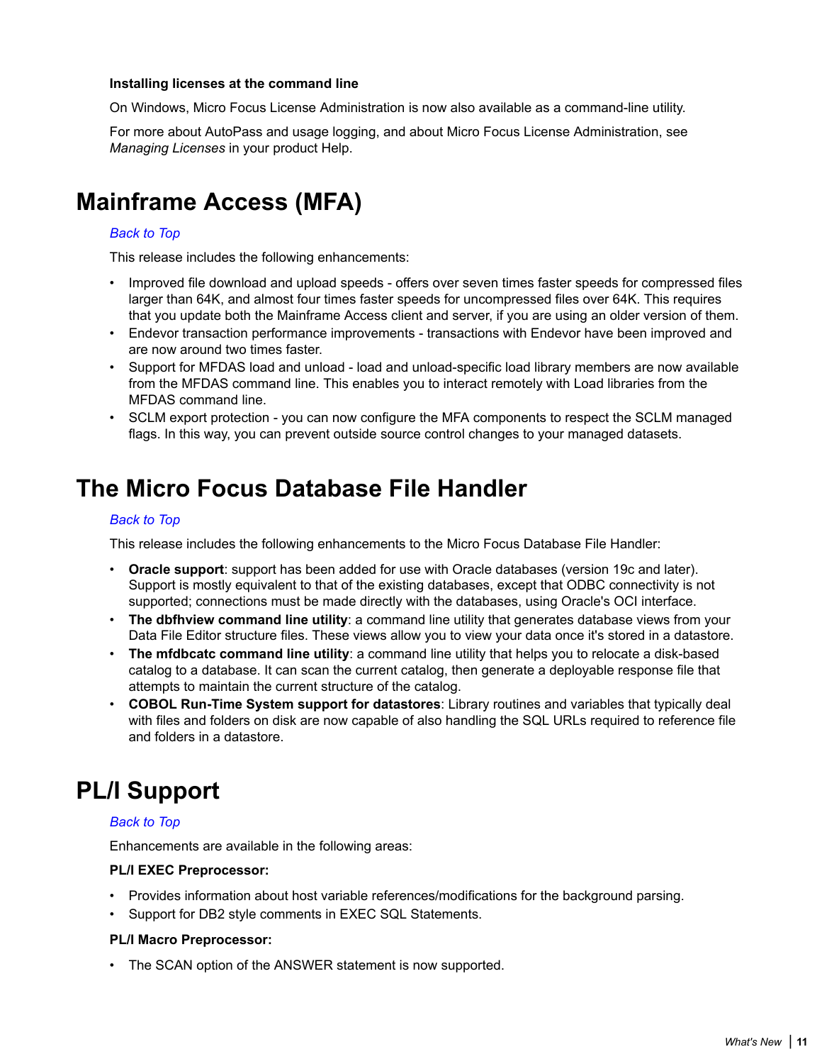**Installing licenses at the command line**

On Windows, Micro Focus License Administration is now also available as a command-line utility.

For more about AutoPass and usage logging, and about Micro Focus License Administration, see *Managing Licenses* in your product Help.

# Mainframe Access (MFA)

*Back to Top*

This release includes the following enhancements:

- Improved file download and upload speeds - offers over seven times faster speeds for compressed files larger than 64K, and almost four times faster speeds for uncompressed files over 64K. This requires that you update both the Mainframe Access client and server, if you are using an older version of them.
- Endevor transaction performance improvements - transactions with Endevor have been improved and are now around two times faster.
- Support for MFDAS load and unload - load and unload-specific load library members are now available from the MFDAS command line. This enables you to interact remotely with Load libraries from the MFDAS command line.
- SCLM export protection - you can now configure the MFA components to respect the SCLM managed flags. In this way, you can prevent outside source control changes to your managed datasets.

# The Micro Focus Database File Handler

*Back to Top*

This release includes the following enhancements to the Micro Focus Database File Handler:

- **Oracle support**: support has been added for use with Oracle databases (version 19c and later). Support is mostly equivalent to that of the existing databases, except that ODBC connectivity is not supported; connections must be made directly with the databases, using Oracle's OCI interface.
- **The dbfhview command line utility**: a command line utility that generates database views from your Data File Editor structure files. These views allow you to view your data once it's stored in a datastore.
- **The mfdbcatc command line utility**: a command line utility that helps you to relocate a disk-based catalog to a database. It can scan the current catalog, then generate a deployable response file that attempts to maintain the current structure of the catalog.
- **COBOL Run-Time System support for datastores**: Library routines and variables that typically deal with files and folders on disk are now capable of also handling the SQL URLs required to reference file and folders in a datastore.

# PL/I Support

*Back to Top*

Enhancements are available in the following areas:

**PL/I EXEC Preprocessor:**

- Provides information about host variable references/modifications for the background parsing.
- Support for DB2 style comments in EXEC SQL Statements.

**PL/I Macro Preprocessor:**

- The SCAN option of the ANSWER statement is now supported.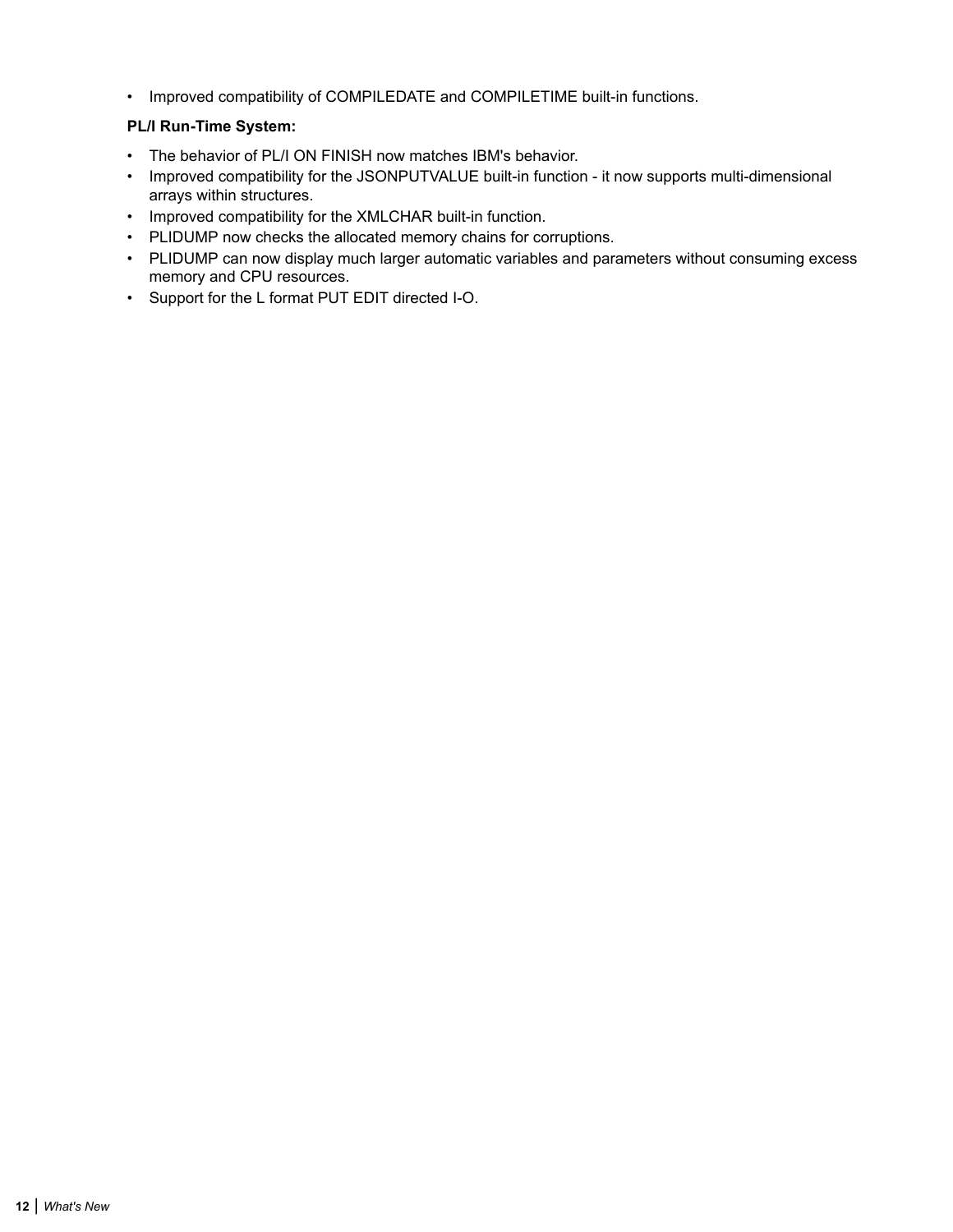- Improved compatibility of COMPILEDATE and COMPILETIME built-in functions.

**PL/I Run-Time System:**

- The behavior of PL/I ON FINISH now matches IBM's behavior.
- Improved compatibility for the JSONPUTVALUE built-in function - it now supports multi-dimensional arrays within structures.
- Improved compatibility for the XMLCHAR built-in function.
- PLIDUMP now checks the allocated memory chains for corruptions.
- PLIDUMP can now display much larger automatic variables and parameters without consuming excess memory and CPU resources.
- Support for the L format PUT EDIT directed I-O.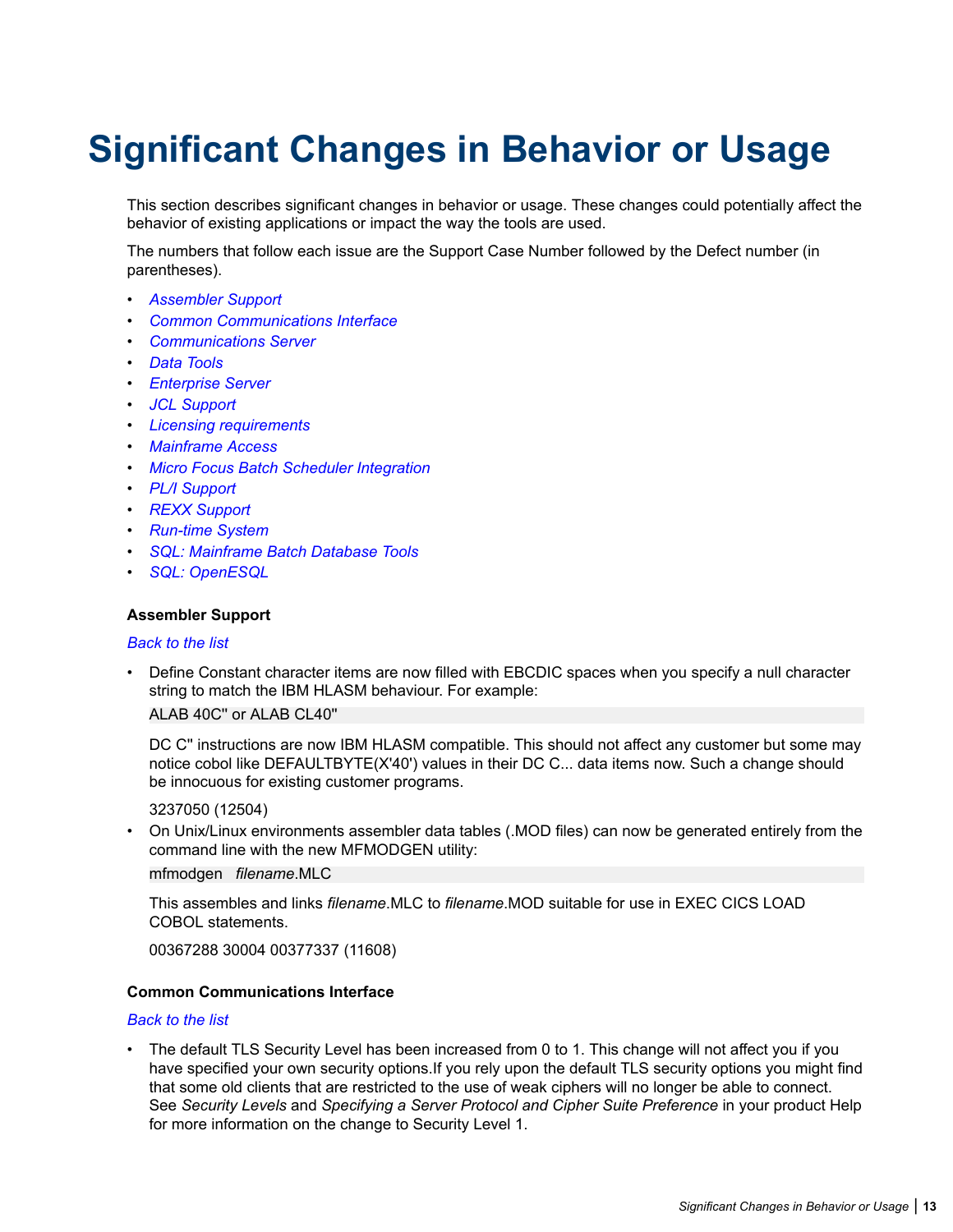# Significant Changes in Behavior or Usage

This section describes significant changes in behavior or usage. These changes could potentially affect the behavior of existing applications or impact the way the tools are used.

The numbers that follow each issue are the Support Case Number followed by the Defect number (in parentheses).

- *Assembler Support*
- *Common Communications Interface*
- *Communications Server*
- *Data Tools*
- *Enterprise Server*
- *JCL Support*
- *Licensing requirements*
- *Mainframe Access*
- *Micro Focus Batch Scheduler Integration*
- *PL/I Support*
- *REXX Support*
- *Run-time System*
- *SQL: Mainframe Batch Database Tools*
- *SQL: OpenESQL*

**Assembler Support**

*Back to the list*

- Define Constant character items are now filled with EBCDIC spaces when you specify a null character string to match the IBM HLASM behaviour. For example:

  ```
  ALAB 40C'' or ALAB CL40''
  ```

  DC C'' instructions are now IBM HLASM compatible. This should not affect any customer but some may notice cobol like DEFAULTBYTE(X'40') values in their DC C... data items now. Such a change should be innocuous for existing customer programs.

  3237050 (12504)
- On Unix/Linux environments assembler data tables (.MOD files) can now be generated entirely from the command line with the new MFMODGEN utility:

  ```
  mfmodgen   filename.MLC
  ```

  This assembles and links *filename*.MLC to *filename*.MOD suitable for use in EXEC CICS LOAD COBOL statements.

  00367288 30004 00377337 (11608)

**Common Communications Interface**

*Back to the list*

- The default TLS Security Level has been increased from 0 to 1. This change will not affect you if you have specified your own security options.If you rely upon the default TLS security options you might find that some old clients that are restricted to the use of weak ciphers will no longer be able to connect. See *Security Levels* and *Specifying a Server Protocol and Cipher Suite Preference* in your product Help for more information on the change to Security Level 1.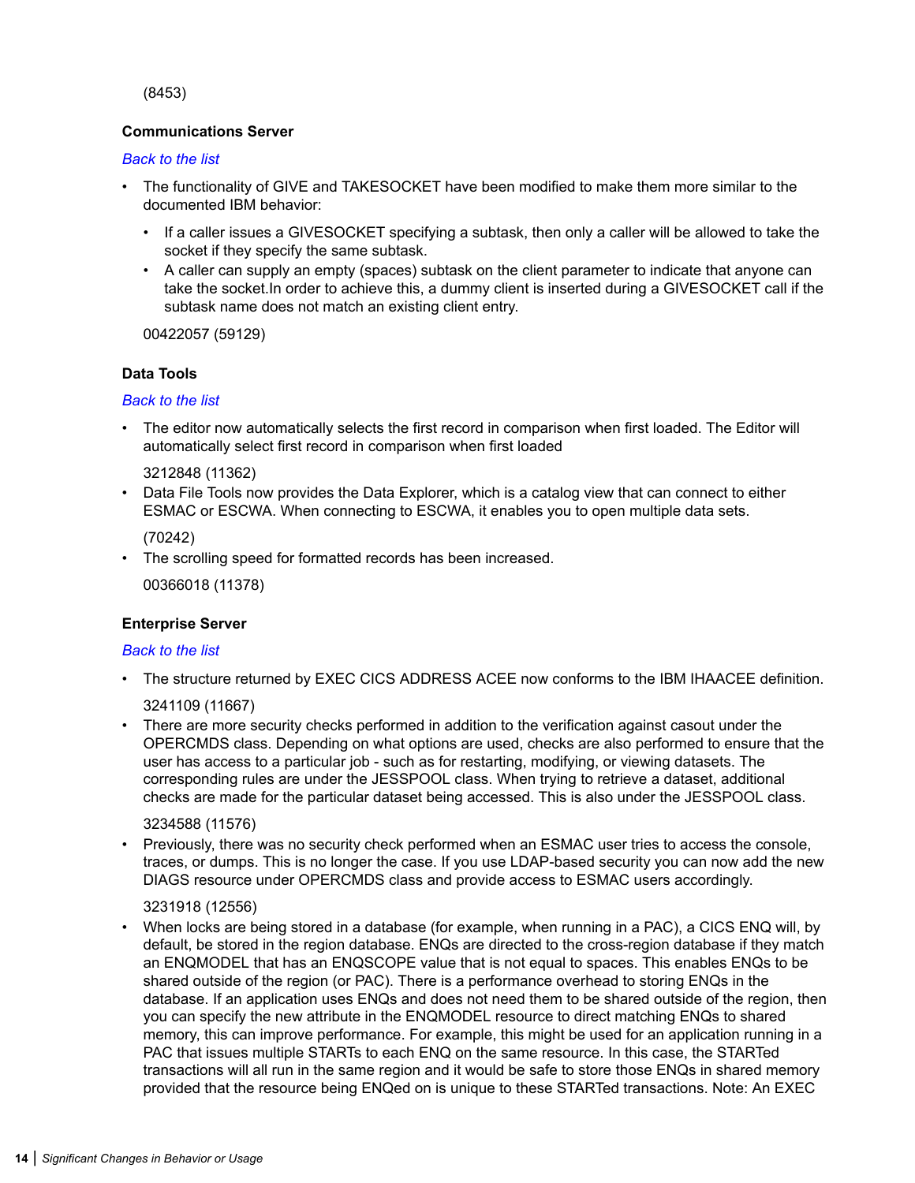(8453)

**Communications Server**

*Back to the list*

- The functionality of GIVE and TAKESOCKET have been modified to make them more similar to the documented IBM behavior:
    - If a caller issues a GIVESOCKET specifying a subtask, then only a caller will be allowed to take the socket if they specify the same subtask.
    - A caller can supply an empty (spaces) subtask on the client parameter to indicate that anyone can take the socket.In order to achieve this, a dummy client is inserted during a GIVESOCKET call if the subtask name does not match an existing client entry.

  00422057 (59129)

**Data Tools**

*Back to the list*

- The editor now automatically selects the first record in comparison when first loaded. The Editor will automatically select first record in comparison when first loaded

  3212848 (11362)
- Data File Tools now provides the Data Explorer, which is a catalog view that can connect to either ESMAC or ESCWA. When connecting to ESCWA, it enables you to open multiple data sets.

  (70242)
- The scrolling speed for formatted records has been increased.

  00366018 (11378)

**Enterprise Server**

*Back to the list*

- The structure returned by EXEC CICS ADDRESS ACEE now conforms to the IBM IHAACEE definition.

  3241109 (11667)
- There are more security checks performed in addition to the verification against casout under the OPERCMDS class. Depending on what options are used, checks are also performed to ensure that the user has access to a particular job - such as for restarting, modifying, or viewing datasets. The corresponding rules are under the JESSPOOL class. When trying to retrieve a dataset, additional checks are made for the particular dataset being accessed. This is also under the JESSPOOL class.

  3234588 (11576)
- Previously, there was no security check performed when an ESMAC user tries to access the console, traces, or dumps. This is no longer the case. If you use LDAP-based security you can now add the new DIAGS resource under OPERCMDS class and provide access to ESMAC users accordingly.

  3231918 (12556)
- When locks are being stored in a database (for example, when running in a PAC), a CICS ENQ will, by default, be stored in the region database. ENQs are directed to the cross-region database if they match an ENQMODEL that has an ENQSCOPE value that is not equal to spaces. This enables ENQs to be shared outside of the region (or PAC). There is a performance overhead to storing ENQs in the database. If an application uses ENQs and does not need them to be shared outside of the region, then you can specify the new attribute in the ENQMODEL resource to direct matching ENQs to shared memory, this can improve performance. For example, this might be used for an application running in a PAC that issues multiple STARTs to each ENQ on the same resource. In this case, the STARTed transactions will all run in the same region and it would be safe to store those ENQs in shared memory provided that the resource being ENQed on is unique to these STARTed transactions. Note: An EXEC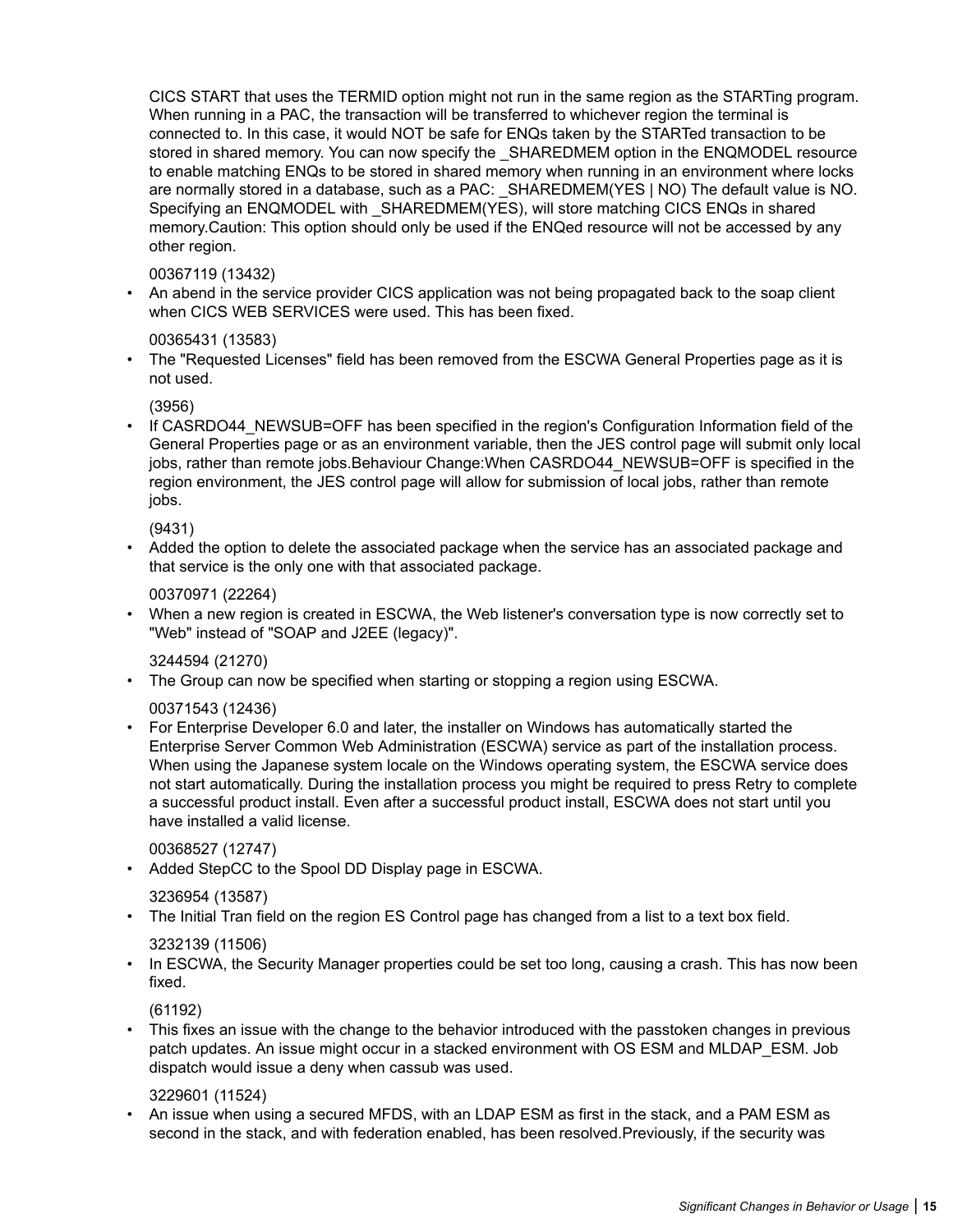CICS START that uses the TERMID option might not run in the same region as the STARTing program. When running in a PAC, the transaction will be transferred to whichever region the terminal is connected to. In this case, it would NOT be safe for ENQs taken by the STARTed transaction to be stored in shared memory. You can now specify the _SHAREDMEM option in the ENQMODEL resource to enable matching ENQs to be stored in shared memory when running in an environment where locks are normally stored in a database, such as a PAC: _SHAREDMEM(YES | NO) The default value is NO. Specifying an ENQMODEL with _SHAREDMEM(YES), will store matching CICS ENQs in shared memory.Caution: This option should only be used if the ENQed resource will not be accessed by any other region.

00367119 (13432)

- An abend in the service provider CICS application was not being propagated back to the soap client when CICS WEB SERVICES were used. This has been fixed.

  00365431 (13583)

- The "Requested Licenses" field has been removed from the ESCWA General Properties page as it is not used.

  (3956)

- If CASRDO44_NEWSUB=OFF has been specified in the region's Configuration Information field of the General Properties page or as an environment variable, then the JES control page will submit only local jobs, rather than remote jobs.Behaviour Change:When CASRDO44_NEWSUB=OFF is specified in the region environment, the JES control page will allow for submission of local jobs, rather than remote jobs.

  (9431)

- Added the option to delete the associated package when the service has an associated package and that service is the only one with that associated package.

  00370971 (22264)

- When a new region is created in ESCWA, the Web listener's conversation type is now correctly set to "Web" instead of "SOAP and J2EE (legacy)".

  3244594 (21270)

- The Group can now be specified when starting or stopping a region using ESCWA.

  00371543 (12436)

- For Enterprise Developer 6.0 and later, the installer on Windows has automatically started the Enterprise Server Common Web Administration (ESCWA) service as part of the installation process. When using the Japanese system locale on the Windows operating system, the ESCWA service does not start automatically. During the installation process you might be required to press Retry to complete a successful product install. Even after a successful product install, ESCWA does not start until you have installed a valid license.

  00368527 (12747)

- Added StepCC to the Spool DD Display page in ESCWA.

  3236954 (13587)

- The Initial Tran field on the region ES Control page has changed from a list to a text box field.

  3232139 (11506)

- In ESCWA, the Security Manager properties could be set too long, causing a crash. This has now been fixed.

  (61192)

- This fixes an issue with the change to the behavior introduced with the passtoken changes in previous patch updates. An issue might occur in a stacked environment with OS ESM and MLDAP_ESM. Job dispatch would issue a deny when cassub was used.

  3229601 (11524)

- An issue when using a secured MFDS, with an LDAP ESM as first in the stack, and a PAM ESM as second in the stack, and with federation enabled, has been resolved.Previously, if the security was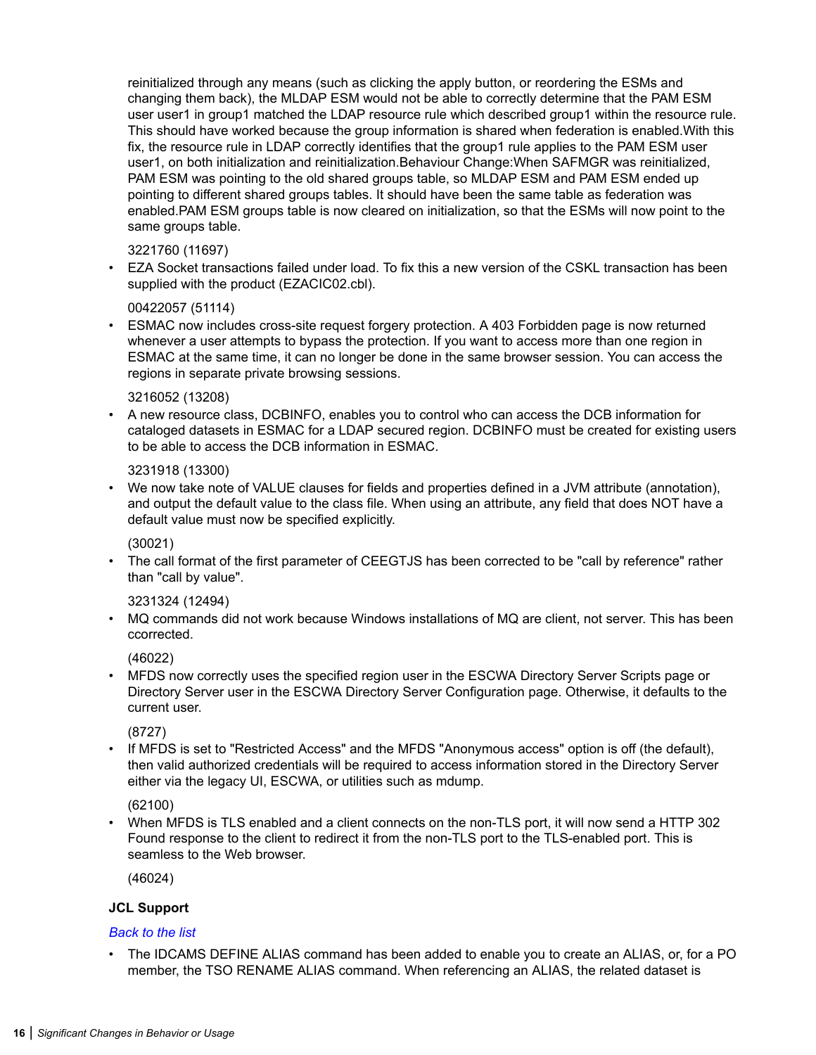reinitialized through any means (such as clicking the apply button, or reordering the ESMs and changing them back), the MLDAP ESM would not be able to correctly determine that the PAM ESM user user1 in group1 matched the LDAP resource rule which described group1 within the resource rule. This should have worked because the group information is shared when federation is enabled.With this fix, the resource rule in LDAP correctly identifies that the group1 rule applies to the PAM ESM user user1, on both initialization and reinitialization.Behaviour Change:When SAFMGR was reinitialized, PAM ESM was pointing to the old shared groups table, so MLDAP ESM and PAM ESM ended up pointing to different shared groups tables. It should have been the same table as federation was enabled.PAM ESM groups table is now cleared on initialization, so that the ESMs will now point to the same groups table.

3221760 (11697)

- EZA Socket transactions failed under load. To fix this a new version of the CSKL transaction has been supplied with the product (EZACIC02.cbl).

  00422057 (51114)

- ESMAC now includes cross-site request forgery protection. A 403 Forbidden page is now returned whenever a user attempts to bypass the protection. If you want to access more than one region in ESMAC at the same time, it can no longer be done in the same browser session. You can access the regions in separate private browsing sessions.

  3216052 (13208)

- A new resource class, DCBINFO, enables you to control who can access the DCB information for cataloged datasets in ESMAC for a LDAP secured region. DCBINFO must be created for existing users to be able to access the DCB information in ESMAC.

  3231918 (13300)

- We now take note of VALUE clauses for fields and properties defined in a JVM attribute (annotation), and output the default value to the class file. When using an attribute, any field that does NOT have a default value must now be specified explicitly.

  (30021)

- The call format of the first parameter of CEEGTJS has been corrected to be "call by reference" rather than "call by value".

  3231324 (12494)

- MQ commands did not work because Windows installations of MQ are client, not server. This has been ccorrected.

  (46022)

- MFDS now correctly uses the specified region user in the ESCWA Directory Server Scripts page or Directory Server user in the ESCWA Directory Server Configuration page. Otherwise, it defaults to the current user.

  (8727)

- If MFDS is set to "Restricted Access" and the MFDS "Anonymous access" option is off (the default), then valid authorized credentials will be required to access information stored in the Directory Server either via the legacy UI, ESCWA, or utilities such as mdump.

  (62100)

- When MFDS is TLS enabled and a client connects on the non-TLS port, it will now send a HTTP 302 Found response to the client to redirect it from the non-TLS port to the TLS-enabled port. This is seamless to the Web browser.

  (46024)

**JCL Support**

*Back to the list*

- The IDCAMS DEFINE ALIAS command has been added to enable you to create an ALIAS, or, for a PO member, the TSO RENAME ALIAS command. When referencing an ALIAS, the related dataset is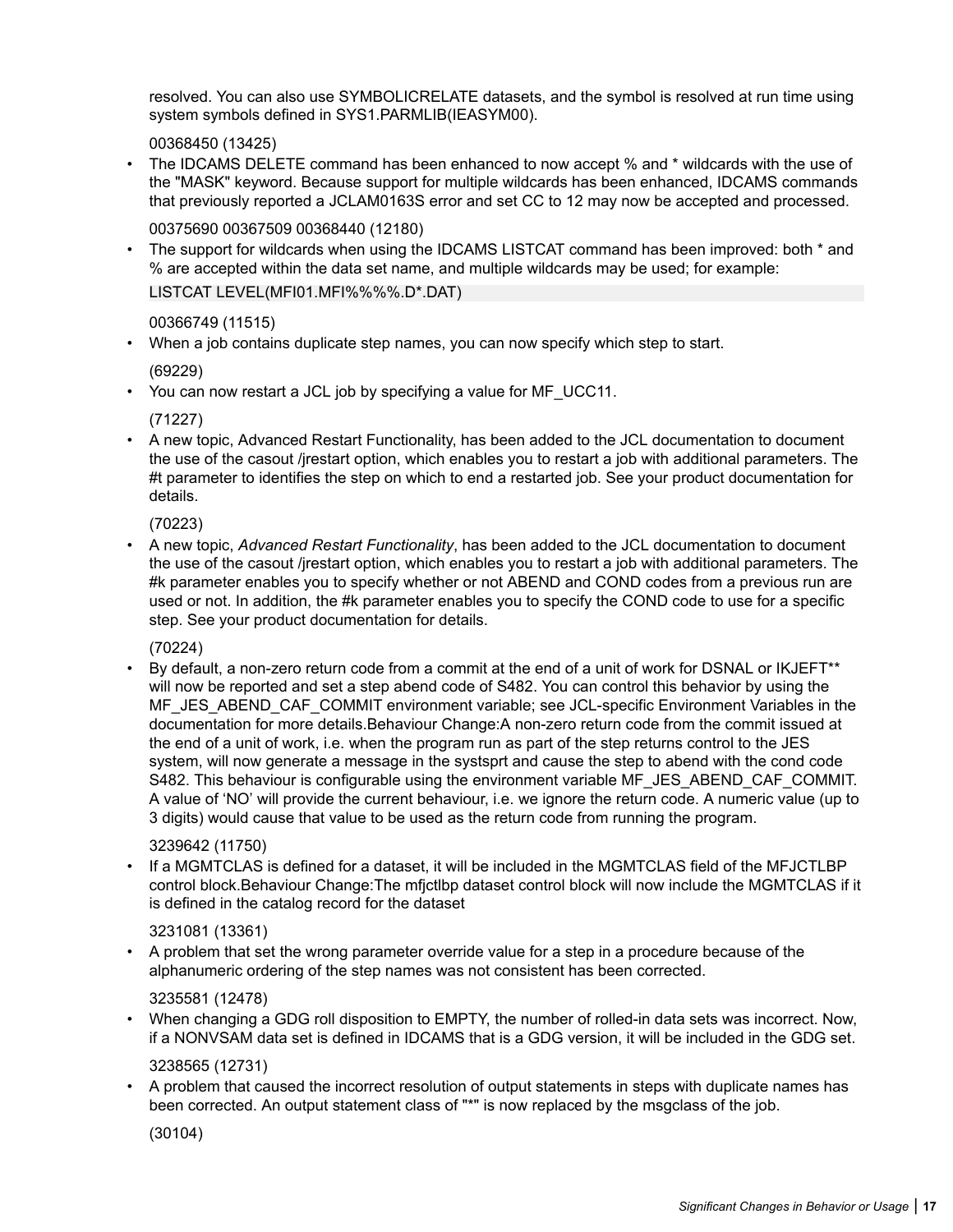resolved. You can also use SYMBOLICRELATE datasets, and the symbol is resolved at run time using system symbols defined in SYS1.PARMLIB(IEASYM00).

00368450 (13425)

- The IDCAMS DELETE command has been enhanced to now accept % and * wildcards with the use of the "MASK" keyword. Because support for multiple wildcards has been enhanced, IDCAMS commands that previously reported a JCLAM0163S error and set CC to 12 may now be accepted and processed.

  00375690 00367509 00368440 (12180)

- The support for wildcards when using the IDCAMS LISTCAT command has been improved: both * and % are accepted within the data set name, and multiple wildcards may be used; for example:

  ```
  LISTCAT LEVEL(MFI01.MFI%%%%.D*.DAT)
  ```

  00366749 (11515)

- When a job contains duplicate step names, you can now specify which step to start.

  (69229)

- You can now restart a JCL job by specifying a value for MF_UCC11.

  (71227)

- A new topic, Advanced Restart Functionality, has been added to the JCL documentation to document the use of the casout /jrestart option, which enables you to restart a job with additional parameters. The #t parameter to identifies the step on which to end a restarted job. See your product documentation for details.

  (70223)

- A new topic, *Advanced Restart Functionality*, has been added to the JCL documentation to document the use of the casout /jrestart option, which enables you to restart a job with additional parameters. The #k parameter enables you to specify whether or not ABEND and COND codes from a previous run are used or not. In addition, the #k parameter enables you to specify the COND code to use for a specific step. See your product documentation for details.

  (70224)

- By default, a non-zero return code from a commit at the end of a unit of work for DSNAL or IKJEFT** will now be reported and set a step abend code of S482. You can control this behavior by using the MF_JES_ABEND_CAF_COMMIT environment variable; see JCL-specific Environment Variables in the documentation for more details.Behaviour Change:A non-zero return code from the commit issued at the end of a unit of work, i.e. when the program run as part of the step returns control to the JES system, will now generate a message in the systsprt and cause the step to abend with the cond code S482. This behaviour is configurable using the environment variable MF_JES_ABEND_CAF_COMMIT. A value of 'NO' will provide the current behaviour, i.e. we ignore the return code. A numeric value (up to 3 digits) would cause that value to be used as the return code from running the program.

  3239642 (11750)

- If a MGMTCLAS is defined for a dataset, it will be included in the MGMTCLAS field of the MFJCTLBP control block.Behaviour Change:The mfjctlbp dataset control block will now include the MGMTCLAS if it is defined in the catalog record for the dataset

  3231081 (13361)

- A problem that set the wrong parameter override value for a step in a procedure because of the alphanumeric ordering of the step names was not consistent has been corrected.

  3235581 (12478)

- When changing a GDG roll disposition to EMPTY, the number of rolled-in data sets was incorrect. Now, if a NONVSAM data set is defined in IDCAMS that is a GDG version, it will be included in the GDG set.

  3238565 (12731)

- A problem that caused the incorrect resolution of output statements in steps with duplicate names has been corrected. An output statement class of "*" is now replaced by the msgclass of the job.

  (30104)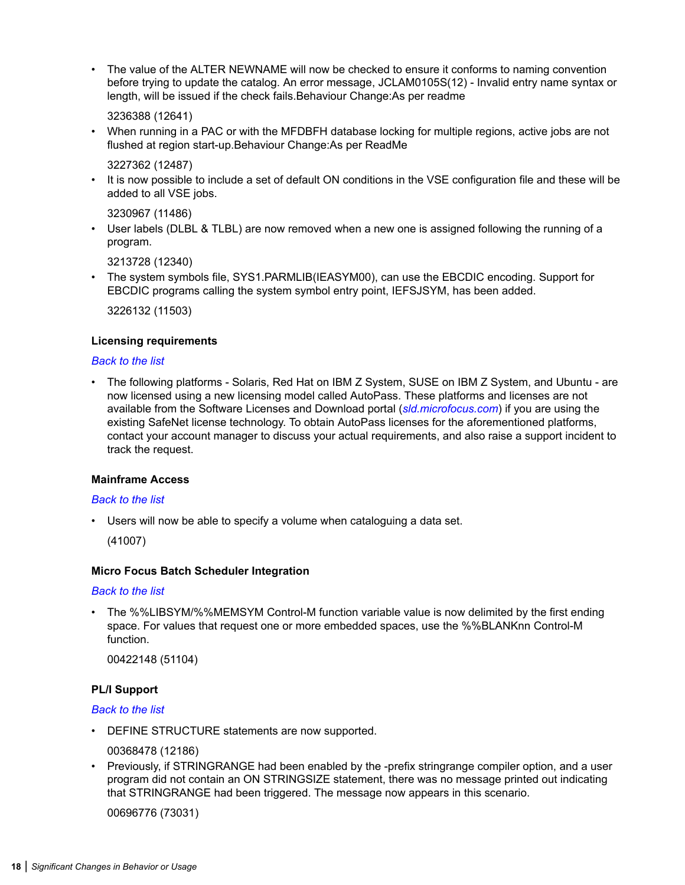- The value of the ALTER NEWNAME will now be checked to ensure it conforms to naming convention before trying to update the catalog. An error message, JCLAM0105S(12) - Invalid entry name syntax or length, will be issued if the check fails.Behaviour Change:As per readme

  3236388 (12641)
- When running in a PAC or with the MFDBFH database locking for multiple regions, active jobs are not flushed at region start-up.Behaviour Change:As per ReadMe

  3227362 (12487)
- It is now possible to include a set of default ON conditions in the VSE configuration file and these will be added to all VSE jobs.

  3230967 (11486)
- User labels (DLBL & TLBL) are now removed when a new one is assigned following the running of a program.

  3213728 (12340)
- The system symbols file, SYS1.PARMLIB(IEASYM00), can use the EBCDIC encoding. Support for EBCDIC programs calling the system symbol entry point, IEFSJSYM, has been added.

  3226132 (11503)

### Licensing requirements

*Back to the list*

- The following platforms - Solaris, Red Hat on IBM Z System, SUSE on IBM Z System, and Ubuntu - are now licensed using a new licensing model called AutoPass. These platforms and licenses are not available from the Software Licenses and Download portal (*sld.microfocus.com*) if you are using the existing SafeNet license technology. To obtain AutoPass licenses for the aforementioned platforms, contact your account manager to discuss your actual requirements, and also raise a support incident to track the request.

### Mainframe Access

*Back to the list*

- Users will now be able to specify a volume when cataloguing a data set.

  (41007)

### Micro Focus Batch Scheduler Integration

*Back to the list*

- The %%LIBSYM/%%MEMSYM Control-M function variable value is now delimited by the first ending space. For values that request one or more embedded spaces, use the %%BLANKnn Control-M function.

  00422148 (51104)

### PL/I Support

*Back to the list*

- DEFINE STRUCTURE statements are now supported.

  00368478 (12186)
- Previously, if STRINGRANGE had been enabled by the -prefix stringrange compiler option, and a user program did not contain an ON STRINGSIZE statement, there was no message printed out indicating that STRINGRANGE had been triggered. The message now appears in this scenario.

  00696776 (73031)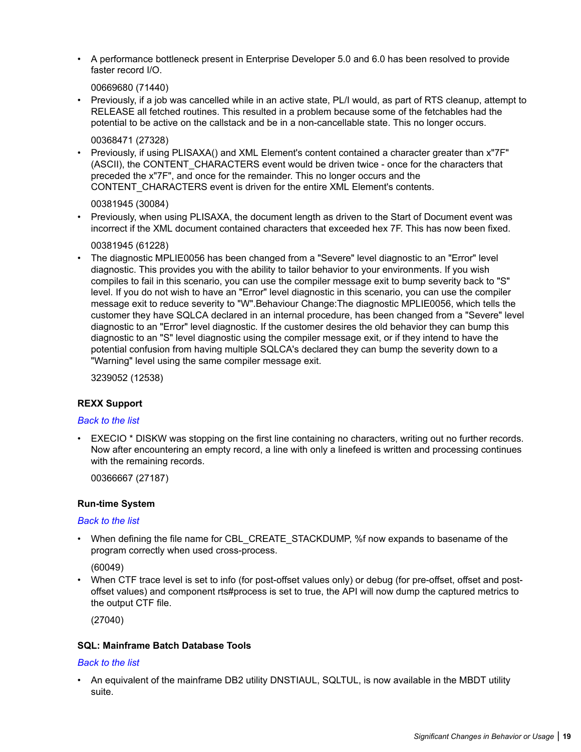- A performance bottleneck present in Enterprise Developer 5.0 and 6.0 has been resolved to provide faster record I/O.

  00669680 (71440)
- Previously, if a job was cancelled while in an active state, PL/I would, as part of RTS cleanup, attempt to RELEASE all fetched routines. This resulted in a problem because some of the fetchables had the potential to be active on the callstack and be in a non-cancellable state. This no longer occurs.

  00368471 (27328)
- Previously, if using PLISAXA() and XML Element's content contained a character greater than x"7F" (ASCII), the CONTENT_CHARACTERS event would be driven twice - once for the characters that preceded the x"7F", and once for the remainder. This no longer occurs and the CONTENT_CHARACTERS event is driven for the entire XML Element's contents.

  00381945 (30084)
- Previously, when using PLISAXA, the document length as driven to the Start of Document event was incorrect if the XML document contained characters that exceeded hex 7F. This has now been fixed.

  00381945 (61228)
- The diagnostic MPLIE0056 has been changed from a "Severe" level diagnostic to an "Error" level diagnostic. This provides you with the ability to tailor behavior to your environments. If you wish compiles to fail in this scenario, you can use the compiler message exit to bump severity back to "S" level. If you do not wish to have an "Error" level diagnostic in this scenario, you can use the compiler message exit to reduce severity to "W".Behaviour Change:The diagnostic MPLIE0056, which tells the customer they have SQLCA declared in an internal procedure, has been changed from a "Severe" level diagnostic to an "Error" level diagnostic. If the customer desires the old behavior they can bump this diagnostic to an "S" level diagnostic using the compiler message exit, or if they intend to have the potential confusion from having multiple SQLCA's declared they can bump the severity down to a "Warning" level using the same compiler message exit.

  3239052 (12538)

### REXX Support

*Back to the list*

- EXECIO * DISKW was stopping on the first line containing no characters, writing out no further records. Now after encountering an empty record, a line with only a linefeed is written and processing continues with the remaining records.

  00366667 (27187)

### Run-time System

*Back to the list*

- When defining the file name for CBL_CREATE_STACKDUMP, %f now expands to basename of the program correctly when used cross-process.

  (60049)
- When CTF trace level is set to info (for post-offset values only) or debug (for pre-offset, offset and post-offset values) and component rts#process is set to true, the API will now dump the captured metrics to the output CTF file.

  (27040)

### SQL: Mainframe Batch Database Tools

*Back to the list*

- An equivalent of the mainframe DB2 utility DNSTIAUL, SQLTUL, is now available in the MBDT utility suite.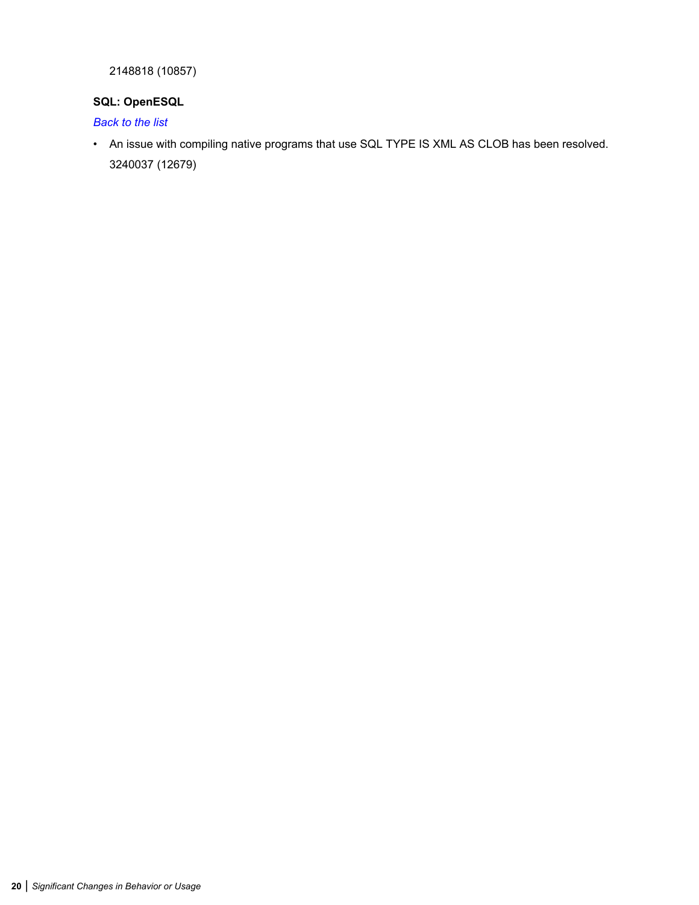2148818 (10857)

### SQL: OpenESQL

*Back to the list*

- An issue with compiling native programs that use SQL TYPE IS XML AS CLOB has been resolved.

  3240037 (12679)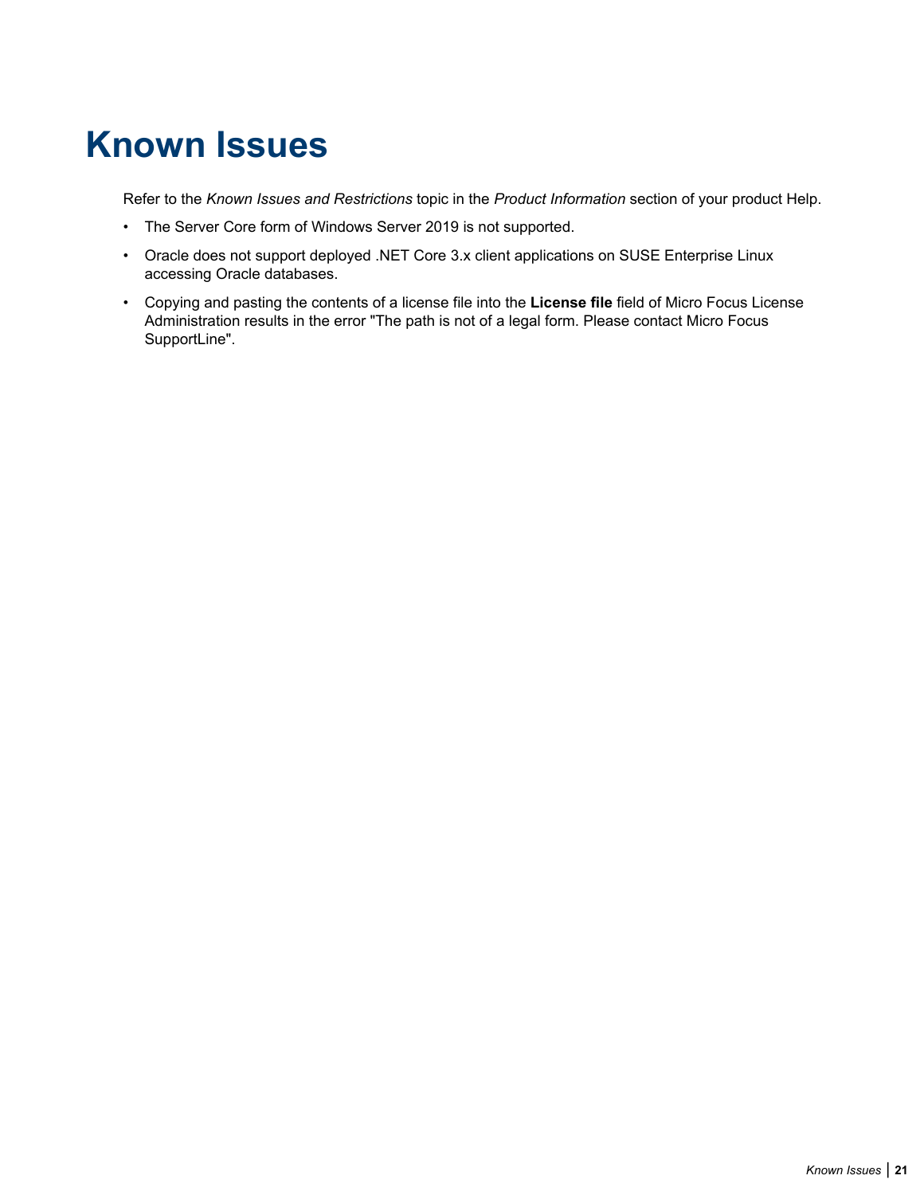# Known Issues

Refer to the *Known Issues and Restrictions* topic in the *Product Information* section of your product Help.

- The Server Core form of Windows Server 2019 is not supported.
- Oracle does not support deployed .NET Core 3.x client applications on SUSE Enterprise Linux accessing Oracle databases.
- Copying and pasting the contents of a license file into the **License file** field of Micro Focus License Administration results in the error "The path is not of a legal form. Please contact Micro Focus SupportLine".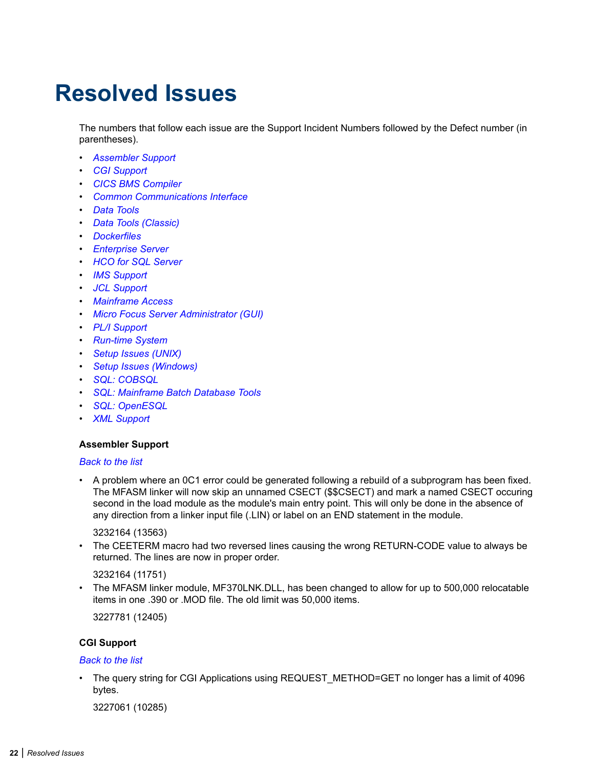# Resolved Issues

The numbers that follow each issue are the Support Incident Numbers followed by the Defect number (in parentheses).

- *Assembler Support*
- *CGI Support*
- *CICS BMS Compiler*
- *Common Communications Interface*
- *Data Tools*
- *Data Tools (Classic)*
- *Dockerfiles*
- *Enterprise Server*
- *HCO for SQL Server*
- *IMS Support*
- *JCL Support*
- *Mainframe Access*
- *Micro Focus Server Administrator (GUI)*
- *PL/I Support*
- *Run-time System*
- *Setup Issues (UNIX)*
- *Setup Issues (Windows)*
- *SQL: COBSQL*
- *SQL: Mainframe Batch Database Tools*
- *SQL: OpenESQL*
- *XML Support*

**Assembler Support**

*Back to the list*

- A problem where an 0C1 error could be generated following a rebuild of a subprogram has been fixed. The MFASM linker will now skip an unnamed CSECT ($$CSECT) and mark a named CSECT occuring second in the load module as the module's main entry point. This will only be done in the absence of any direction from a linker input file (.LIN) or label on an END statement in the module.

  3232164 (13563)
- The CEETERM macro had two reversed lines causing the wrong RETURN-CODE value to always be returned. The lines are now in proper order.

  3232164 (11751)
- The MFASM linker module, MF370LNK.DLL, has been changed to allow for up to 500,000 relocatable items in one .390 or .MOD file. The old limit was 50,000 items.

  3227781 (12405)

**CGI Support**

*Back to the list*

- The query string for CGI Applications using REQUEST_METHOD=GET no longer has a limit of 4096 bytes.

  3227061 (10285)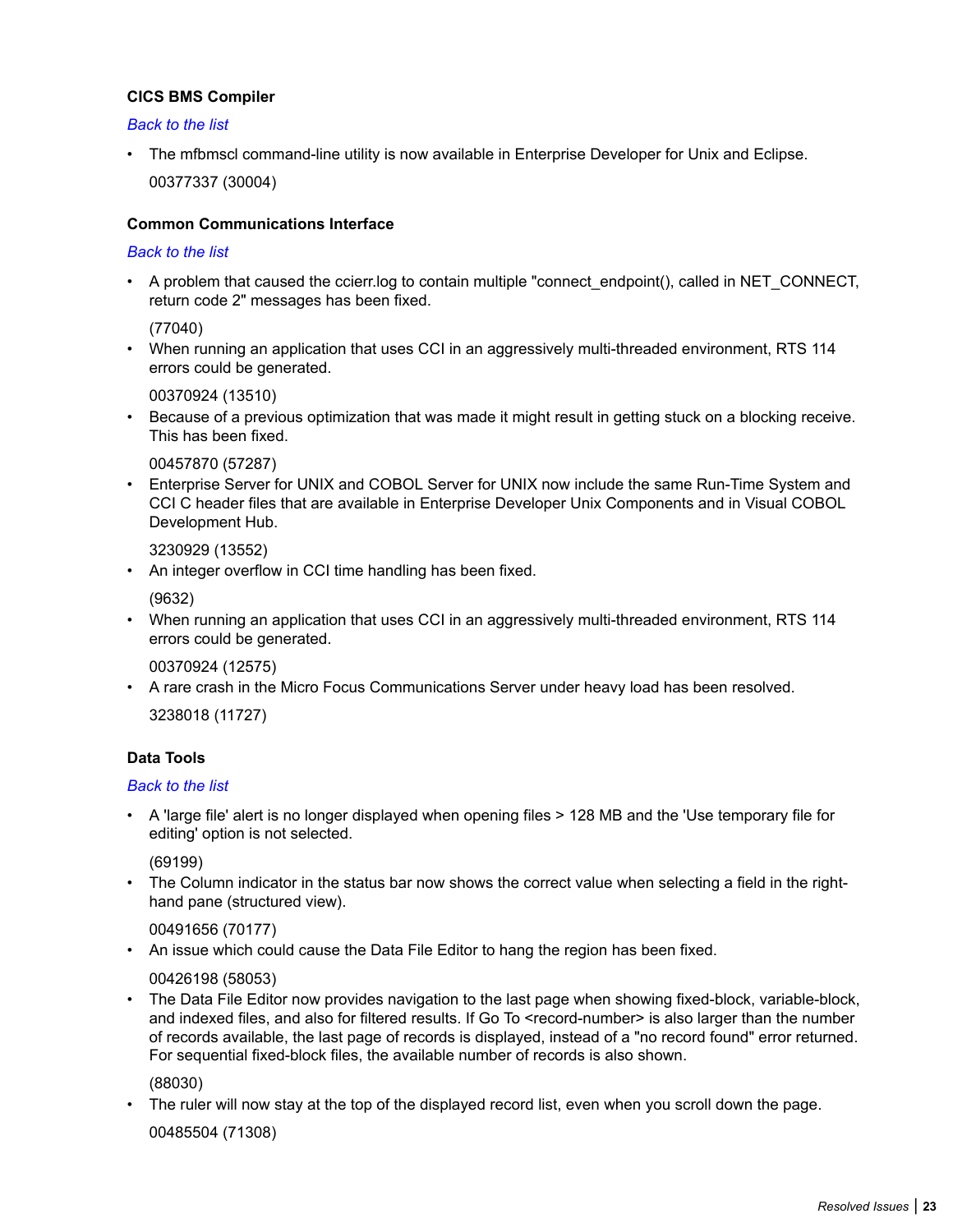### CICS BMS Compiler

*Back to the list*

- The mfbmscl command-line utility is now available in Enterprise Developer for Unix and Eclipse.

  00377337 (30004)

### Common Communications Interface

*Back to the list*

- A problem that caused the ccierr.log to contain multiple "connect_endpoint(), called in NET_CONNECT, return code 2" messages has been fixed.

  (77040)
- When running an application that uses CCI in an aggressively multi-threaded environment, RTS 114 errors could be generated.

  00370924 (13510)
- Because of a previous optimization that was made it might result in getting stuck on a blocking receive. This has been fixed.

  00457870 (57287)
- Enterprise Server for UNIX and COBOL Server for UNIX now include the same Run-Time System and CCI C header files that are available in Enterprise Developer Unix Components and in Visual COBOL Development Hub.

  3230929 (13552)
- An integer overflow in CCI time handling has been fixed.

  (9632)
- When running an application that uses CCI in an aggressively multi-threaded environment, RTS 114 errors could be generated.

  00370924 (12575)
- A rare crash in the Micro Focus Communications Server under heavy load has been resolved.

  3238018 (11727)

### Data Tools

*Back to the list*

- A 'large file' alert is no longer displayed when opening files > 128 MB and the 'Use temporary file for editing' option is not selected.

  (69199)
- The Column indicator in the status bar now shows the correct value when selecting a field in the right-hand pane (structured view).

  00491656 (70177)
- An issue which could cause the Data File Editor to hang the region has been fixed.

  00426198 (58053)
- The Data File Editor now provides navigation to the last page when showing fixed-block, variable-block, and indexed files, and also for filtered results. If Go To <record-number> is also larger than the number of records available, the last page of records is displayed, instead of a "no record found" error returned. For sequential fixed-block files, the available number of records is also shown.

  (88030)
- The ruler will now stay at the top of the displayed record list, even when you scroll down the page.

  00485504 (71308)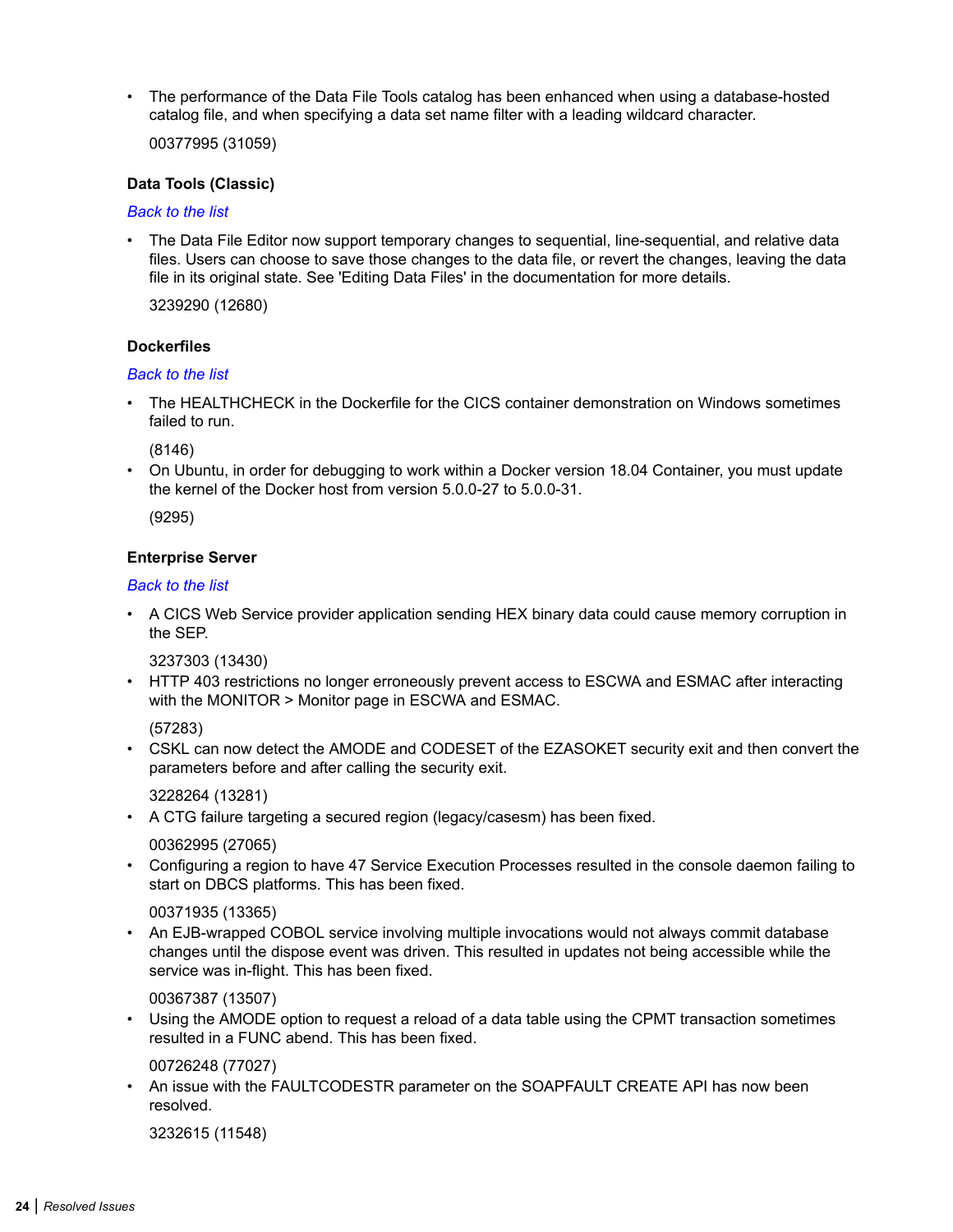- The performance of the Data File Tools catalog has been enhanced when using a database-hosted catalog file, and when specifying a data set name filter with a leading wildcard character.

  00377995 (31059)

### Data Tools (Classic)

*Back to the list*

- The Data File Editor now support temporary changes to sequential, line-sequential, and relative data files. Users can choose to save those changes to the data file, or revert the changes, leaving the data file in its original state. See 'Editing Data Files' in the documentation for more details.

  3239290 (12680)

### Dockerfiles

*Back to the list*

- The HEALTHCHECK in the Dockerfile for the CICS container demonstration on Windows sometimes failed to run.

  (8146)
- On Ubuntu, in order for debugging to work within a Docker version 18.04 Container, you must update the kernel of the Docker host from version 5.0.0-27 to 5.0.0-31.

  (9295)

### Enterprise Server

*Back to the list*

- A CICS Web Service provider application sending HEX binary data could cause memory corruption in the SEP.

  3237303 (13430)
- HTTP 403 restrictions no longer erroneously prevent access to ESCWA and ESMAC after interacting with the MONITOR > Monitor page in ESCWA and ESMAC.

  (57283)
- CSKL can now detect the AMODE and CODESET of the EZASOKET security exit and then convert the parameters before and after calling the security exit.

  3228264 (13281)
- A CTG failure targeting a secured region (legacy/casesm) has been fixed.

  00362995 (27065)
- Configuring a region to have 47 Service Execution Processes resulted in the console daemon failing to start on DBCS platforms. This has been fixed.

  00371935 (13365)
- An EJB-wrapped COBOL service involving multiple invocations would not always commit database changes until the dispose event was driven. This resulted in updates not being accessible while the service was in-flight. This has been fixed.

  00367387 (13507)
- Using the AMODE option to request a reload of a data table using the CPMT transaction sometimes resulted in a FUNC abend. This has been fixed.

  00726248 (77027)
- An issue with the FAULTCODESTR parameter on the SOAPFAULT CREATE API has now been resolved.

  3232615 (11548)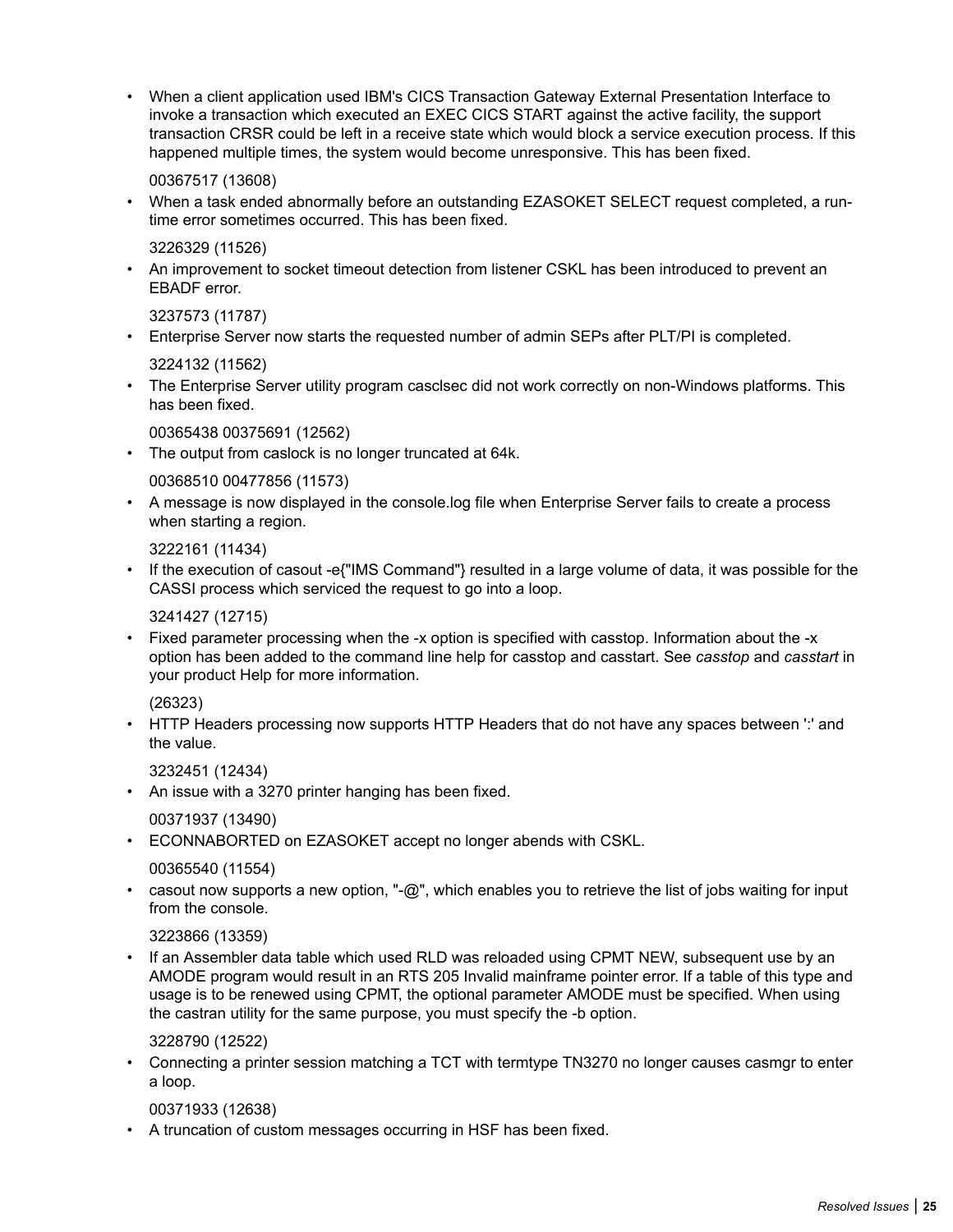- When a client application used IBM's CICS Transaction Gateway External Presentation Interface to invoke a transaction which executed an EXEC CICS START against the active facility, the support transaction CRSR could be left in a receive state which would block a service execution process. If this happened multiple times, the system would become unresponsive. This has been fixed.

  00367517 (13608)
- When a task ended abnormally before an outstanding EZASOKET SELECT request completed, a run-time error sometimes occurred. This has been fixed.

  3226329 (11526)
- An improvement to socket timeout detection from listener CSKL has been introduced to prevent an EBADF error.

  3237573 (11787)
- Enterprise Server now starts the requested number of admin SEPs after PLT/PI is completed.

  3224132 (11562)
- The Enterprise Server utility program casclsec did not work correctly on non-Windows platforms. This has been fixed.

  00365438 00375691 (12562)
- The output from caslock is no longer truncated at 64k.

  00368510 00477856 (11573)
- A message is now displayed in the console.log file when Enterprise Server fails to create a process when starting a region.

  3222161 (11434)
- If the execution of casout -e{"IMS Command"} resulted in a large volume of data, it was possible for the CASSI process which serviced the request to go into a loop.

  3241427 (12715)
- Fixed parameter processing when the -x option is specified with casstop. Information about the -x option has been added to the command line help for casstop and casstart. See *casstop* and *casstart* in your product Help for more information.

  (26323)
- HTTP Headers processing now supports HTTP Headers that do not have any spaces between ':' and the value.

  3232451 (12434)
- An issue with a 3270 printer hanging has been fixed.

  00371937 (13490)
- ECONNABORTED on EZASOKET accept no longer abends with CSKL.

  00365540 (11554)
- casout now supports a new option, "-@", which enables you to retrieve the list of jobs waiting for input from the console.

  3223866 (13359)
- If an Assembler data table which used RLD was reloaded using CPMT NEW, subsequent use by an AMODE program would result in an RTS 205 Invalid mainframe pointer error. If a table of this type and usage is to be renewed using CPMT, the optional parameter AMODE must be specified. When using the castran utility for the same purpose, you must specify the -b option.

  3228790 (12522)
- Connecting a printer session matching a TCT with termtype TN3270 no longer causes casmgr to enter a loop.

  00371933 (12638)
- A truncation of custom messages occurring in HSF has been fixed.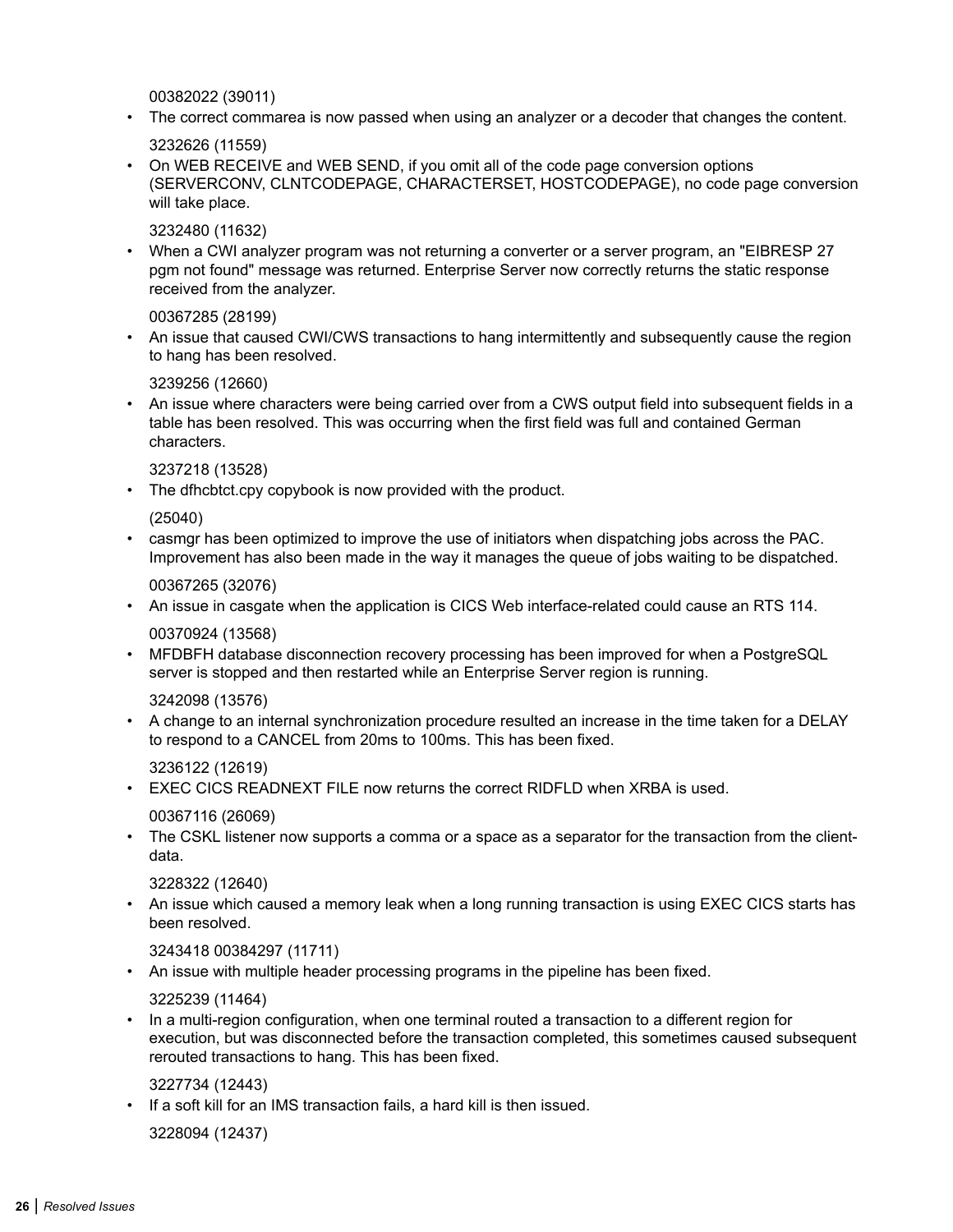00382022 (39011)

- The correct commarea is now passed when using an analyzer or a decoder that changes the content.

  3232626 (11559)

- On WEB RECEIVE and WEB SEND, if you omit all of the code page conversion options (SERVERCONV, CLNTCODEPAGE, CHARACTERSET, HOSTCODEPAGE), no code page conversion will take place.

  3232480 (11632)

- When a CWI analyzer program was not returning a converter or a server program, an "EIBRESP 27 pgm not found" message was returned. Enterprise Server now correctly returns the static response received from the analyzer.

  00367285 (28199)

- An issue that caused CWI/CWS transactions to hang intermittently and subsequently cause the region to hang has been resolved.

  3239256 (12660)

- An issue where characters were being carried over from a CWS output field into subsequent fields in a table has been resolved. This was occurring when the first field was full and contained German characters.

  3237218 (13528)

- The dfhcbtct.cpy copybook is now provided with the product.

  (25040)

- casmgr has been optimized to improve the use of initiators when dispatching jobs across the PAC. Improvement has also been made in the way it manages the queue of jobs waiting to be dispatched.

  00367265 (32076)

- An issue in casgate when the application is CICS Web interface-related could cause an RTS 114.

  00370924 (13568)

- MFDBFH database disconnection recovery processing has been improved for when a PostgreSQL server is stopped and then restarted while an Enterprise Server region is running.

  3242098 (13576)

- A change to an internal synchronization procedure resulted an increase in the time taken for a DELAY to respond to a CANCEL from 20ms to 100ms. This has been fixed.

  3236122 (12619)

- EXEC CICS READNEXT FILE now returns the correct RIDFLD when XRBA is used.

  00367116 (26069)

- The CSKL listener now supports a comma or a space as a separator for the transaction from the client-data.

  3228322 (12640)

- An issue which caused a memory leak when a long running transaction is using EXEC CICS starts has been resolved.

  3243418 00384297 (11711)

- An issue with multiple header processing programs in the pipeline has been fixed.

  3225239 (11464)

- In a multi-region configuration, when one terminal routed a transaction to a different region for execution, but was disconnected before the transaction completed, this sometimes caused subsequent rerouted transactions to hang. This has been fixed.

  3227734 (12443)

- If a soft kill for an IMS transaction fails, a hard kill is then issued.

  3228094 (12437)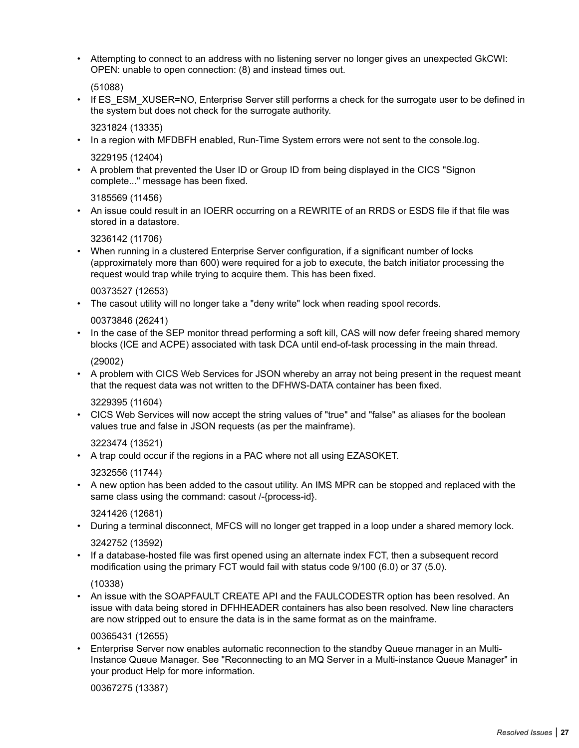- Attempting to connect to an address with no listening server no longer gives an unexpected GkCWI: OPEN: unable to open connection: (8) and instead times out.

  (51088)
- If ES_ESM_XUSER=NO, Enterprise Server still performs a check for the surrogate user to be defined in the system but does not check for the surrogate authority.

  3231824 (13335)
- In a region with MFDBFH enabled, Run-Time System errors were not sent to the console.log.

  3229195 (12404)
- A problem that prevented the User ID or Group ID from being displayed in the CICS "Signon complete..." message has been fixed.

  3185569 (11456)
- An issue could result in an IOERR occurring on a REWRITE of an RRDS or ESDS file if that file was stored in a datastore.

  3236142 (11706)
- When running in a clustered Enterprise Server configuration, if a significant number of locks (approximately more than 600) were required for a job to execute, the batch initiator processing the request would trap while trying to acquire them. This has been fixed.

  00373527 (12653)
- The casout utility will no longer take a "deny write" lock when reading spool records.

  00373846 (26241)
- In the case of the SEP monitor thread performing a soft kill, CAS will now defer freeing shared memory blocks (ICE and ACPE) associated with task DCA until end-of-task processing in the main thread.

  (29002)
- A problem with CICS Web Services for JSON whereby an array not being present in the request meant that the request data was not written to the DFHWS-DATA container has been fixed.

  3229395 (11604)
- CICS Web Services will now accept the string values of "true" and "false" as aliases for the boolean values true and false in JSON requests (as per the mainframe).

  3223474 (13521)
- A trap could occur if the regions in a PAC where not all using EZASOKET.

  3232556 (11744)
- A new option has been added to the casout utility. An IMS MPR can be stopped and replaced with the same class using the command: casout /-{process-id}.

  3241426 (12681)
- During a terminal disconnect, MFCS will no longer get trapped in a loop under a shared memory lock.

  3242752 (13592)
- If a database-hosted file was first opened using an alternate index FCT, then a subsequent record modification using the primary FCT would fail with status code 9/100 (6.0) or 37 (5.0).

  (10338)
- An issue with the SOAPFAULT CREATE API and the FAULCODESTR option has been resolved. An issue with data being stored in DFHHEADER containers has also been resolved. New line characters are now stripped out to ensure the data is in the same format as on the mainframe.

  00365431 (12655)
- Enterprise Server now enables automatic reconnection to the standby Queue manager in an Multi-Instance Queue Manager. See "Reconnecting to an MQ Server in a Multi-instance Queue Manager" in your product Help for more information.

  00367275 (13387)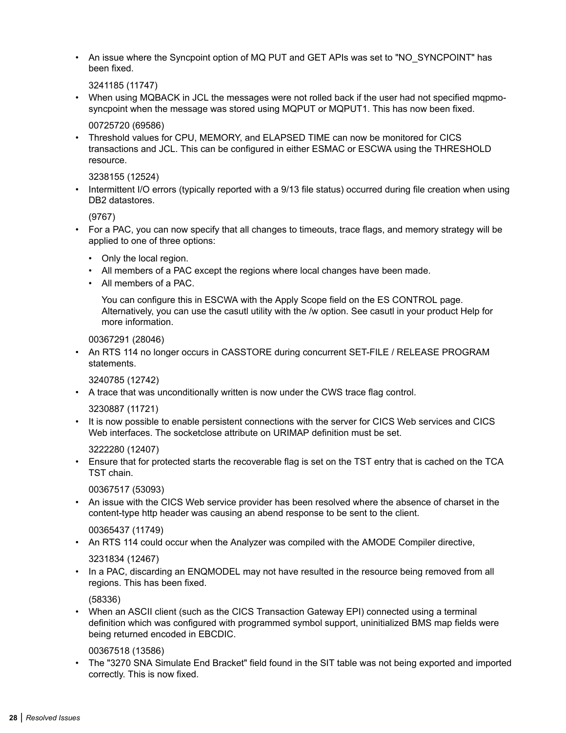- An issue where the Syncpoint option of MQ PUT and GET APIs was set to "NO_SYNCPOINT" has been fixed.

  3241185 (11747)
- When using MQBACK in JCL the messages were not rolled back if the user had not specified mqpmo-syncpoint when the message was stored using MQPUT or MQPUT1. This has now been fixed.

  00725720 (69586)
- Threshold values for CPU, MEMORY, and ELAPSED TIME can now be monitored for CICS transactions and JCL. This can be configured in either ESMAC or ESCWA using the THRESHOLD resource.

  3238155 (12524)
- Intermittent I/O errors (typically reported with a 9/13 file status) occurred during file creation when using DB2 datastores.

  (9767)
- For a PAC, you can now specify that all changes to timeouts, trace flags, and memory strategy will be applied to one of three options:
  - Only the local region.
  - All members of a PAC except the regions where local changes have been made.
  - All members of a PAC.

    You can configure this in ESCWA with the Apply Scope field on the ES CONTROL page. Alternatively, you can use the casutl utility with the /w option. See casutl in your product Help for more information.

  00367291 (28046)
- An RTS 114 no longer occurs in CASSTORE during concurrent SET-FILE / RELEASE PROGRAM statements.

  3240785 (12742)
- A trace that was unconditionally written is now under the CWS trace flag control.

  3230887 (11721)
- It is now possible to enable persistent connections with the server for CICS Web services and CICS Web interfaces. The socketclose attribute on URIMAP definition must be set.

  3222280 (12407)
- Ensure that for protected starts the recoverable flag is set on the TST entry that is cached on the TCA TST chain.

  00367517 (53093)
- An issue with the CICS Web service provider has been resolved where the absence of charset in the content-type http header was causing an abend response to be sent to the client.

  00365437 (11749)
- An RTS 114 could occur when the Analyzer was compiled with the AMODE Compiler directive,

  3231834 (12467)
- In a PAC, discarding an ENQMODEL may not have resulted in the resource being removed from all regions. This has been fixed.

  (58336)
- When an ASCII client (such as the CICS Transaction Gateway EPI) connected using a terminal definition which was configured with programmed symbol support, uninitialized BMS map fields were being returned encoded in EBCDIC.

  00367518 (13586)
- The "3270 SNA Simulate End Bracket" field found in the SIT table was not being exported and imported correctly. This is now fixed.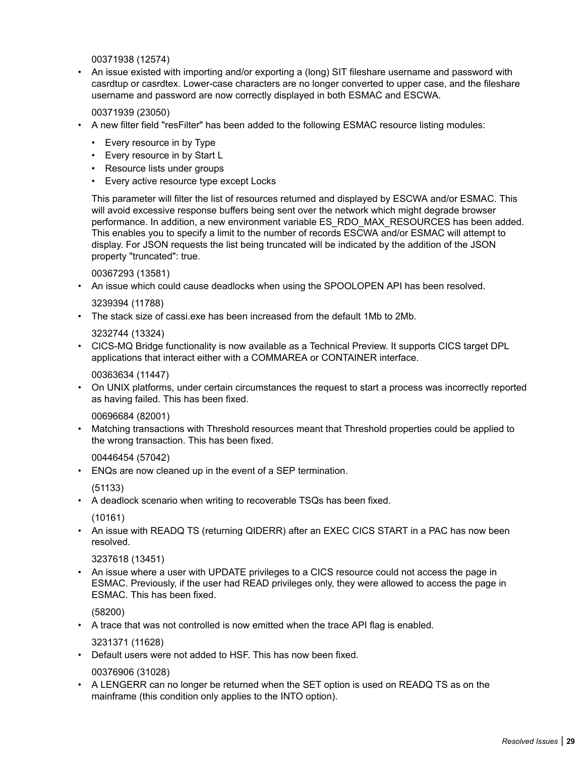00371938 (12574)

- An issue existed with importing and/or exporting a (long) SIT fileshare username and password with casrdtup or casrdtex. Lower-case characters are no longer converted to upper case, and the fileshare username and password are now correctly displayed in both ESMAC and ESCWA.

  00371939 (23050)

- A new filter field "resFilter" has been added to the following ESMAC resource listing modules:

  - Every resource in by Type
  - Every resource in by Start L
  - Resource lists under groups
  - Every active resource type except Locks

  This parameter will filter the list of resources returned and displayed by ESCWA and/or ESMAC. This will avoid excessive response buffers being sent over the network which might degrade browser performance. In addition, a new environment variable ES_RDO_MAX_RESOURCES has been added. This enables you to specify a limit to the number of records ESCWA and/or ESMAC will attempt to display. For JSON requests the list being truncated will be indicated by the addition of the JSON property "truncated": true.

  00367293 (13581)

- An issue which could cause deadlocks when using the SPOOLOPEN API has been resolved.

  3239394 (11788)

- The stack size of cassi.exe has been increased from the default 1Mb to 2Mb.

  3232744 (13324)

- CICS-MQ Bridge functionality is now available as a Technical Preview. It supports CICS target DPL applications that interact either with a COMMAREA or CONTAINER interface.

  00363634 (11447)

- On UNIX platforms, under certain circumstances the request to start a process was incorrectly reported as having failed. This has been fixed.

  00696684 (82001)

- Matching transactions with Threshold resources meant that Threshold properties could be applied to the wrong transaction. This has been fixed.

  00446454 (57042)

- ENQs are now cleaned up in the event of a SEP termination.

  (51133)

- A deadlock scenario when writing to recoverable TSQs has been fixed.

  (10161)

- An issue with READQ TS (returning QIDERR) after an EXEC CICS START in a PAC has now been resolved.

  3237618 (13451)

- An issue where a user with UPDATE privileges to a CICS resource could not access the page in ESMAC. Previously, if the user had READ privileges only, they were allowed to access the page in ESMAC. This has been fixed.

  (58200)

- A trace that was not controlled is now emitted when the trace API flag is enabled.

  3231371 (11628)

- Default users were not added to HSF. This has now been fixed.

  00376906 (31028)

- A LENGERR can no longer be returned when the SET option is used on READQ TS as on the mainframe (this condition only applies to the INTO option).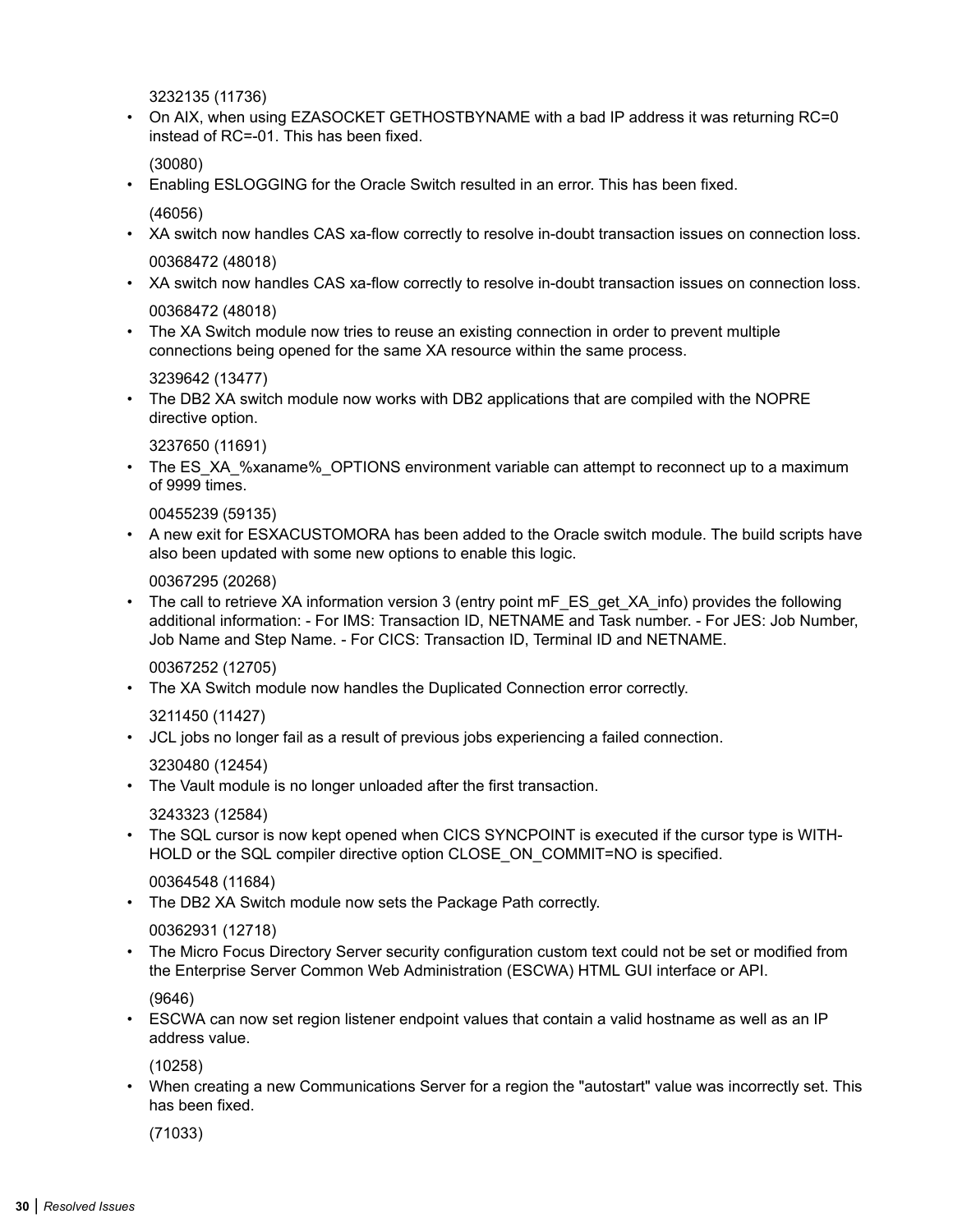3232135 (11736)

- On AIX, when using EZASOCKET GETHOSTBYNAME with a bad IP address it was returning RC=0 instead of RC=-01. This has been fixed.

  (30080)

- Enabling ESLOGGING for the Oracle Switch resulted in an error. This has been fixed.

  (46056)

- XA switch now handles CAS xa-flow correctly to resolve in-doubt transaction issues on connection loss.

  00368472 (48018)

- XA switch now handles CAS xa-flow correctly to resolve in-doubt transaction issues on connection loss.

  00368472 (48018)

- The XA Switch module now tries to reuse an existing connection in order to prevent multiple connections being opened for the same XA resource within the same process.

  3239642 (13477)

- The DB2 XA switch module now works with DB2 applications that are compiled with the NOPRE directive option.

  3237650 (11691)

- The ES_XA_%xaname%_OPTIONS environment variable can attempt to reconnect up to a maximum of 9999 times.

  00455239 (59135)

- A new exit for ESXACUSTOMORA has been added to the Oracle switch module. The build scripts have also been updated with some new options to enable this logic.

  00367295 (20268)

- The call to retrieve XA information version 3 (entry point mF_ES_get_XA_info) provides the following additional information: - For IMS: Transaction ID, NETNAME and Task number. - For JES: Job Number, Job Name and Step Name. - For CICS: Transaction ID, Terminal ID and NETNAME.

  00367252 (12705)

- The XA Switch module now handles the Duplicated Connection error correctly.

  3211450 (11427)

- JCL jobs no longer fail as a result of previous jobs experiencing a failed connection.

  3230480 (12454)

- The Vault module is no longer unloaded after the first transaction.

  3243323 (12584)

- The SQL cursor is now kept opened when CICS SYNCPOINT is executed if the cursor type is WITH-HOLD or the SQL compiler directive option CLOSE_ON_COMMIT=NO is specified.

  00364548 (11684)

- The DB2 XA Switch module now sets the Package Path correctly.

  00362931 (12718)

- The Micro Focus Directory Server security configuration custom text could not be set or modified from the Enterprise Server Common Web Administration (ESCWA) HTML GUI interface or API.

  (9646)

- ESCWA can now set region listener endpoint values that contain a valid hostname as well as an IP address value.

  (10258)

- When creating a new Communications Server for a region the "autostart" value was incorrectly set. This has been fixed.

  (71033)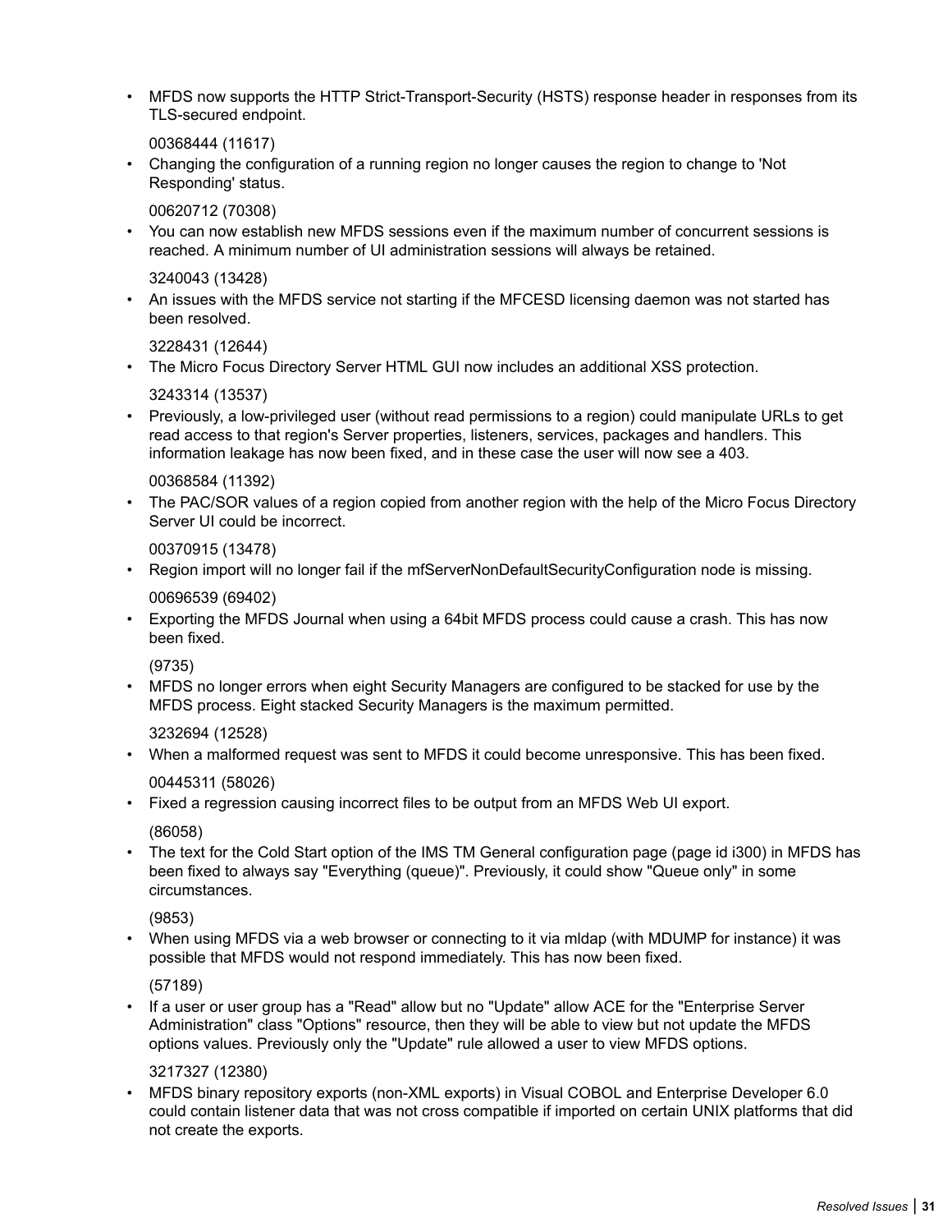- MFDS now supports the HTTP Strict-Transport-Security (HSTS) response header in responses from its TLS-secured endpoint.

  00368444 (11617)
- Changing the configuration of a running region no longer causes the region to change to 'Not Responding' status.

  00620712 (70308)
- You can now establish new MFDS sessions even if the maximum number of concurrent sessions is reached. A minimum number of UI administration sessions will always be retained.

  3240043 (13428)
- An issues with the MFDS service not starting if the MFCESD licensing daemon was not started has been resolved.

  3228431 (12644)
- The Micro Focus Directory Server HTML GUI now includes an additional XSS protection.

  3243314 (13537)
- Previously, a low-privileged user (without read permissions to a region) could manipulate URLs to get read access to that region's Server properties, listeners, services, packages and handlers. This information leakage has now been fixed, and in these case the user will now see a 403.

  00368584 (11392)
- The PAC/SOR values of a region copied from another region with the help of the Micro Focus Directory Server UI could be incorrect.

  00370915 (13478)
- Region import will no longer fail if the mfServerNonDefaultSecurityConfiguration node is missing.

  00696539 (69402)
- Exporting the MFDS Journal when using a 64bit MFDS process could cause a crash. This has now been fixed.

  (9735)
- MFDS no longer errors when eight Security Managers are configured to be stacked for use by the MFDS process. Eight stacked Security Managers is the maximum permitted.

  3232694 (12528)
- When a malformed request was sent to MFDS it could become unresponsive. This has been fixed.

  00445311 (58026)
- Fixed a regression causing incorrect files to be output from an MFDS Web UI export.

  (86058)
- The text for the Cold Start option of the IMS TM General configuration page (page id i300) in MFDS has been fixed to always say "Everything (queue)". Previously, it could show "Queue only" in some circumstances.

  (9853)
- When using MFDS via a web browser or connecting to it via mldap (with MDUMP for instance) it was possible that MFDS would not respond immediately. This has now been fixed.

  (57189)
- If a user or user group has a "Read" allow but no "Update" allow ACE for the "Enterprise Server Administration" class "Options" resource, then they will be able to view but not update the MFDS options values. Previously only the "Update" rule allowed a user to view MFDS options.

  3217327 (12380)
- MFDS binary repository exports (non-XML exports) in Visual COBOL and Enterprise Developer 6.0 could contain listener data that was not cross compatible if imported on certain UNIX platforms that did not create the exports.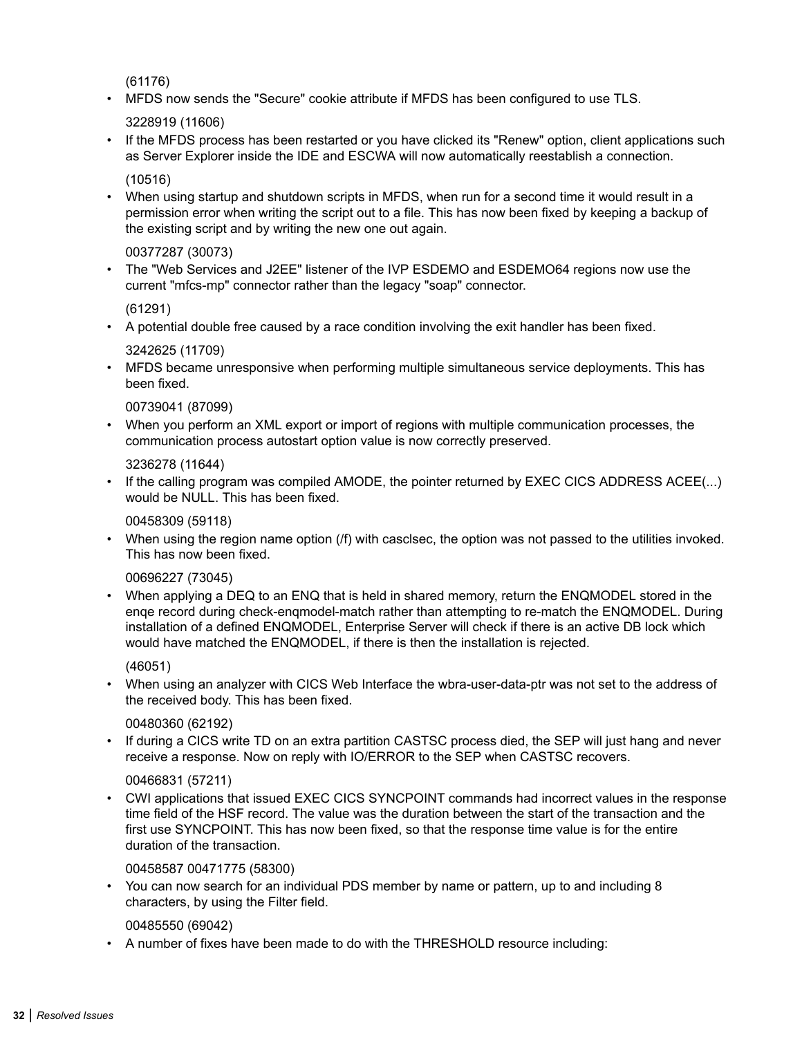(61176)

- MFDS now sends the "Secure" cookie attribute if MFDS has been configured to use TLS.

  3228919 (11606)

- If the MFDS process has been restarted or you have clicked its "Renew" option, client applications such as Server Explorer inside the IDE and ESCWA will now automatically reestablish a connection.

  (10516)

- When using startup and shutdown scripts in MFDS, when run for a second time it would result in a permission error when writing the script out to a file. This has now been fixed by keeping a backup of the existing script and by writing the new one out again.

  00377287 (30073)

- The "Web Services and J2EE" listener of the IVP ESDEMO and ESDEMO64 regions now use the current "mfcs-mp" connector rather than the legacy "soap" connector.

  (61291)

- A potential double free caused by a race condition involving the exit handler has been fixed.

  3242625 (11709)

- MFDS became unresponsive when performing multiple simultaneous service deployments. This has been fixed.

  00739041 (87099)

- When you perform an XML export or import of regions with multiple communication processes, the communication process autostart option value is now correctly preserved.

  3236278 (11644)

- If the calling program was compiled AMODE, the pointer returned by EXEC CICS ADDRESS ACEE(...) would be NULL. This has been fixed.

  00458309 (59118)

- When using the region name option (/f) with casclsec, the option was not passed to the utilities invoked. This has now been fixed.

  00696227 (73045)

- When applying a DEQ to an ENQ that is held in shared memory, return the ENQMODEL stored in the enqe record during check-enqmodel-match rather than attempting to re-match the ENQMODEL. During installation of a defined ENQMODEL, Enterprise Server will check if there is an active DB lock which would have matched the ENQMODEL, if there is then the installation is rejected.

  (46051)

- When using an analyzer with CICS Web Interface the wbra-user-data-ptr was not set to the address of the received body. This has been fixed.

  00480360 (62192)

- If during a CICS write TD on an extra partition CASTSC process died, the SEP will just hang and never receive a response. Now on reply with IO/ERROR to the SEP when CASTSC recovers.

  00466831 (57211)

- CWI applications that issued EXEC CICS SYNCPOINT commands had incorrect values in the response time field of the HSF record. The value was the duration between the start of the transaction and the first use SYNCPOINT. This has now been fixed, so that the response time value is for the entire duration of the transaction.

  00458587 00471775 (58300)

- You can now search for an individual PDS member by name or pattern, up to and including 8 characters, by using the Filter field.

  00485550 (69042)

- A number of fixes have been made to do with the THRESHOLD resource including: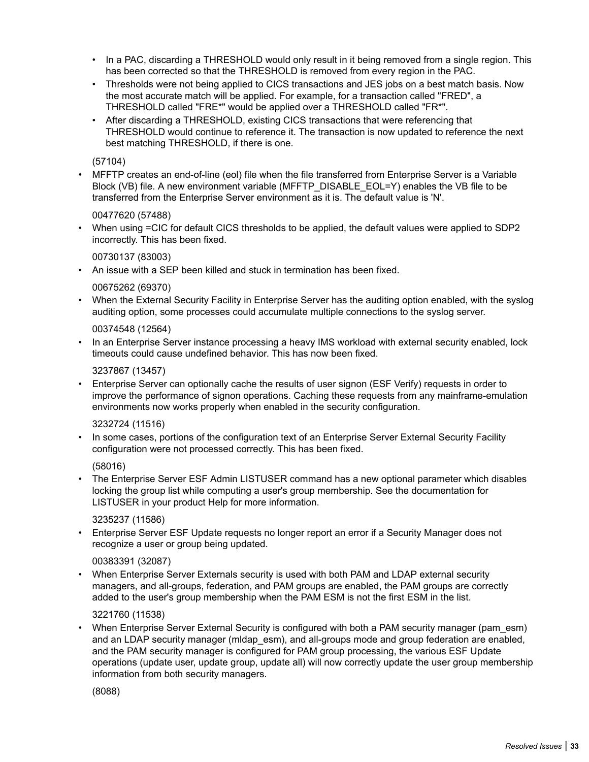- In a PAC, discarding a THRESHOLD would only result in it being removed from a single region. This has been corrected so that the THRESHOLD is removed from every region in the PAC.
   - Thresholds were not being applied to CICS transactions and JES jobs on a best match basis. Now the most accurate match will be applied. For example, for a transaction called "FRED", a THRESHOLD called "FRE*" would be applied over a THRESHOLD called "FR*".
   - After discarding a THRESHOLD, existing CICS transactions that were referencing that THRESHOLD would continue to reference it. The transaction is now updated to reference the next best matching THRESHOLD, if there is one.

  (57104)

- MFFTP creates an end-of-line (eol) file when the file transferred from Enterprise Server is a Variable Block (VB) file. A new environment variable (MFFTP_DISABLE_EOL=Y) enables the VB file to be transferred from the Enterprise Server environment as it is. The default value is 'N'.

  00477620 (57488)

- When using =CIC for default CICS thresholds to be applied, the default values were applied to SDP2 incorrectly. This has been fixed.

  00730137 (83003)

- An issue with a SEP been killed and stuck in termination has been fixed.

  00675262 (69370)

- When the External Security Facility in Enterprise Server has the auditing option enabled, with the syslog auditing option, some processes could accumulate multiple connections to the syslog server.

  00374548 (12564)

- In an Enterprise Server instance processing a heavy IMS workload with external security enabled, lock timeouts could cause undefined behavior. This has now been fixed.

  3237867 (13457)

- Enterprise Server can optionally cache the results of user signon (ESF Verify) requests in order to improve the performance of signon operations. Caching these requests from any mainframe-emulation environments now works properly when enabled in the security configuration.

  3232724 (11516)

- In some cases, portions of the configuration text of an Enterprise Server External Security Facility configuration were not processed correctly. This has been fixed.

  (58016)

- The Enterprise Server ESF Admin LISTUSER command has a new optional parameter which disables locking the group list while computing a user's group membership. See the documentation for LISTUSER in your product Help for more information.

  3235237 (11586)

- Enterprise Server ESF Update requests no longer report an error if a Security Manager does not recognize a user or group being updated.

  00383391 (32087)

- When Enterprise Server Externals security is used with both PAM and LDAP external security managers, and all-groups, federation, and PAM groups are enabled, the PAM groups are correctly added to the user's group membership when the PAM ESM is not the first ESM in the list.

  3221760 (11538)

- When Enterprise Server External Security is configured with both a PAM security manager (pam_esm) and an LDAP security manager (mldap_esm), and all-groups mode and group federation are enabled, and the PAM security manager is configured for PAM group processing, the various ESF Update operations (update user, update group, update all) will now correctly update the user group membership information from both security managers.

  (8088)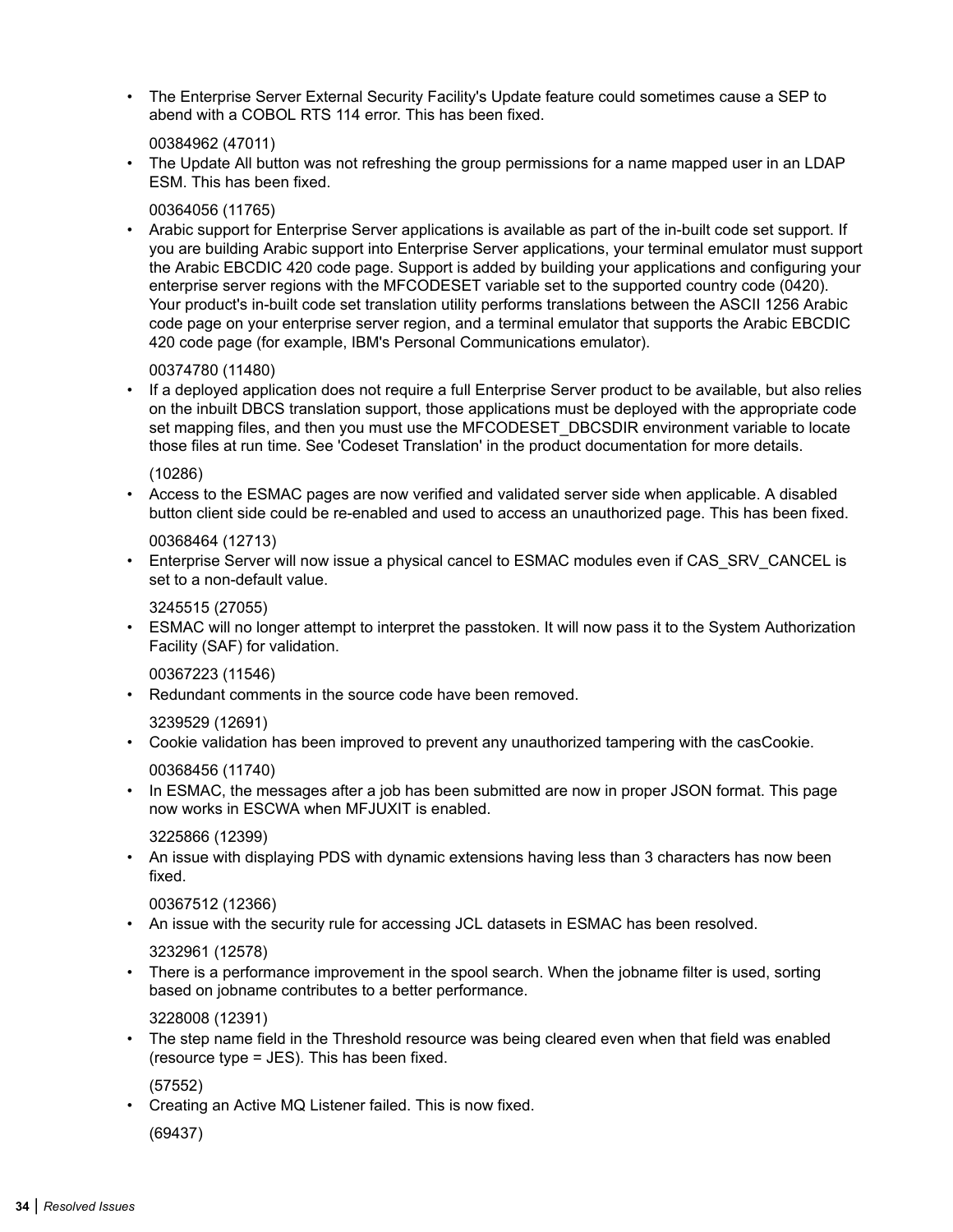- The Enterprise Server External Security Facility's Update feature could sometimes cause a SEP to abend with a COBOL RTS 114 error. This has been fixed.

  00384962 (47011)
- The Update All button was not refreshing the group permissions for a name mapped user in an LDAP ESM. This has been fixed.

  00364056 (11765)
- Arabic support for Enterprise Server applications is available as part of the in-built code set support. If you are building Arabic support into Enterprise Server applications, your terminal emulator must support the Arabic EBCDIC 420 code page. Support is added by building your applications and configuring your enterprise server regions with the MFCODESET variable set to the supported country code (0420). Your product's in-built code set translation utility performs translations between the ASCII 1256 Arabic code page on your enterprise server region, and a terminal emulator that supports the Arabic EBCDIC 420 code page (for example, IBM's Personal Communications emulator).

  00374780 (11480)
- If a deployed application does not require a full Enterprise Server product to be available, but also relies on the inbuilt DBCS translation support, those applications must be deployed with the appropriate code set mapping files, and then you must use the MFCODESET_DBCSDIR environment variable to locate those files at run time. See 'Codeset Translation' in the product documentation for more details.

  (10286)
- Access to the ESMAC pages are now verified and validated server side when applicable. A disabled button client side could be re-enabled and used to access an unauthorized page. This has been fixed.

  00368464 (12713)
- Enterprise Server will now issue a physical cancel to ESMAC modules even if CAS_SRV_CANCEL is set to a non-default value.

  3245515 (27055)
- ESMAC will no longer attempt to interpret the passtoken. It will now pass it to the System Authorization Facility (SAF) for validation.

  00367223 (11546)
- Redundant comments in the source code have been removed.

  3239529 (12691)
- Cookie validation has been improved to prevent any unauthorized tampering with the casCookie.

  00368456 (11740)
- In ESMAC, the messages after a job has been submitted are now in proper JSON format. This page now works in ESCWA when MFJUXIT is enabled.

  3225866 (12399)
- An issue with displaying PDS with dynamic extensions having less than 3 characters has now been fixed.

  00367512 (12366)
- An issue with the security rule for accessing JCL datasets in ESMAC has been resolved.

  3232961 (12578)
- There is a performance improvement in the spool search. When the jobname filter is used, sorting based on jobname contributes to a better performance.

  3228008 (12391)
- The step name field in the Threshold resource was being cleared even when that field was enabled (resource type = JES). This has been fixed.

  (57552)
- Creating an Active MQ Listener failed. This is now fixed.

  (69437)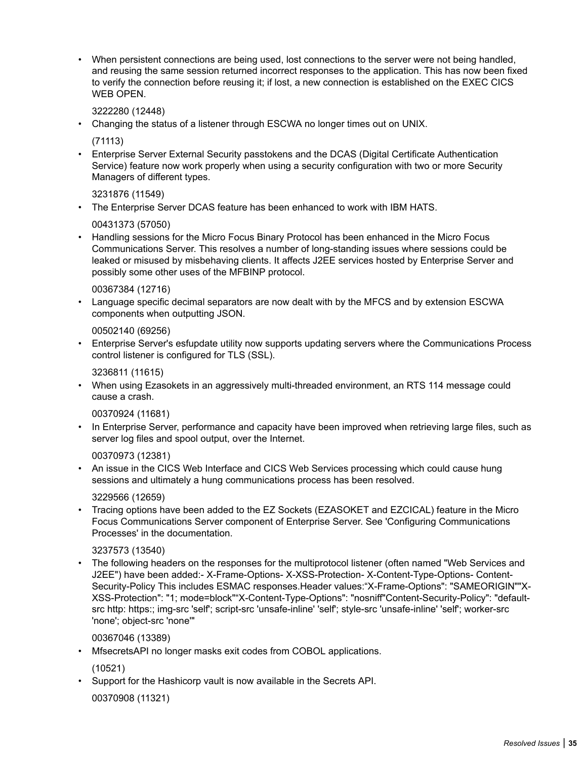- When persistent connections are being used, lost connections to the server were not being handled, and reusing the same session returned incorrect responses to the application. This has now been fixed to verify the connection before reusing it; if lost, a new connection is established on the EXEC CICS WEB OPEN.

  3222280 (12448)
- Changing the status of a listener through ESCWA no longer times out on UNIX.

  (71113)
- Enterprise Server External Security passtokens and the DCAS (Digital Certificate Authentication Service) feature now work properly when using a security configuration with two or more Security Managers of different types.

  3231876 (11549)
- The Enterprise Server DCAS feature has been enhanced to work with IBM HATS.

  00431373 (57050)
- Handling sessions for the Micro Focus Binary Protocol has been enhanced in the Micro Focus Communications Server. This resolves a number of long-standing issues where sessions could be leaked or misused by misbehaving clients. It affects J2EE services hosted by Enterprise Server and possibly some other uses of the MFBINP protocol.

  00367384 (12716)
- Language specific decimal separators are now dealt with by the MFCS and by extension ESCWA components when outputting JSON.

  00502140 (69256)
- Enterprise Server's esfupdate utility now supports updating servers where the Communications Process control listener is configured for TLS (SSL).

  3236811 (11615)
- When using Ezasokets in an aggressively multi-threaded environment, an RTS 114 message could cause a crash.

  00370924 (11681)
- In Enterprise Server, performance and capacity have been improved when retrieving large files, such as server log files and spool output, over the Internet.

  00370973 (12381)
- An issue in the CICS Web Interface and CICS Web Services processing which could cause hung sessions and ultimately a hung communications process has been resolved.

  3229566 (12659)
- Tracing options have been added to the EZ Sockets (EZASOKET and EZCICAL) feature in the Micro Focus Communications Server component of Enterprise Server. See 'Configuring Communications Processes' in the documentation.

  3237573 (13540)
- The following headers on the responses for the multiprotocol listener (often named "Web Services and J2EE") have been added:- X-Frame-Options- X-XSS-Protection- X-Content-Type-Options- Content-Security-Policy This includes ESMAC responses.Header values:“X-Frame-Options": "SAMEORIGIN""X-XSS-Protection": "1; mode=block"“X-Content-Type-Options": "nosniff"Content-Security-Policy": "default-src http: https:; img-src 'self'; script-src 'unsafe-inline' 'self'; style-src 'unsafe-inline' 'self'; worker-src 'none'; object-src 'none'"

  00367046 (13389)
- MfsecretsAPI no longer masks exit codes from COBOL applications.

  (10521)
- Support for the Hashicorp vault is now available in the Secrets API.

  00370908 (11321)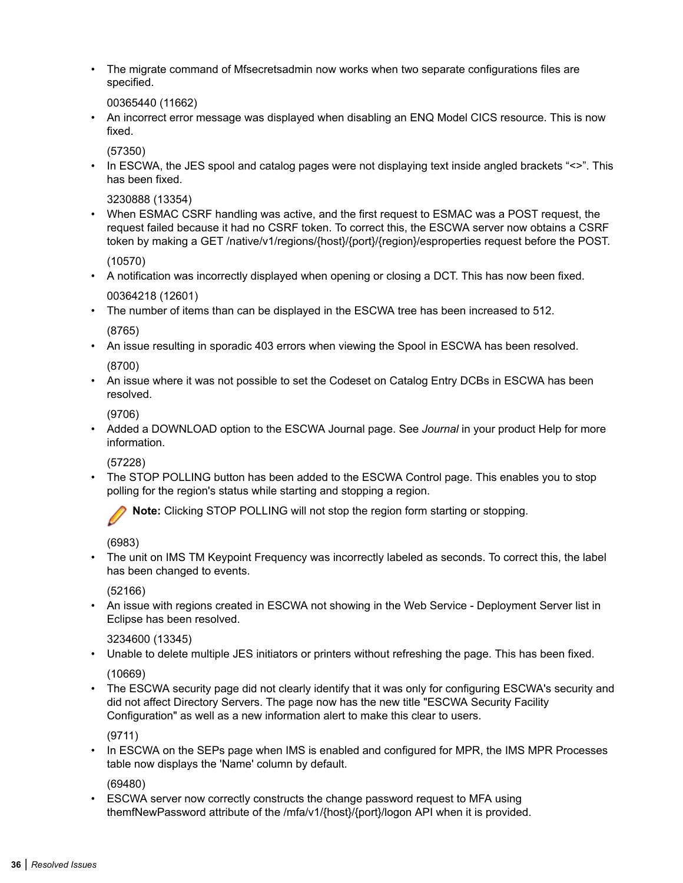- The migrate command of Mfsecretsadmin now works when two separate configurations files are specified.

  00365440 (11662)
- An incorrect error message was displayed when disabling an ENQ Model CICS resource. This is now fixed.

  (57350)
- In ESCWA, the JES spool and catalog pages were not displaying text inside angled brackets "<>". This has been fixed.

  3230888 (13354)
- When ESMAC CSRF handling was active, and the first request to ESMAC was a POST request, the request failed because it had no CSRF token. To correct this, the ESCWA server now obtains a CSRF token by making a GET /native/v1/regions/{host}/{port}/{region}/esproperties request before the POST.

  (10570)
- A notification was incorrectly displayed when opening or closing a DCT. This has now been fixed.

  00364218 (12601)
- The number of items than can be displayed in the ESCWA tree has been increased to 512.

  (8765)
- An issue resulting in sporadic 403 errors when viewing the Spool in ESCWA has been resolved.

  (8700)
- An issue where it was not possible to set the Codeset on Catalog Entry DCBs in ESCWA has been resolved.

  (9706)
- Added a DOWNLOAD option to the ESCWA Journal page. See *Journal* in your product Help for more information.

  (57228)
- The STOP POLLING button has been added to the ESCWA Control page. This enables you to stop polling for the region's status while starting and stopping a region.

  **Note:** Clicking STOP POLLING will not stop the region form starting or stopping.

  (6983)
- The unit on IMS TM Keypoint Frequency was incorrectly labeled as seconds. To correct this, the label has been changed to events.

  (52166)
- An issue with regions created in ESCWA not showing in the Web Service - Deployment Server list in Eclipse has been resolved.

  3234600 (13345)
- Unable to delete multiple JES initiators or printers without refreshing the page. This has been fixed.

  (10669)
- The ESCWA security page did not clearly identify that it was only for configuring ESCWA's security and did not affect Directory Servers. The page now has the new title "ESCWA Security Facility Configuration" as well as a new information alert to make this clear to users.

  (9711)
- In ESCWA on the SEPs page when IMS is enabled and configured for MPR, the IMS MPR Processes table now displays the 'Name' column by default.

  (69480)
- ESCWA server now correctly constructs the change password request to MFA using themfNewPassword attribute of the /mfa/v1/{host}/{port}/logon API when it is provided.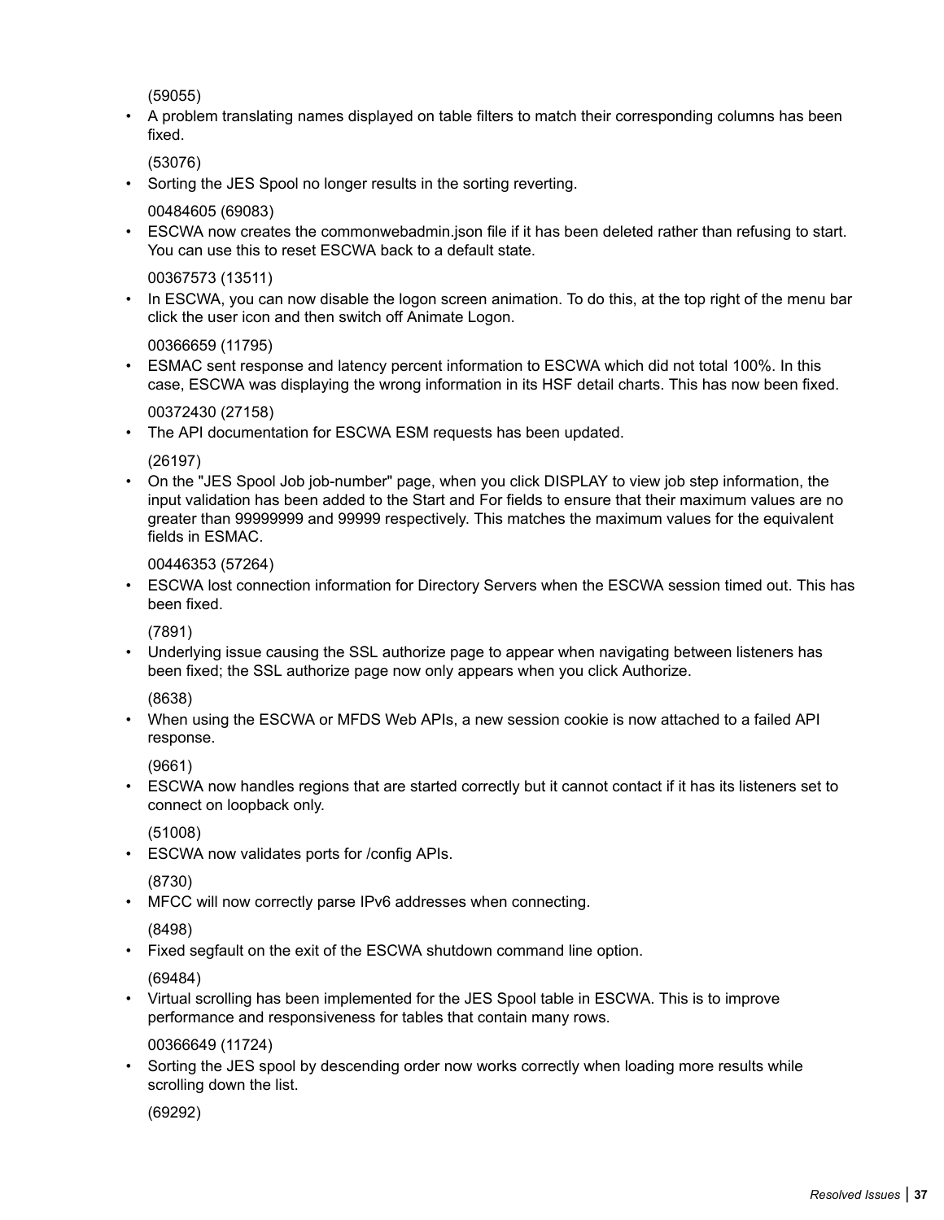(59055)

- A problem translating names displayed on table filters to match their corresponding columns has been fixed.

  (53076)

- Sorting the JES Spool no longer results in the sorting reverting.

  00484605 (69083)

- ESCWA now creates the commonwebadmin.json file if it has been deleted rather than refusing to start. You can use this to reset ESCWA back to a default state.

  00367573 (13511)

- In ESCWA, you can now disable the logon screen animation. To do this, at the top right of the menu bar click the user icon and then switch off Animate Logon.

  00366659 (11795)

- ESMAC sent response and latency percent information to ESCWA which did not total 100%. In this case, ESCWA was displaying the wrong information in its HSF detail charts. This has now been fixed.

  00372430 (27158)

- The API documentation for ESCWA ESM requests has been updated.

  (26197)

- On the "JES Spool Job job-number" page, when you click DISPLAY to view job step information, the input validation has been added to the Start and For fields to ensure that their maximum values are no greater than 99999999 and 99999 respectively. This matches the maximum values for the equivalent fields in ESMAC.

  00446353 (57264)

- ESCWA lost connection information for Directory Servers when the ESCWA session timed out. This has been fixed.

  (7891)

- Underlying issue causing the SSL authorize page to appear when navigating between listeners has been fixed; the SSL authorize page now only appears when you click Authorize.

  (8638)

- When using the ESCWA or MFDS Web APIs, a new session cookie is now attached to a failed API response.

  (9661)

- ESCWA now handles regions that are started correctly but it cannot contact if it has its listeners set to connect on loopback only.

  (51008)

- ESCWA now validates ports for /config APIs.

  (8730)

- MFCC will now correctly parse IPv6 addresses when connecting.

  (8498)

- Fixed segfault on the exit of the ESCWA shutdown command line option.

  (69484)

- Virtual scrolling has been implemented for the JES Spool table in ESCWA. This is to improve performance and responsiveness for tables that contain many rows.

  00366649 (11724)

- Sorting the JES spool by descending order now works correctly when loading more results while scrolling down the list.

  (69292)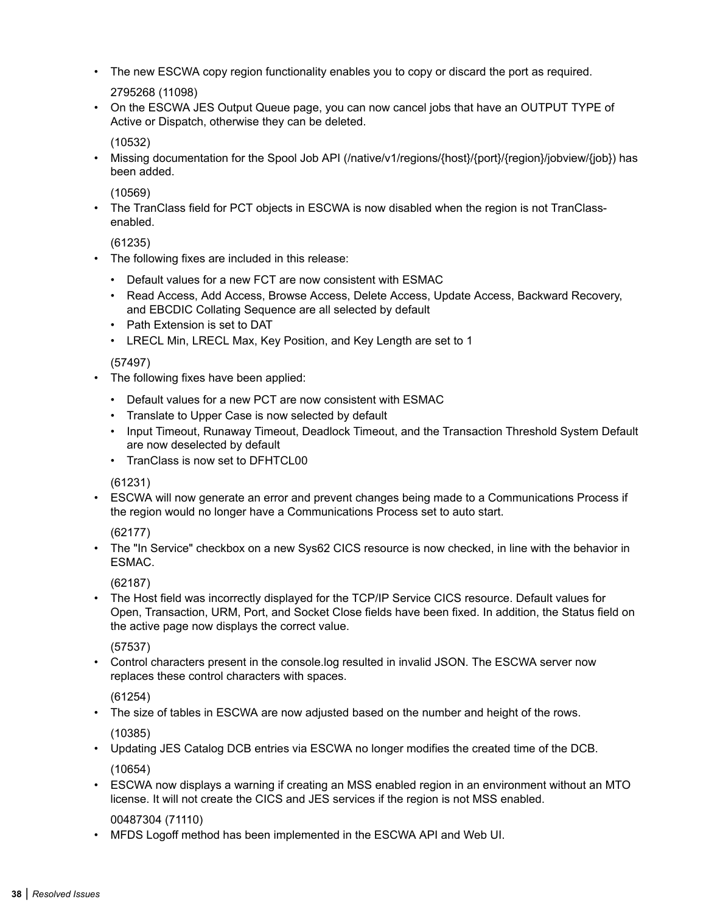- The new ESCWA copy region functionality enables you to copy or discard the port as required.

  2795268 (11098)
- On the ESCWA JES Output Queue page, you can now cancel jobs that have an OUTPUT TYPE of Active or Dispatch, otherwise they can be deleted.

  (10532)
- Missing documentation for the Spool Job API (/native/v1/regions/{host}/{port}/{region}/jobview/{job}) has been added.

  (10569)
- The TranClass field for PCT objects in ESCWA is now disabled when the region is not TranClass-enabled.

  (61235)
- The following fixes are included in this release:
  - Default values for a new FCT are now consistent with ESMAC
  - Read Access, Add Access, Browse Access, Delete Access, Update Access, Backward Recovery, and EBCDIC Collating Sequence are all selected by default
  - Path Extension is set to DAT
  - LRECL Min, LRECL Max, Key Position, and Key Length are set to 1

  (57497)
- The following fixes have been applied:
  - Default values for a new PCT are now consistent with ESMAC
  - Translate to Upper Case is now selected by default
  - Input Timeout, Runaway Timeout, Deadlock Timeout, and the Transaction Threshold System Default are now deselected by default
  - TranClass is now set to DFHTCL00

  (61231)
- ESCWA will now generate an error and prevent changes being made to a Communications Process if the region would no longer have a Communications Process set to auto start.

  (62177)
- The "In Service" checkbox on a new Sys62 CICS resource is now checked, in line with the behavior in ESMAC.

  (62187)
- The Host field was incorrectly displayed for the TCP/IP Service CICS resource. Default values for Open, Transaction, URM, Port, and Socket Close fields have been fixed. In addition, the Status field on the active page now displays the correct value.

  (57537)
- Control characters present in the console.log resulted in invalid JSON. The ESCWA server now replaces these control characters with spaces.

  (61254)
- The size of tables in ESCWA are now adjusted based on the number and height of the rows.

  (10385)
- Updating JES Catalog DCB entries via ESCWA no longer modifies the created time of the DCB.

  (10654)
- ESCWA now displays a warning if creating an MSS enabled region in an environment without an MTO license. It will not create the CICS and JES services if the region is not MSS enabled.

  00487304 (71110)
- MFDS Logoff method has been implemented in the ESCWA API and Web UI.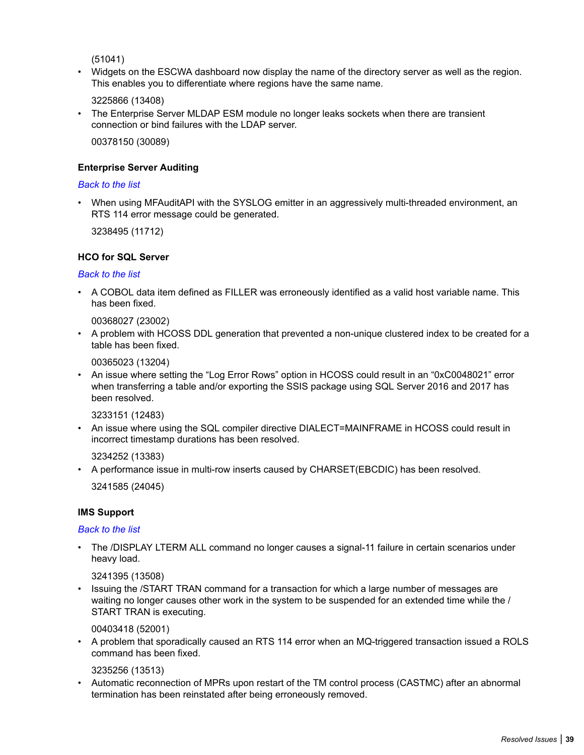(51041)

- Widgets on the ESCWA dashboard now display the name of the directory server as well as the region. This enables you to differentiate where regions have the same name.

  3225866 (13408)

- The Enterprise Server MLDAP ESM module no longer leaks sockets when there are transient connection or bind failures with the LDAP server.

  00378150 (30089)

### Enterprise Server Auditing

*Back to the list*

- When using MFAuditAPI with the SYSLOG emitter in an aggressively multi-threaded environment, an RTS 114 error message could be generated.

  3238495 (11712)

### HCO for SQL Server

*Back to the list*

- A COBOL data item defined as FILLER was erroneously identified as a valid host variable name. This has been fixed.

  00368027 (23002)

- A problem with HCOSS DDL generation that prevented a non-unique clustered index to be created for a table has been fixed.

  00365023 (13204)

- An issue where setting the “Log Error Rows” option in HCOSS could result in an “0xC0048021” error when transferring a table and/or exporting the SSIS package using SQL Server 2016 and 2017 has been resolved.

  3233151 (12483)

- An issue where using the SQL compiler directive DIALECT=MAINFRAME in HCOSS could result in incorrect timestamp durations has been resolved.

  3234252 (13383)

- A performance issue in multi-row inserts caused by CHARSET(EBCDIC) has been resolved.

  3241585 (24045)

### IMS Support

*Back to the list*

- The /DISPLAY LTERM ALL command no longer causes a signal-11 failure in certain scenarios under heavy load.

  3241395 (13508)

- Issuing the /START TRAN command for a transaction for which a large number of messages are waiting no longer causes other work in the system to be suspended for an extended time while the /START TRAN is executing.

  00403418 (52001)

- A problem that sporadically caused an RTS 114 error when an MQ-triggered transaction issued a ROLS command has been fixed.

  3235256 (13513)

- Automatic reconnection of MPRs upon restart of the TM control process (CASTMC) after an abnormal termination has been reinstated after being erroneously removed.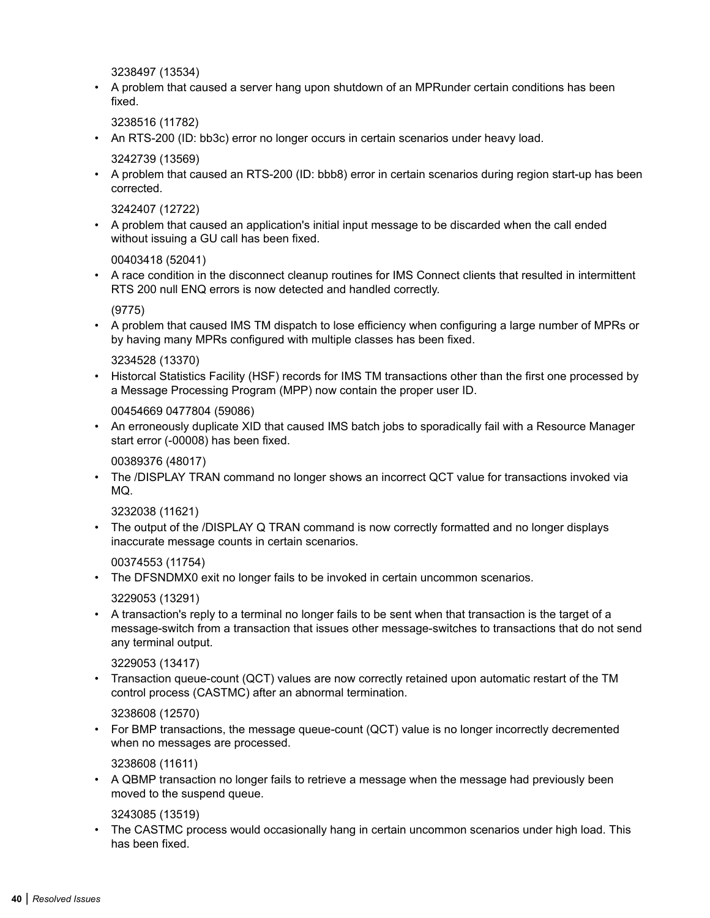3238497 (13534)

- A problem that caused a server hang upon shutdown of an MPRunder certain conditions has been fixed.

  3238516 (11782)

- An RTS-200 (ID: bb3c) error no longer occurs in certain scenarios under heavy load.

  3242739 (13569)

- A problem that caused an RTS-200 (ID: bbb8) error in certain scenarios during region start-up has been corrected.

  3242407 (12722)

- A problem that caused an application's initial input message to be discarded when the call ended without issuing a GU call has been fixed.

  00403418 (52041)

- A race condition in the disconnect cleanup routines for IMS Connect clients that resulted in intermittent RTS 200 null ENQ errors is now detected and handled correctly.

  (9775)

- A problem that caused IMS TM dispatch to lose efficiency when configuring a large number of MPRs or by having many MPRs configured with multiple classes has been fixed.

  3234528 (13370)

- Historcal Statistics Facility (HSF) records for IMS TM transactions other than the first one processed by a Message Processing Program (MPP) now contain the proper user ID.

  00454669 0477804 (59086)

- An erroneously duplicate XID that caused IMS batch jobs to sporadically fail with a Resource Manager start error (-00008) has been fixed.

  00389376 (48017)

- The /DISPLAY TRAN command no longer shows an incorrect QCT value for transactions invoked via MQ.

  3232038 (11621)

- The output of the /DISPLAY Q TRAN command is now correctly formatted and no longer displays inaccurate message counts in certain scenarios.

  00374553 (11754)

- The DFSNDMX0 exit no longer fails to be invoked in certain uncommon scenarios.

  3229053 (13291)

- A transaction's reply to a terminal no longer fails to be sent when that transaction is the target of a message-switch from a transaction that issues other message-switches to transactions that do not send any terminal output.

  3229053 (13417)

- Transaction queue-count (QCT) values are now correctly retained upon automatic restart of the TM control process (CASTMC) after an abnormal termination.

  3238608 (12570)

- For BMP transactions, the message queue-count (QCT) value is no longer incorrectly decremented when no messages are processed.

  3238608 (11611)

- A QBMP transaction no longer fails to retrieve a message when the message had previously been moved to the suspend queue.

  3243085 (13519)

- The CASTMC process would occasionally hang in certain uncommon scenarios under high load. This has been fixed.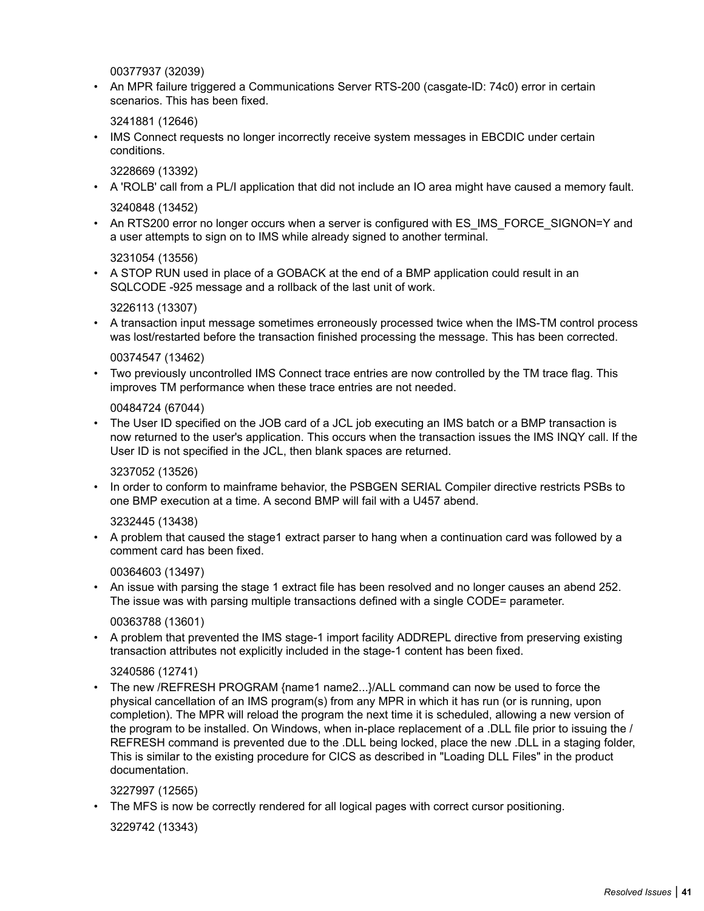00377937 (32039)

- An MPR failure triggered a Communications Server RTS-200 (casgate-ID: 74c0) error in certain scenarios. This has been fixed.

  3241881 (12646)

- IMS Connect requests no longer incorrectly receive system messages in EBCDIC under certain conditions.

  3228669 (13392)

- A 'ROLB' call from a PL/I application that did not include an IO area might have caused a memory fault.

  3240848 (13452)

- An RTS200 error no longer occurs when a server is configured with ES_IMS_FORCE_SIGNON=Y and a user attempts to sign on to IMS while already signed to another terminal.

  3231054 (13556)

- A STOP RUN used in place of a GOBACK at the end of a BMP application could result in an SQLCODE -925 message and a rollback of the last unit of work.

  3226113 (13307)

- A transaction input message sometimes erroneously processed twice when the IMS-TM control process was lost/restarted before the transaction finished processing the message. This has been corrected.

  00374547 (13462)

- Two previously uncontrolled IMS Connect trace entries are now controlled by the TM trace flag. This improves TM performance when these trace entries are not needed.

  00484724 (67044)

- The User ID specified on the JOB card of a JCL job executing an IMS batch or a BMP transaction is now returned to the user's application. This occurs when the transaction issues the IMS INQY call. If the User ID is not specified in the JCL, then blank spaces are returned.

  3237052 (13526)

- In order to conform to mainframe behavior, the PSBGEN SERIAL Compiler directive restricts PSBs to one BMP execution at a time. A second BMP will fail with a U457 abend.

  3232445 (13438)

- A problem that caused the stage1 extract parser to hang when a continuation card was followed by a comment card has been fixed.

  00364603 (13497)

- An issue with parsing the stage 1 extract file has been resolved and no longer causes an abend 252. The issue was with parsing multiple transactions defined with a single CODE= parameter.

  00363788 (13601)

- A problem that prevented the IMS stage-1 import facility ADDREPL directive from preserving existing transaction attributes not explicitly included in the stage-1 content has been fixed.

  3240586 (12741)

- The new /REFRESH PROGRAM {name1 name2...}/ALL command can now be used to force the physical cancellation of an IMS program(s) from any MPR in which it has run (or is running, upon completion). The MPR will reload the program the next time it is scheduled, allowing a new version of the program to be installed. On Windows, when in-place replacement of a .DLL file prior to issuing the / REFRESH command is prevented due to the .DLL being locked, place the new .DLL in a staging folder, This is similar to the existing procedure for CICS as described in "Loading DLL Files" in the product documentation.

  3227997 (12565)

- The MFS is now be correctly rendered for all logical pages with correct cursor positioning.

  3229742 (13343)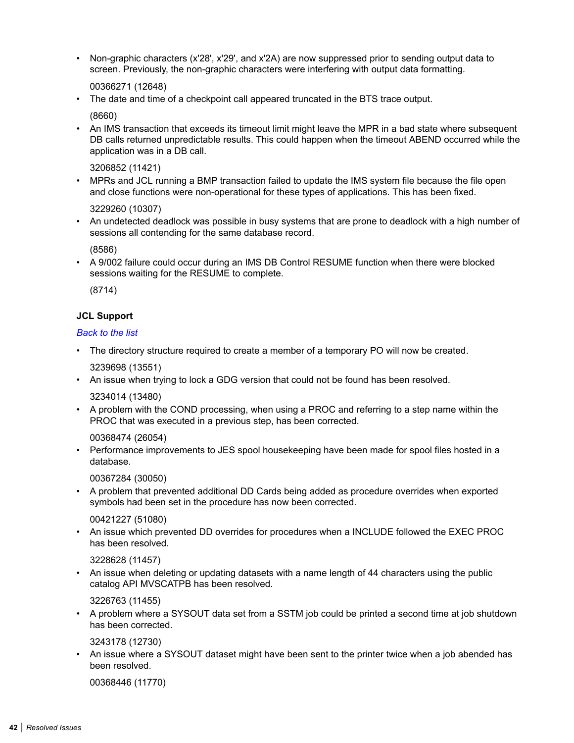- Non-graphic characters (x'28', x'29', and x'2A) are now suppressed prior to sending output data to screen. Previously, the non-graphic characters were interfering with output data formatting.

  00366271 (12648)
- The date and time of a checkpoint call appeared truncated in the BTS trace output.

  (8660)
- An IMS transaction that exceeds its timeout limit might leave the MPR in a bad state where subsequent DB calls returned unpredictable results. This could happen when the timeout ABEND occurred while the application was in a DB call.

  3206852 (11421)
- MPRs and JCL running a BMP transaction failed to update the IMS system file because the file open and close functions were non-operational for these types of applications. This has been fixed.

  3229260 (10307)
- An undetected deadlock was possible in busy systems that are prone to deadlock with a high number of sessions all contending for the same database record.

  (8586)
- A 9/002 failure could occur during an IMS DB Control RESUME function when there were blocked sessions waiting for the RESUME to complete.

  (8714)

**JCL Support**

*Back to the list*

- The directory structure required to create a member of a temporary PO will now be created.

  3239698 (13551)
- An issue when trying to lock a GDG version that could not be found has been resolved.

  3234014 (13480)
- A problem with the COND processing, when using a PROC and referring to a step name within the PROC that was executed in a previous step, has been corrected.

  00368474 (26054)
- Performance improvements to JES spool housekeeping have been made for spool files hosted in a database.

  00367284 (30050)
- A problem that prevented additional DD Cards being added as procedure overrides when exported symbols had been set in the procedure has now been corrected.

  00421227 (51080)
- An issue which prevented DD overrides for procedures when a INCLUDE followed the EXEC PROC has been resolved.

  3228628 (11457)
- An issue when deleting or updating datasets with a name length of 44 characters using the public catalog API MVSCATPB has been resolved.

  3226763 (11455)
- A problem where a SYSOUT data set from a SSTM job could be printed a second time at job shutdown has been corrected.

  3243178 (12730)
- An issue where a SYSOUT dataset might have been sent to the printer twice when a job abended has been resolved.

  00368446 (11770)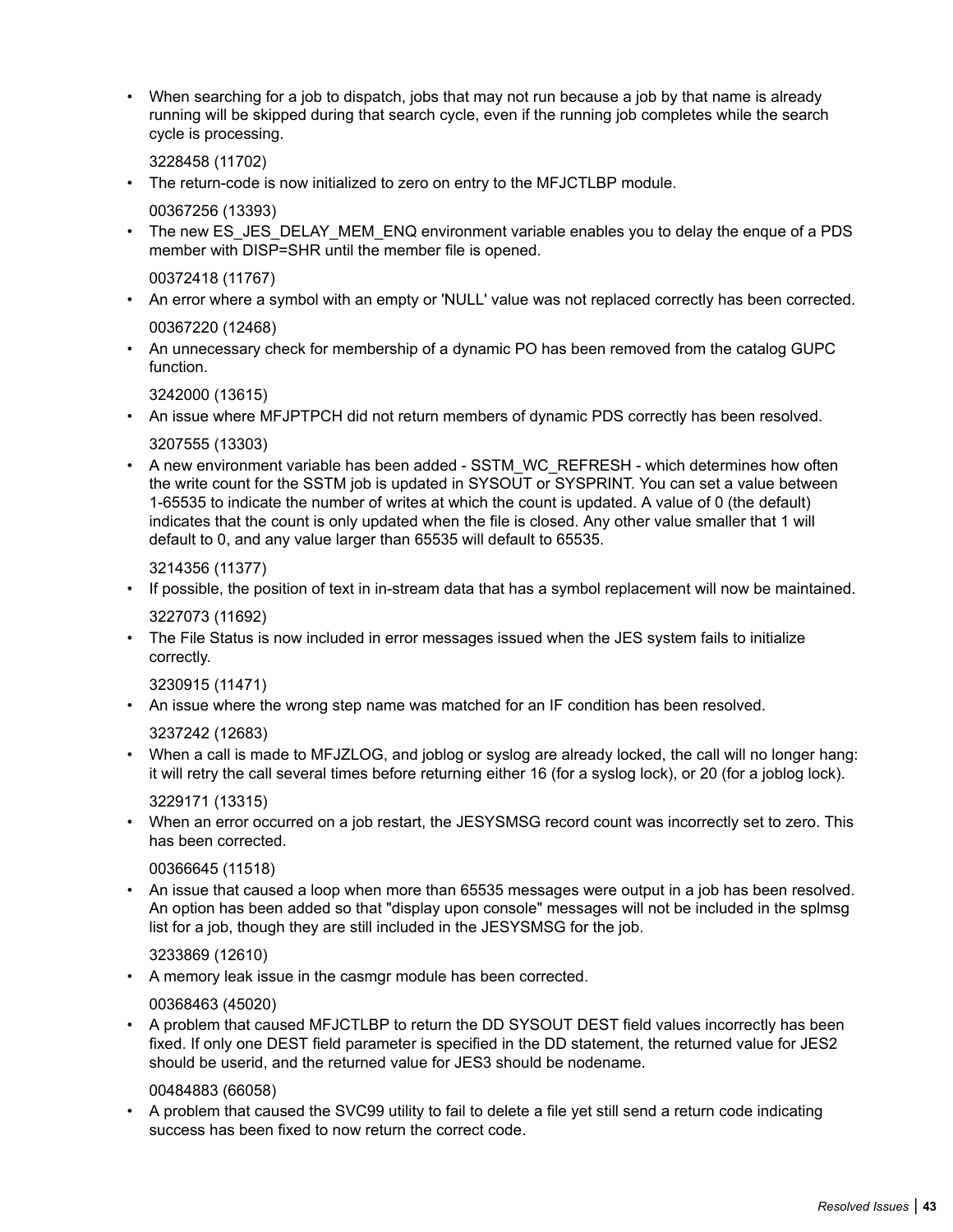- When searching for a job to dispatch, jobs that may not run because a job by that name is already running will be skipped during that search cycle, even if the running job completes while the search cycle is processing.

  3228458 (11702)
- The return-code is now initialized to zero on entry to the MFJCTLBP module.

  00367256 (13393)
- The new ES_JES_DELAY_MEM_ENQ environment variable enables you to delay the enque of a PDS member with DISP=SHR until the member file is opened.

  00372418 (11767)
- An error where a symbol with an empty or 'NULL' value was not replaced correctly has been corrected.

  00367220 (12468)
- An unnecessary check for membership of a dynamic PO has been removed from the catalog GUPC function.

  3242000 (13615)
- An issue where MFJPTPCH did not return members of dynamic PDS correctly has been resolved.

  3207555 (13303)
- A new environment variable has been added - SSTM_WC_REFRESH - which determines how often the write count for the SSTM job is updated in SYSOUT or SYSPRINT. You can set a value between 1-65535 to indicate the number of writes at which the count is updated. A value of 0 (the default) indicates that the count is only updated when the file is closed. Any other value smaller that 1 will default to 0, and any value larger than 65535 will default to 65535.

  3214356 (11377)
- If possible, the position of text in in-stream data that has a symbol replacement will now be maintained.

  3227073 (11692)
- The File Status is now included in error messages issued when the JES system fails to initialize correctly.

  3230915 (11471)
- An issue where the wrong step name was matched for an IF condition has been resolved.

  3237242 (12683)
- When a call is made to MFJZLOG, and joblog or syslog are already locked, the call will no longer hang: it will retry the call several times before returning either 16 (for a syslog lock), or 20 (for a joblog lock).

  3229171 (13315)
- When an error occurred on a job restart, the JESYSMSG record count was incorrectly set to zero. This has been corrected.

  00366645 (11518)
- An issue that caused a loop when more than 65535 messages were output in a job has been resolved. An option has been added so that "display upon console" messages will not be included in the splmsg list for a job, though they are still included in the JESYSMSG for the job.

  3233869 (12610)
- A memory leak issue in the casmgr module has been corrected.

  00368463 (45020)
- A problem that caused MFJCTLBP to return the DD SYSOUT DEST field values incorrectly has been fixed. If only one DEST field parameter is specified in the DD statement, the returned value for JES2 should be userid, and the returned value for JES3 should be nodename.

  00484883 (66058)
- A problem that caused the SVC99 utility to fail to delete a file yet still send a return code indicating success has been fixed to now return the correct code.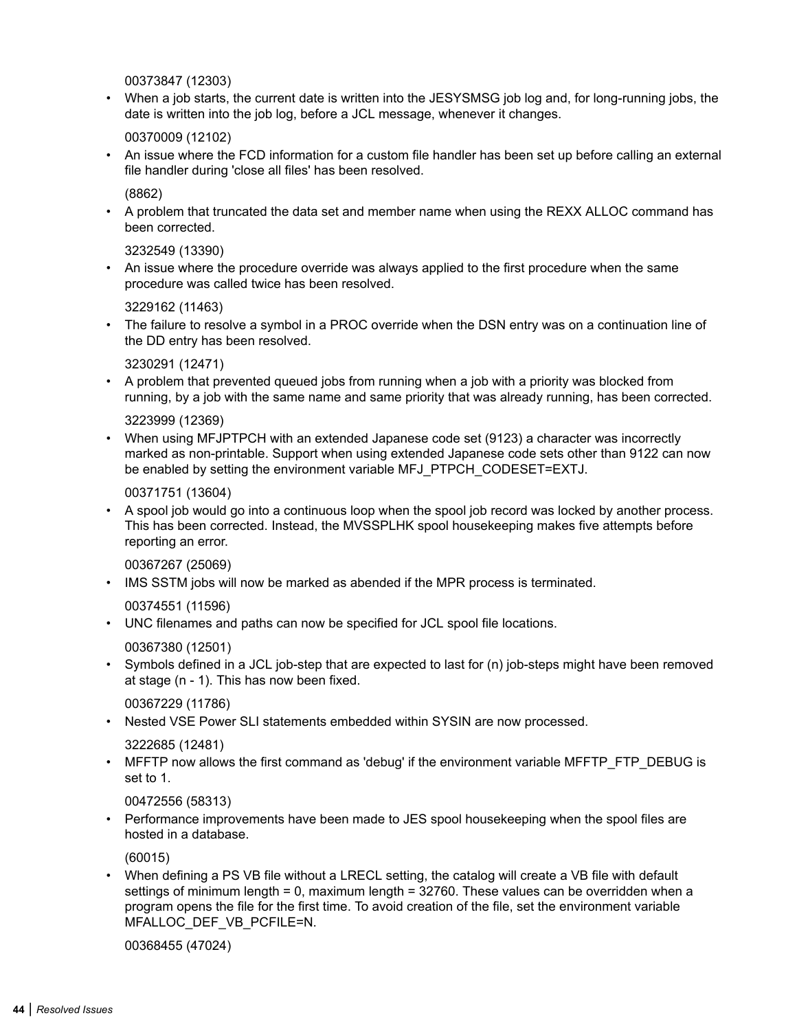00373847 (12303)

- When a job starts, the current date is written into the JESYSMSG job log and, for long-running jobs, the date is written into the job log, before a JCL message, whenever it changes.

  00370009 (12102)

- An issue where the FCD information for a custom file handler has been set up before calling an external file handler during 'close all files' has been resolved.

  (8862)

- A problem that truncated the data set and member name when using the REXX ALLOC command has been corrected.

  3232549 (13390)

- An issue where the procedure override was always applied to the first procedure when the same procedure was called twice has been resolved.

  3229162 (11463)

- The failure to resolve a symbol in a PROC override when the DSN entry was on a continuation line of the DD entry has been resolved.

  3230291 (12471)

- A problem that prevented queued jobs from running when a job with a priority was blocked from running, by a job with the same name and same priority that was already running, has been corrected.

  3223999 (12369)

- When using MFJPTPCH with an extended Japanese code set (9123) a character was incorrectly marked as non-printable. Support when using extended Japanese code sets other than 9122 can now be enabled by setting the environment variable MFJ_PTPCH_CODESET=EXTJ.

  00371751 (13604)

- A spool job would go into a continuous loop when the spool job record was locked by another process. This has been corrected. Instead, the MVSSPLHK spool housekeeping makes five attempts before reporting an error.

  00367267 (25069)

- IMS SSTM jobs will now be marked as abended if the MPR process is terminated.

  00374551 (11596)

- UNC filenames and paths can now be specified for JCL spool file locations.

  00367380 (12501)

- Symbols defined in a JCL job-step that are expected to last for (n) job-steps might have been removed at stage (n - 1). This has now been fixed.

  00367229 (11786)

- Nested VSE Power SLI statements embedded within SYSIN are now processed.

  3222685 (12481)

- MFFTP now allows the first command as 'debug' if the environment variable MFFTP_FTP_DEBUG is set to 1.

  00472556 (58313)

- Performance improvements have been made to JES spool housekeeping when the spool files are hosted in a database.

  (60015)

- When defining a PS VB file without a LRECL setting, the catalog will create a VB file with default settings of minimum length = 0, maximum length = 32760. These values can be overridden when a program opens the file for the first time. To avoid creation of the file, set the environment variable MFALLOC_DEF_VB_PCFILE=N.

  00368455 (47024)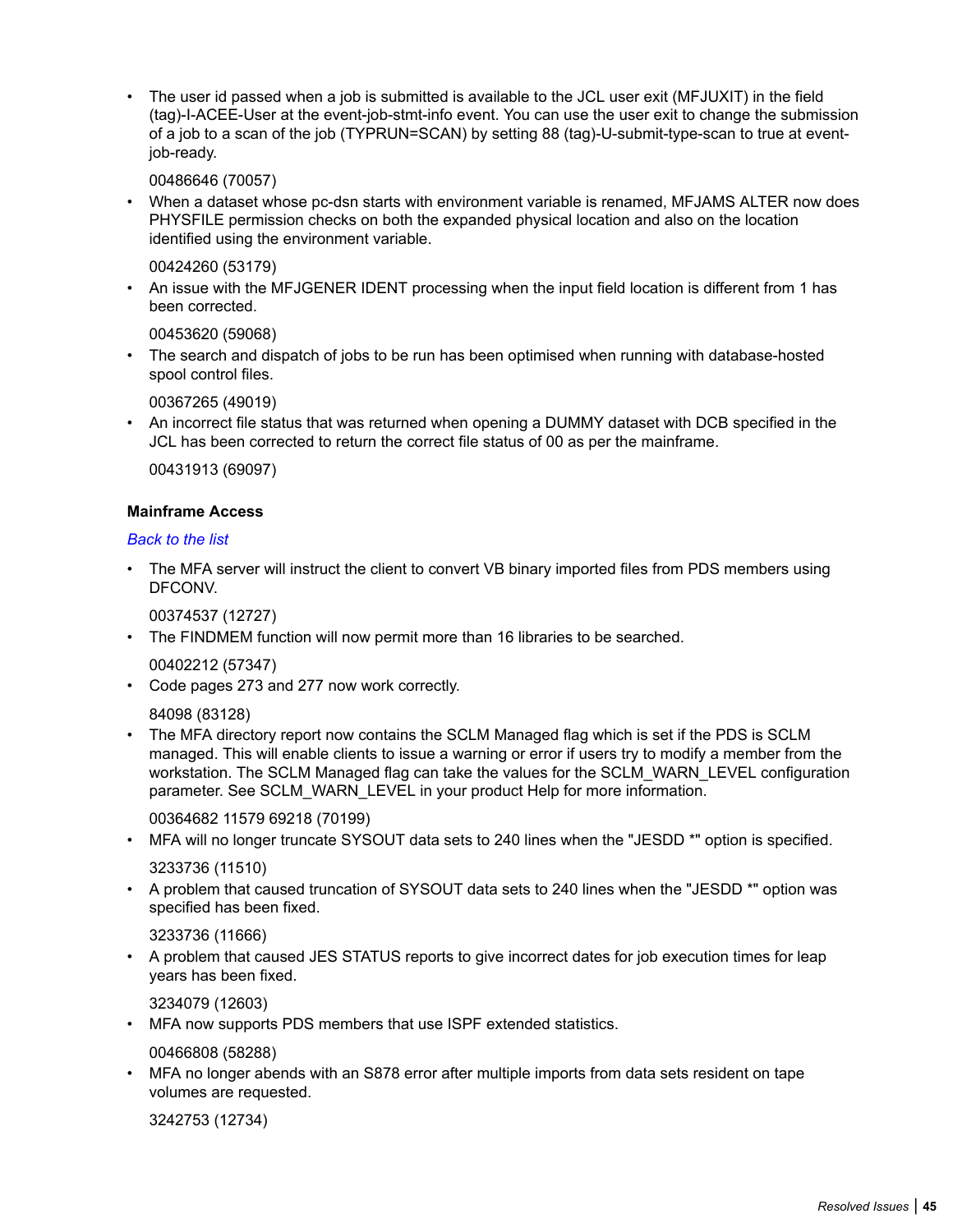- The user id passed when a job is submitted is available to the JCL user exit (MFJUXIT) in the field (tag)-I-ACEE-User at the event-job-stmt-info event. You can use the user exit to change the submission of a job to a scan of the job (TYPRUN=SCAN) by setting 88 (tag)-U-submit-type-scan to true at event-job-ready.

  00486646 (70057)

- When a dataset whose pc-dsn starts with environment variable is renamed, MFJAMS ALTER now does PHYSFILE permission checks on both the expanded physical location and also on the location identified using the environment variable.

  00424260 (53179)

- An issue with the MFJGENER IDENT processing when the input field location is different from 1 has been corrected.

  00453620 (59068)

- The search and dispatch of jobs to be run has been optimised when running with database-hosted spool control files.

  00367265 (49019)

- An incorrect file status that was returned when opening a DUMMY dataset with DCB specified in the JCL has been corrected to return the correct file status of 00 as per the mainframe.

  00431913 (69097)

**Mainframe Access**

*Back to the list*

- The MFA server will instruct the client to convert VB binary imported files from PDS members using DFCONV.

  00374537 (12727)

- The FINDMEM function will now permit more than 16 libraries to be searched.

  00402212 (57347)

- Code pages 273 and 277 now work correctly.

  84098 (83128)

- The MFA directory report now contains the SCLM Managed flag which is set if the PDS is SCLM managed. This will enable clients to issue a warning or error if users try to modify a member from the workstation. The SCLM Managed flag can take the values for the SCLM_WARN_LEVEL configuration parameter. See SCLM_WARN_LEVEL in your product Help for more information.

  00364682 11579 69218 (70199)

- MFA will no longer truncate SYSOUT data sets to 240 lines when the "JESDD *" option is specified.

  3233736 (11510)

- A problem that caused truncation of SYSOUT data sets to 240 lines when the "JESDD *" option was specified has been fixed.

  3233736 (11666)

- A problem that caused JES STATUS reports to give incorrect dates for job execution times for leap years has been fixed.

  3234079 (12603)

- MFA now supports PDS members that use ISPF extended statistics.

  00466808 (58288)

- MFA no longer abends with an S878 error after multiple imports from data sets resident on tape volumes are requested.

  3242753 (12734)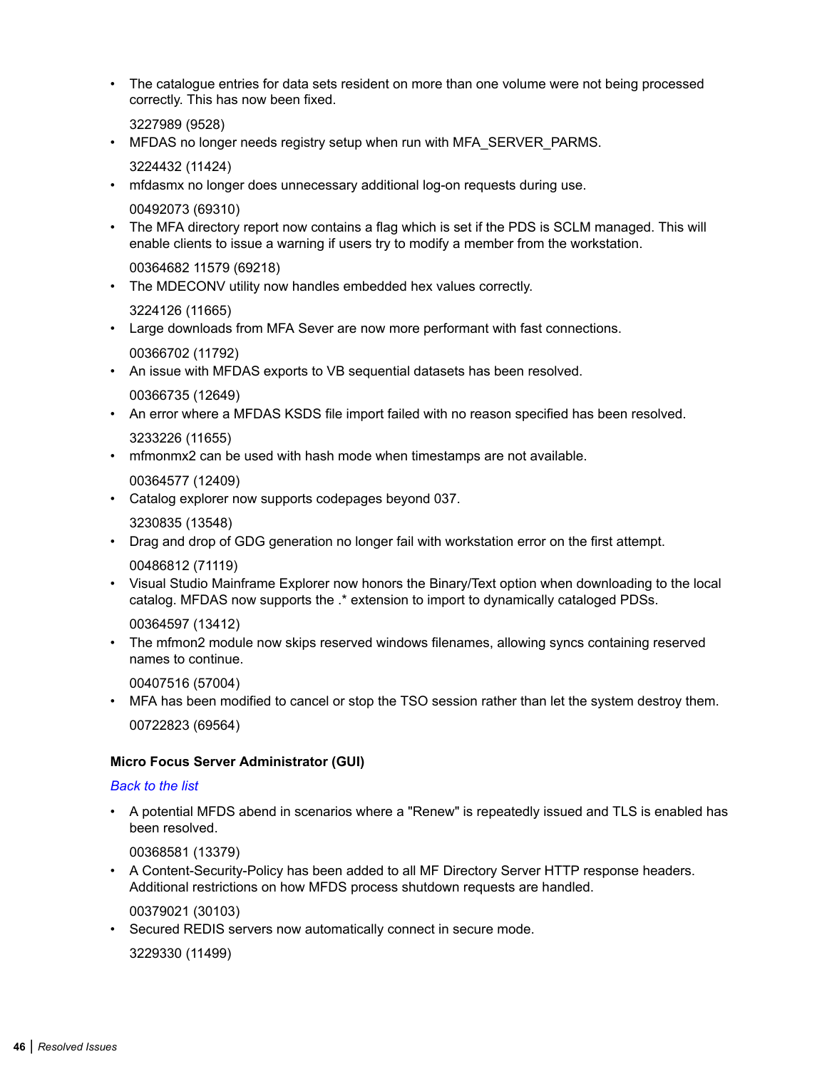- The catalogue entries for data sets resident on more than one volume were not being processed correctly. This has now been fixed.

  3227989 (9528)
- MFDAS no longer needs registry setup when run with MFA_SERVER_PARMS.

  3224432 (11424)
- mfdasmx no longer does unnecessary additional log-on requests during use.

  00492073 (69310)
- The MFA directory report now contains a flag which is set if the PDS is SCLM managed. This will enable clients to issue a warning if users try to modify a member from the workstation.

  00364682 11579 (69218)
- The MDECONV utility now handles embedded hex values correctly.

  3224126 (11665)
- Large downloads from MFA Sever are now more performant with fast connections.

  00366702 (11792)
- An issue with MFDAS exports to VB sequential datasets has been resolved.

  00366735 (12649)
- An error where a MFDAS KSDS file import failed with no reason specified has been resolved.

  3233226 (11655)
- mfmonmx2 can be used with hash mode when timestamps are not available.

  00364577 (12409)
- Catalog explorer now supports codepages beyond 037.

  3230835 (13548)
- Drag and drop of GDG generation no longer fail with workstation error on the first attempt.

  00486812 (71119)
- Visual Studio Mainframe Explorer now honors the Binary/Text option when downloading to the local catalog. MFDAS now supports the .* extension to import to dynamically cataloged PDSs.

  00364597 (13412)
- The mfmon2 module now skips reserved windows filenames, allowing syncs containing reserved names to continue.

  00407516 (57004)
- MFA has been modified to cancel or stop the TSO session rather than let the system destroy them.

  00722823 (69564)

**Micro Focus Server Administrator (GUI)**

*Back to the list*

- A potential MFDS abend in scenarios where a "Renew" is repeatedly issued and TLS is enabled has been resolved.

  00368581 (13379)
- A Content-Security-Policy has been added to all MF Directory Server HTTP response headers. Additional restrictions on how MFDS process shutdown requests are handled.

  00379021 (30103)
- Secured REDIS servers now automatically connect in secure mode.

  3229330 (11499)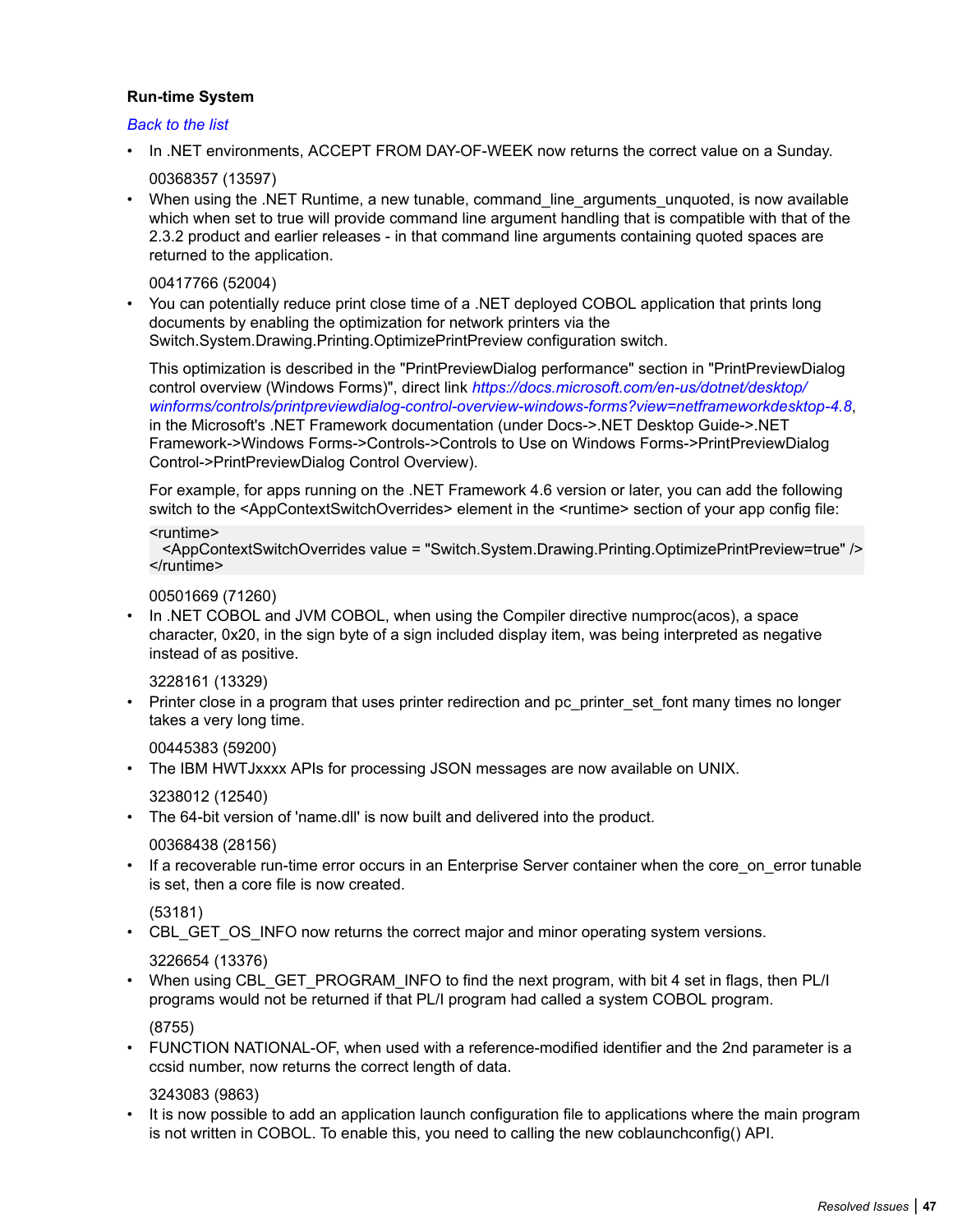### Run-time System

*Back to the list*

- In .NET environments, ACCEPT FROM DAY-OF-WEEK now returns the correct value on a Sunday.

  00368357 (13597)

- When using the .NET Runtime, a new tunable, command_line_arguments_unquoted, is now available which when set to true will provide command line argument handling that is compatible with that of the 2.3.2 product and earlier releases - in that command line arguments containing quoted spaces are returned to the application.

  00417766 (52004)

- You can potentially reduce print close time of a .NET deployed COBOL application that prints long documents by enabling the optimization for network printers via the Switch.System.Drawing.Printing.OptimizePrintPreview configuration switch.

  This optimization is described in the "PrintPreviewDialog performance" section in "PrintPreviewDialog control overview (Windows Forms)", direct link *https://docs.microsoft.com/en-us/dotnet/desktop/winforms/controls/printpreviewdialog-control-overview-windows-forms?view=netframeworkdesktop-4.8*, in the Microsoft's .NET Framework documentation (under Docs->.NET Desktop Guide->.NET Framework->Windows Forms->Controls->Controls to Use on Windows Forms->PrintPreviewDialog Control->PrintPreviewDialog Control Overview).

  For example, for apps running on the .NET Framework 4.6 version or later, you can add the following switch to the <AppContextSwitchOverrides> element in the <runtime> section of your app config file:

  ```
  <runtime>
    <AppContextSwitchOverrides value = "Switch.System.Drawing.Printing.OptimizePrintPreview=true" />
  </runtime>
  ```

  00501669 (71260)

- In .NET COBOL and JVM COBOL, when using the Compiler directive numproc(acos), a space character, 0x20, in the sign byte of a sign included display item, was being interpreted as negative instead of as positive.

  3228161 (13329)

- Printer close in a program that uses printer redirection and pc_printer_set_font many times no longer takes a very long time.

  00445383 (59200)

- The IBM HWTJxxxx APIs for processing JSON messages are now available on UNIX.

  3238012 (12540)

- The 64-bit version of 'name.dll' is now built and delivered into the product.

  00368438 (28156)

- If a recoverable run-time error occurs in an Enterprise Server container when the core_on_error tunable is set, then a core file is now created.

  (53181)

- CBL_GET_OS_INFO now returns the correct major and minor operating system versions.

  3226654 (13376)

- When using CBL_GET_PROGRAM_INFO to find the next program, with bit 4 set in flags, then PL/I programs would not be returned if that PL/I program had called a system COBOL program.

  (8755)

- FUNCTION NATIONAL-OF, when used with a reference-modified identifier and the 2nd parameter is a ccsid number, now returns the correct length of data.

  3243083 (9863)

- It is now possible to add an application launch configuration file to applications where the main program is not written in COBOL. To enable this, you need to calling the new coblaunchconfig() API.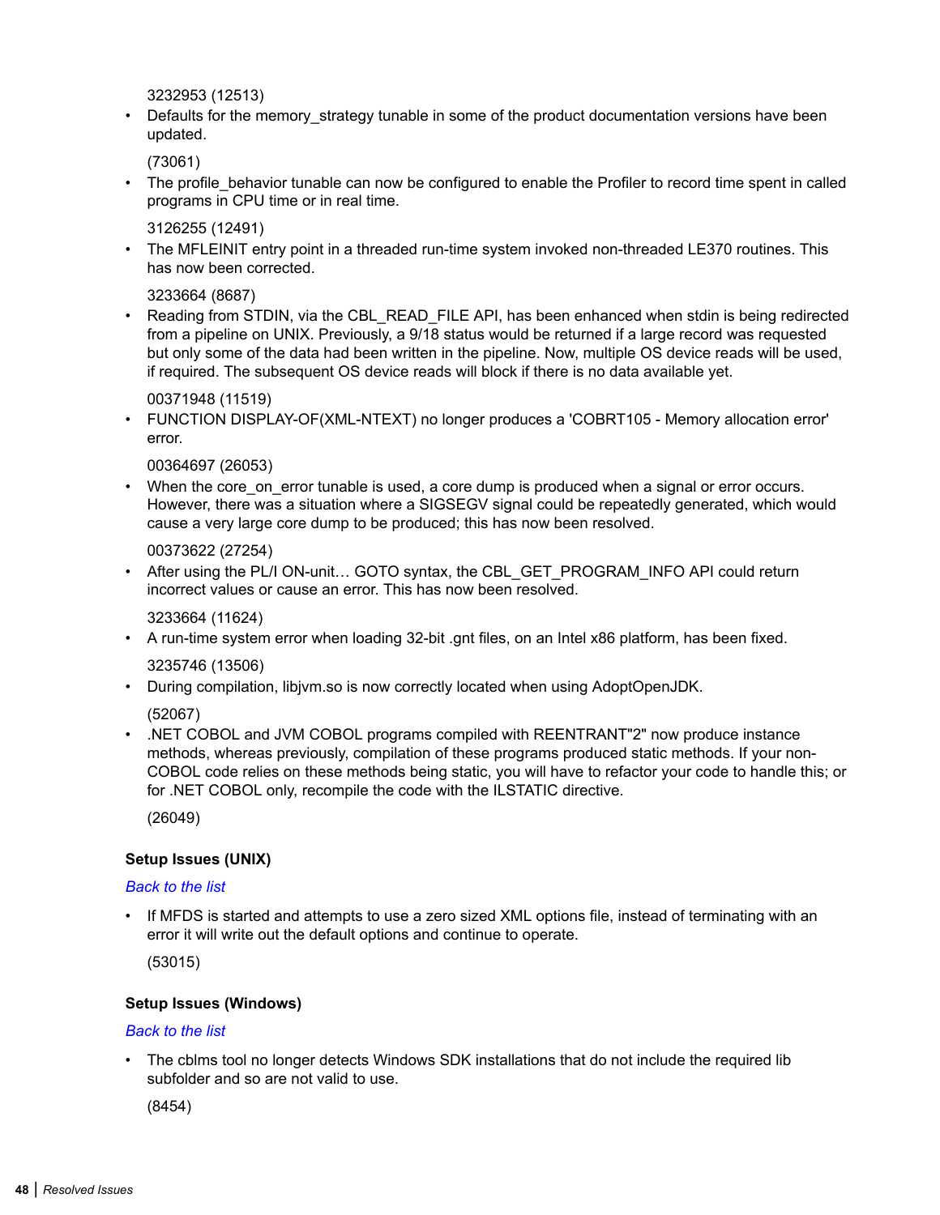3232953 (12513)

- Defaults for the memory_strategy tunable in some of the product documentation versions have been updated.

  (73061)

- The profile_behavior tunable can now be configured to enable the Profiler to record time spent in called programs in CPU time or in real time.

  3126255 (12491)

- The MFLEINIT entry point in a threaded run-time system invoked non-threaded LE370 routines. This has now been corrected.

  3233664 (8687)

- Reading from STDIN, via the CBL_READ_FILE API, has been enhanced when stdin is being redirected from a pipeline on UNIX. Previously, a 9/18 status would be returned if a large record was requested but only some of the data had been written in the pipeline. Now, multiple OS device reads will be used, if required. The subsequent OS device reads will block if there is no data available yet.

  00371948 (11519)

- FUNCTION DISPLAY-OF(XML-NTEXT) no longer produces a 'COBRT105 - Memory allocation error' error.

  00364697 (26053)

- When the core_on_error tunable is used, a core dump is produced when a signal or error occurs. However, there was a situation where a SIGSEGV signal could be repeatedly generated, which would cause a very large core dump to be produced; this has now been resolved.

  00373622 (27254)

- After using the PL/I ON-unit… GOTO syntax, the CBL_GET_PROGRAM_INFO API could return incorrect values or cause an error. This has now been resolved.

  3233664 (11624)

- A run-time system error when loading 32-bit .gnt files, on an Intel x86 platform, has been fixed.

  3235746 (13506)

- During compilation, libjvm.so is now correctly located when using AdoptOpenJDK.

  (52067)

- .NET COBOL and JVM COBOL programs compiled with REENTRANT"2" now produce instance methods, whereas previously, compilation of these programs produced static methods. If your non-COBOL code relies on these methods being static, you will have to refactor your code to handle this; or for .NET COBOL only, recompile the code with the ILSTATIC directive.

  (26049)

#### Setup Issues (UNIX)

*Back to the list*

- If MFDS is started and attempts to use a zero sized XML options file, instead of terminating with an error it will write out the default options and continue to operate.

  (53015)

#### Setup Issues (Windows)

*Back to the list*

- The cblms tool no longer detects Windows SDK installations that do not include the required lib subfolder and so are not valid to use.

  (8454)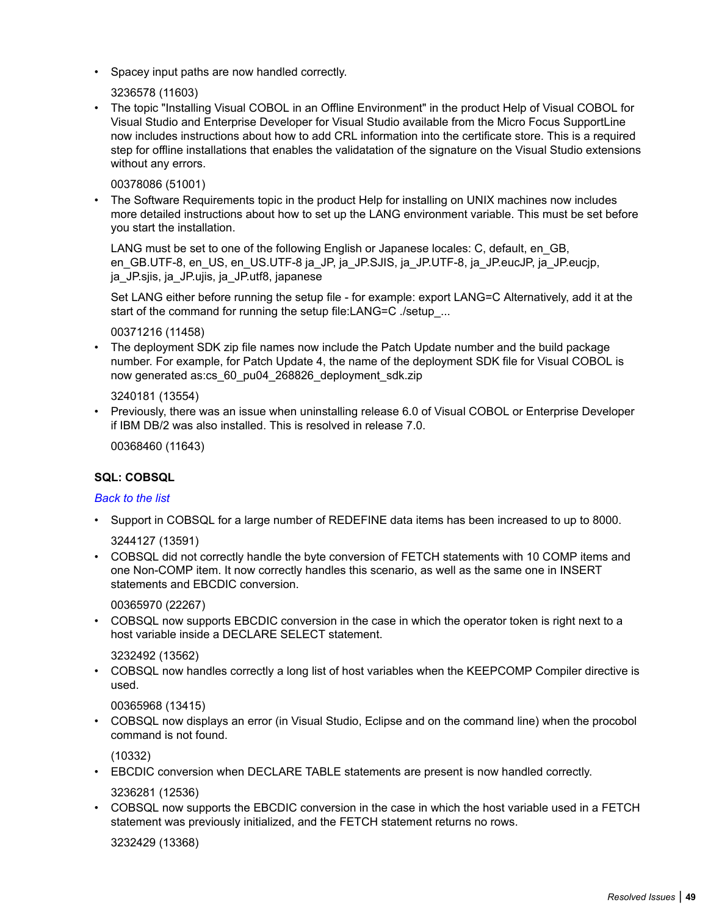- Spacey input paths are now handled correctly.

  3236578 (11603)
- The topic "Installing Visual COBOL in an Offline Environment" in the product Help of Visual COBOL for Visual Studio and Enterprise Developer for Visual Studio available from the Micro Focus SupportLine now includes instructions about how to add CRL information into the certificate store. This is a required step for offline installations that enables the validatation of the signature on the Visual Studio extensions without any errors.

  00378086 (51001)
- The Software Requirements topic in the product Help for installing on UNIX machines now includes more detailed instructions about how to set up the LANG environment variable. This must be set before you start the installation.

  LANG must be set to one of the following English or Japanese locales: C, default, en_GB, en_GB.UTF-8, en_US, en_US.UTF-8 ja_JP, ja_JP.SJIS, ja_JP.UTF-8, ja_JP.eucJP, ja_JP.eucjp, ja_JP.sjis, ja_JP.ujis, ja_JP.utf8, japanese

  Set LANG either before running the setup file - for example: export LANG=C Alternatively, add it at the start of the command for running the setup file:LANG=C ./setup_...

  00371216 (11458)
- The deployment SDK zip file names now include the Patch Update number and the build package number. For example, for Patch Update 4, the name of the deployment SDK file for Visual COBOL is now generated as:cs_60_pu04_268826_deployment_sdk.zip

  3240181 (13554)
- Previously, there was an issue when uninstalling release 6.0 of Visual COBOL or Enterprise Developer if IBM DB/2 was also installed. This is resolved in release 7.0.

  00368460 (11643)

**SQL: COBSQL**

*Back to the list*

- Support in COBSQL for a large number of REDEFINE data items has been increased to up to 8000.

  3244127 (13591)
- COBSQL did not correctly handle the byte conversion of FETCH statements with 10 COMP items and one Non-COMP item. It now correctly handles this scenario, as well as the same one in INSERT statements and EBCDIC conversion.

  00365970 (22267)
- COBSQL now supports EBCDIC conversion in the case in which the operator token is right next to a host variable inside a DECLARE SELECT statement.

  3232492 (13562)
- COBSQL now handles correctly a long list of host variables when the KEEPCOMP Compiler directive is used.

  00365968 (13415)
- COBSQL now displays an error (in Visual Studio, Eclipse and on the command line) when the procobol command is not found.

  (10332)
- EBCDIC conversion when DECLARE TABLE statements are present is now handled correctly.

  3236281 (12536)
- COBSQL now supports the EBCDIC conversion in the case in which the host variable used in a FETCH statement was previously initialized, and the FETCH statement returns no rows.

  3232429 (13368)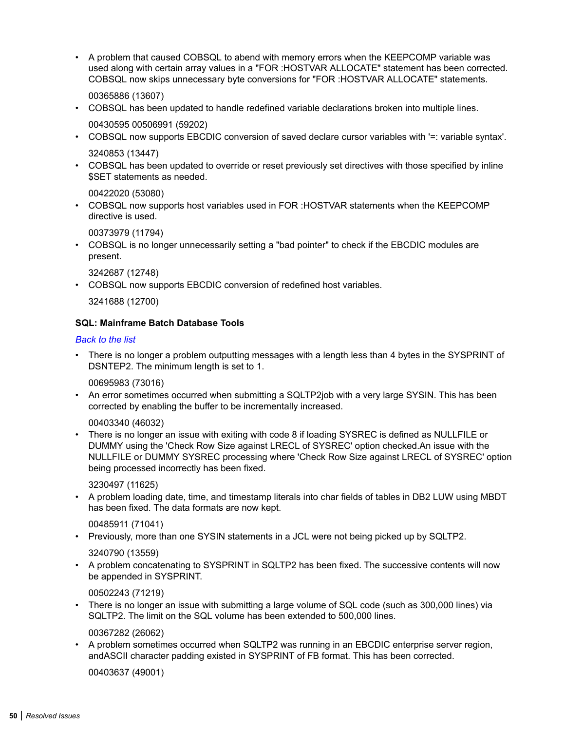- A problem that caused COBSQL to abend with memory errors when the KEEPCOMP variable was used along with certain array values in a "FOR :HOSTVAR ALLOCATE" statement has been corrected. COBSQL now skips unnecessary byte conversions for "FOR :HOSTVAR ALLOCATE" statements.

  00365886 (13607)
- COBSQL has been updated to handle redefined variable declarations broken into multiple lines.

  00430595 00506991 (59202)
- COBSQL now supports EBCDIC conversion of saved declare cursor variables with '=: variable syntax'.

  3240853 (13447)
- COBSQL has been updated to override or reset previously set directives with those specified by inline $SET statements as needed.

  00422020 (53080)
- COBSQL now supports host variables used in FOR :HOSTVAR statements when the KEEPCOMP directive is used.

  00373979 (11794)
- COBSQL is no longer unnecessarily setting a "bad pointer" to check if the EBCDIC modules are present.

  3242687 (12748)
- COBSQL now supports EBCDIC conversion of redefined host variables.

  3241688 (12700)

**SQL: Mainframe Batch Database Tools**

*Back to the list*

- There is no longer a problem outputting messages with a length less than 4 bytes in the SYSPRINT of DSNTEP2. The minimum length is set to 1.

  00695983 (73016)
- An error sometimes occurred when submitting a SQLTP2job with a very large SYSIN. This has been corrected by enabling the buffer to be incrementally increased.

  00403340 (46032)
- There is no longer an issue with exiting with code 8 if loading SYSREC is defined as NULLFILE or DUMMY using the 'Check Row Size against LRECL of SYSREC' option checked.An issue with the NULLFILE or DUMMY SYSREC processing where 'Check Row Size against LRECL of SYSREC' option being processed incorrectly has been fixed.

  3230497 (11625)
- A problem loading date, time, and timestamp literals into char fields of tables in DB2 LUW using MBDT has been fixed. The data formats are now kept.

  00485911 (71041)
- Previously, more than one SYSIN statements in a JCL were not being picked up by SQLTP2.

  3240790 (13559)
- A problem concatenating to SYSPRINT in SQLTP2 has been fixed. The successive contents will now be appended in SYSPRINT.

  00502243 (71219)
- There is no longer an issue with submitting a large volume of SQL code (such as 300,000 lines) via SQLTP2. The limit on the SQL volume has been extended to 500,000 lines.

  00367282 (26062)
- A problem sometimes occurred when SQLTP2 was running in an EBCDIC enterprise server region, andASCII character padding existed in SYSPRINT of FB format. This has been corrected.

  00403637 (49001)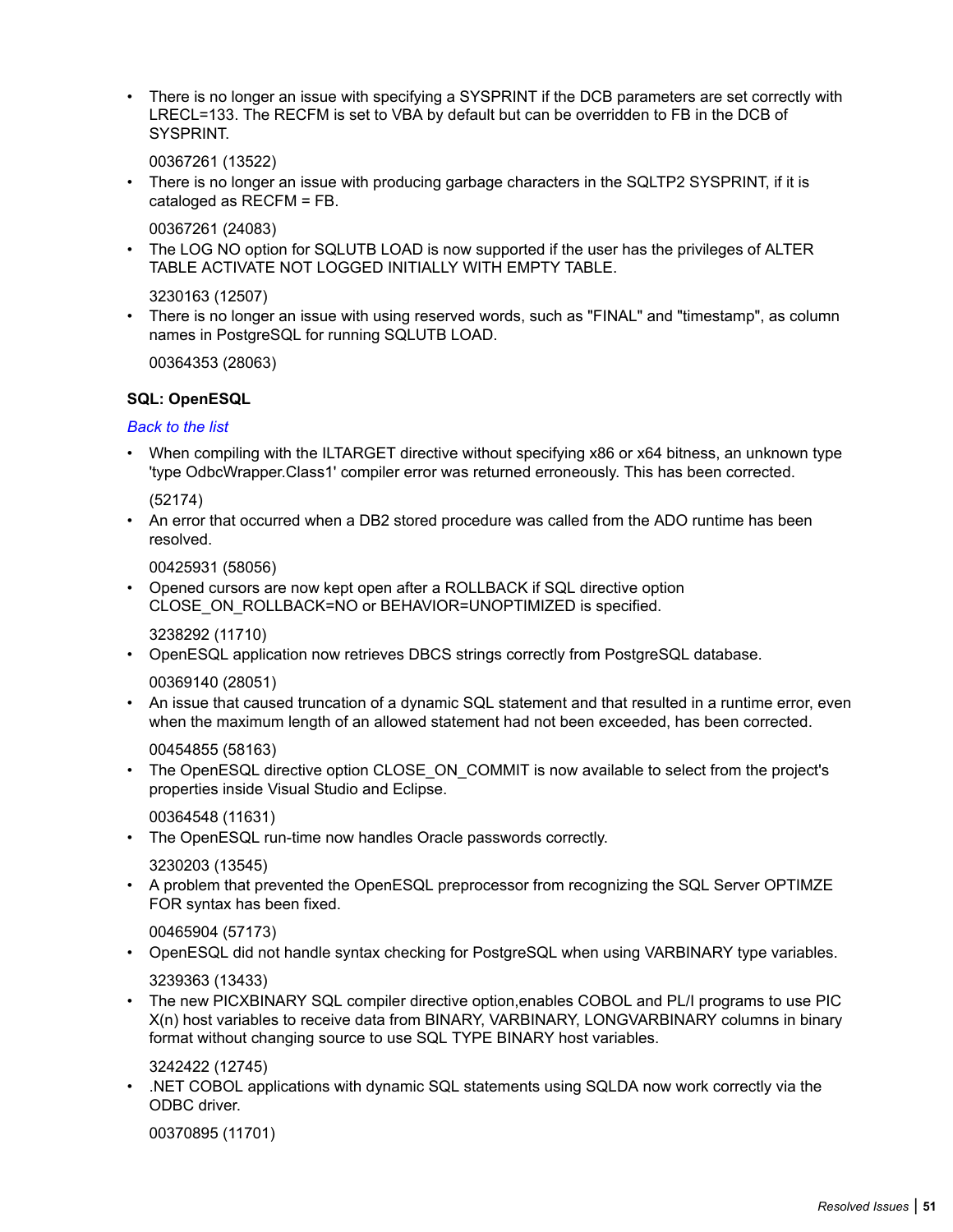- There is no longer an issue with specifying a SYSPRINT if the DCB parameters are set correctly with LRECL=133. The RECFM is set to VBA by default but can be overridden to FB in the DCB of SYSPRINT.

  00367261 (13522)
- There is no longer an issue with producing garbage characters in the SQLTP2 SYSPRINT, if it is cataloged as RECFM = FB.

  00367261 (24083)
- The LOG NO option for SQLUTB LOAD is now supported if the user has the privileges of ALTER TABLE ACTIVATE NOT LOGGED INITIALLY WITH EMPTY TABLE.

  3230163 (12507)
- There is no longer an issue with using reserved words, such as "FINAL" and "timestamp", as column names in PostgreSQL for running SQLUTB LOAD.

  00364353 (28063)

**SQL: OpenESQL**

*Back to the list*

- When compiling with the ILTARGET directive without specifying x86 or x64 bitness, an unknown type 'type OdbcWrapper.Class1' compiler error was returned erroneously. This has been corrected.

  (52174)
- An error that occurred when a DB2 stored procedure was called from the ADO runtime has been resolved.

  00425931 (58056)
- Opened cursors are now kept open after a ROLLBACK if SQL directive option CLOSE_ON_ROLLBACK=NO or BEHAVIOR=UNOPTIMIZED is specified.

  3238292 (11710)
- OpenESQL application now retrieves DBCS strings correctly from PostgreSQL database.

  00369140 (28051)
- An issue that caused truncation of a dynamic SQL statement and that resulted in a runtime error, even when the maximum length of an allowed statement had not been exceeded, has been corrected.

  00454855 (58163)
- The OpenESQL directive option CLOSE_ON_COMMIT is now available to select from the project's properties inside Visual Studio and Eclipse.

  00364548 (11631)
- The OpenESQL run-time now handles Oracle passwords correctly.

  3230203 (13545)
- A problem that prevented the OpenESQL preprocessor from recognizing the SQL Server OPTIMZE FOR syntax has been fixed.

  00465904 (57173)
- OpenESQL did not handle syntax checking for PostgreSQL when using VARBINARY type variables.

  3239363 (13433)
- The new PICXBINARY SQL compiler directive option,enables COBOL and PL/I programs to use PIC X(n) host variables to receive data from BINARY, VARBINARY, LONGVARBINARY columns in binary format without changing source to use SQL TYPE BINARY host variables.

  3242422 (12745)
- .NET COBOL applications with dynamic SQL statements using SQLDA now work correctly via the ODBC driver.

  00370895 (11701)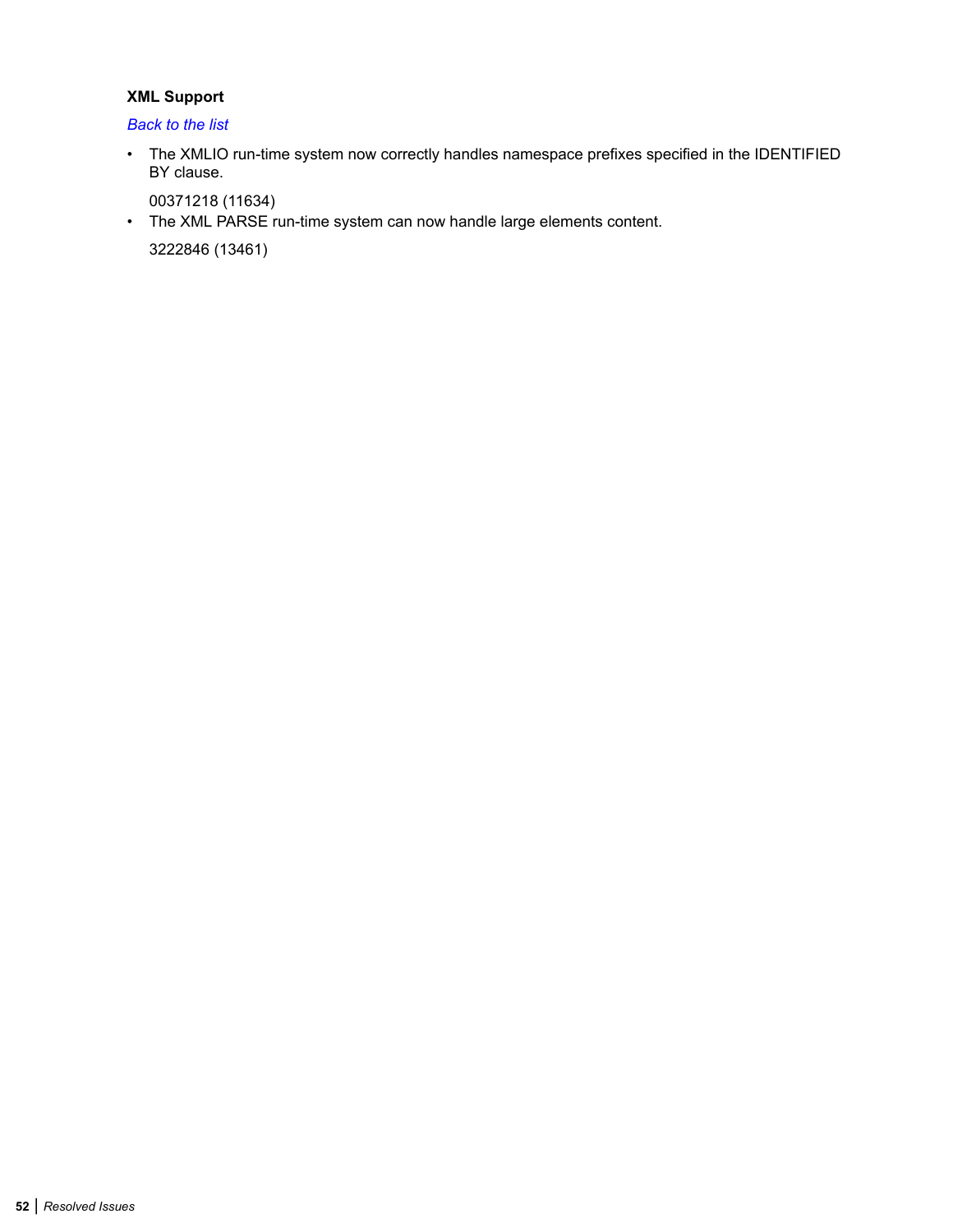### XML Support

*Back to the list*

- The XMLIO run-time system now correctly handles namespace prefixes specified in the IDENTIFIED BY clause.

  00371218 (11634)
- The XML PARSE run-time system can now handle large elements content.

  3222846 (13461)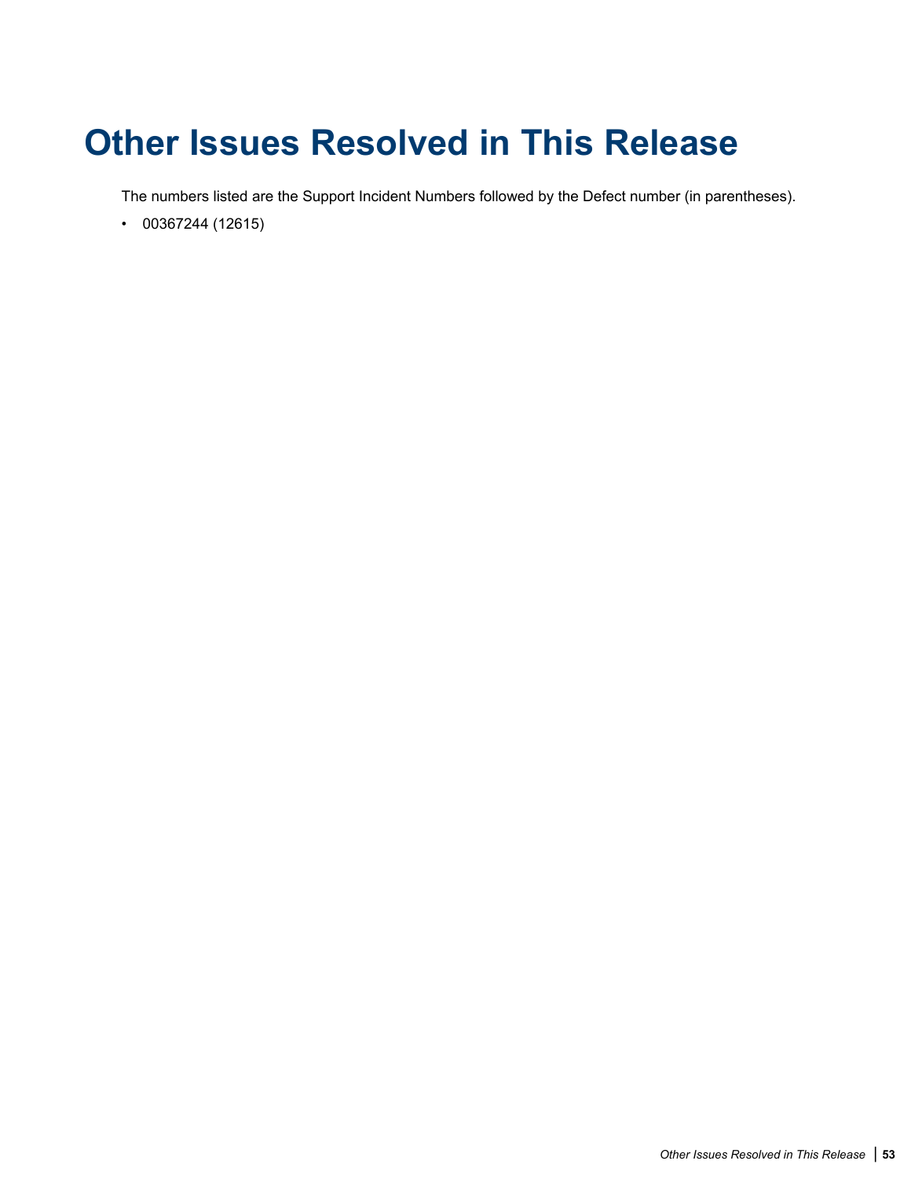# Other Issues Resolved in This Release

The numbers listed are the Support Incident Numbers followed by the Defect number (in parentheses).

- 00367244 (12615)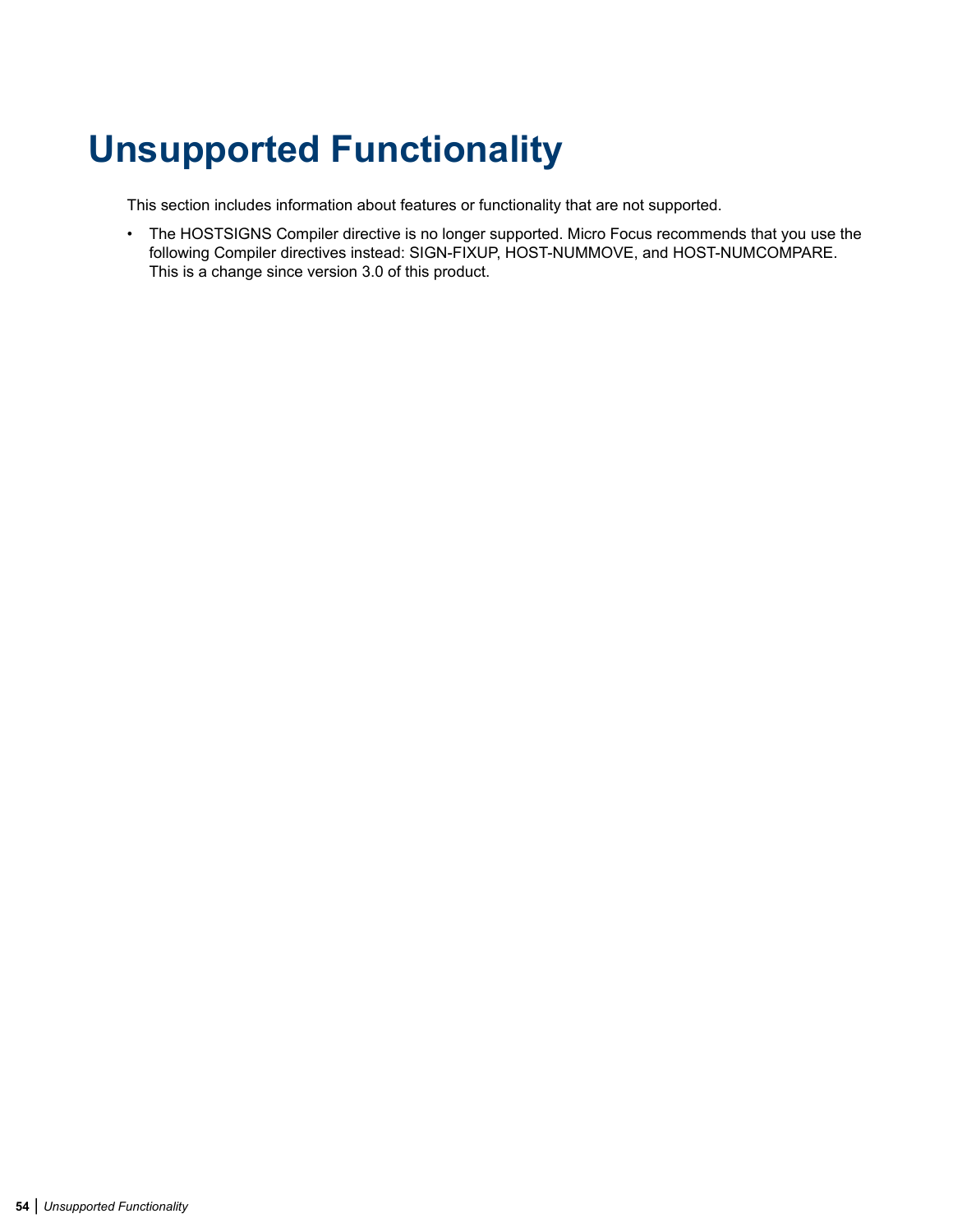# Unsupported Functionality

This section includes information about features or functionality that are not supported.

- The HOSTSIGNS Compiler directive is no longer supported. Micro Focus recommends that you use the following Compiler directives instead: SIGN-FIXUP, HOST-NUMMOVE, and HOST-NUMCOMPARE. This is a change since version 3.0 of this product.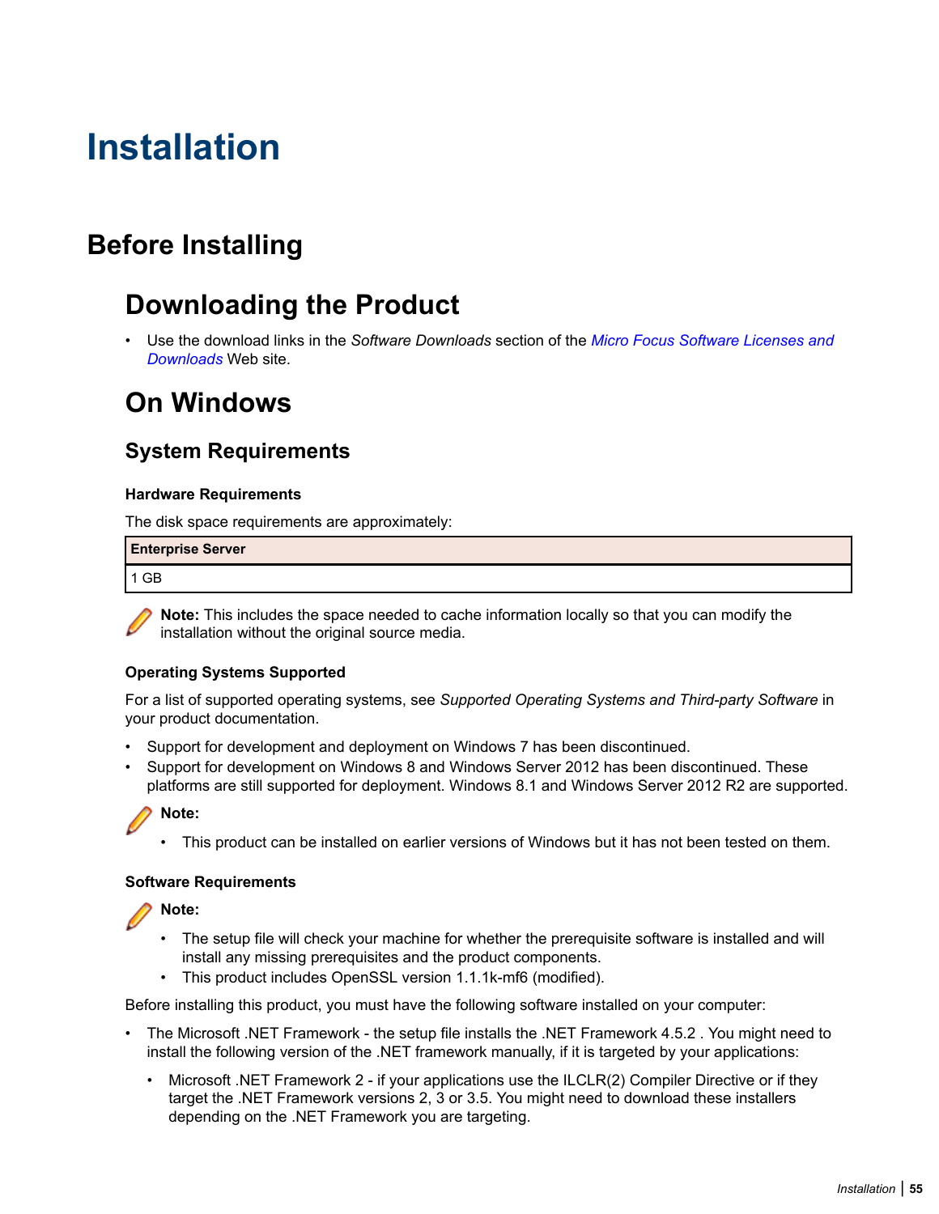# Installation

## Before Installing

### Downloading the Product

- Use the download links in the *Software Downloads* section of the *Micro Focus Software Licenses and Downloads* Web site.

### On Windows

#### System Requirements

##### Hardware Requirements

The disk space requirements are approximately:

| Enterprise Server |
|---|
| 1 GB |

**Note:** This includes the space needed to cache information locally so that you can modify the installation without the original source media.

##### Operating Systems Supported

For a list of supported operating systems, see *Supported Operating Systems and Third-party Software* in your product documentation.

- Support for development and deployment on Windows 7 has been discontinued.
- Support for development on Windows 8 and Windows Server 2012 has been discontinued. These platforms are still supported for deployment. Windows 8.1 and Windows Server 2012 R2 are supported.

**Note:**

- This product can be installed on earlier versions of Windows but it has not been tested on them.

##### Software Requirements

**Note:**

- The setup file will check your machine for whether the prerequisite software is installed and will install any missing prerequisites and the product components.
- This product includes OpenSSL version 1.1.1k-mf6 (modified).

Before installing this product, you must have the following software installed on your computer:

- The Microsoft .NET Framework - the setup file installs the .NET Framework 4.5.2 . You might need to install the following version of the .NET framework manually, if it is targeted by your applications:
  - Microsoft .NET Framework 2 - if your applications use the ILCLR(2) Compiler Directive or if they target the .NET Framework versions 2, 3 or 3.5. You might need to download these installers depending on the .NET Framework you are targeting.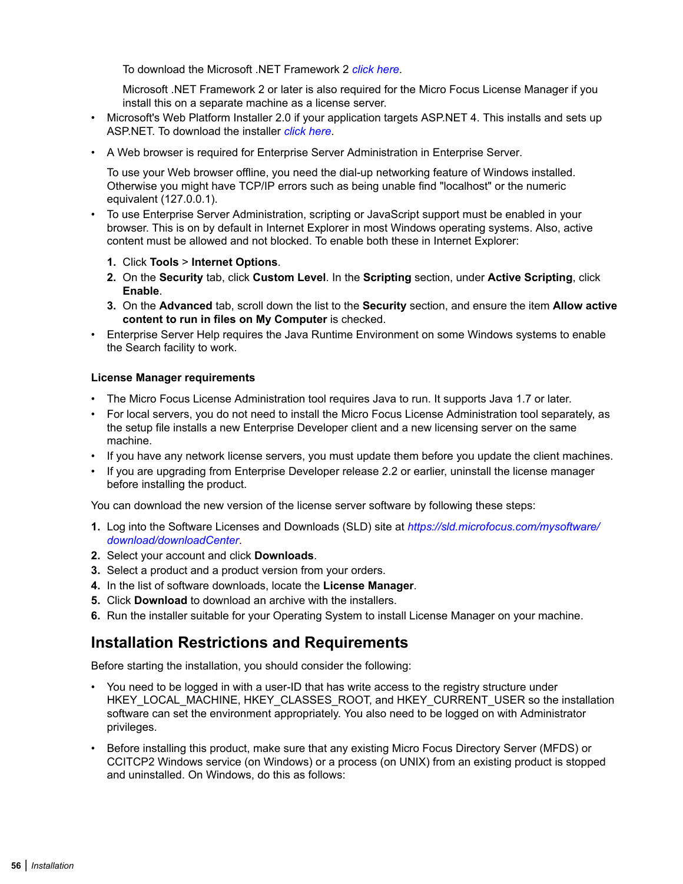To download the Microsoft .NET Framework 2 *click here*.

Microsoft .NET Framework 2 or later is also required for the Micro Focus License Manager if you install this on a separate machine as a license server.

- Microsoft's Web Platform Installer 2.0 if your application targets ASP.NET 4. This installs and sets up ASP.NET. To download the installer *click here*.
- A Web browser is required for Enterprise Server Administration in Enterprise Server.

  To use your Web browser offline, you need the dial-up networking feature of Windows installed. Otherwise you might have TCP/IP errors such as being unable find "localhost" or the numeric equivalent (127.0.0.1).
- To use Enterprise Server Administration, scripting or JavaScript support must be enabled in your browser. This is on by default in Internet Explorer in most Windows operating systems. Also, active content must be allowed and not blocked. To enable both these in Internet Explorer:
  1. Click **Tools** > **Internet Options**.
  2. On the **Security** tab, click **Custom Level**. In the **Scripting** section, under **Active Scripting**, click **Enable**.
  3. On the **Advanced** tab, scroll down the list to the **Security** section, and ensure the item **Allow active content to run in files on My Computer** is checked.
- Enterprise Server Help requires the Java Runtime Environment on some Windows systems to enable the Search facility to work.

#### License Manager requirements

- The Micro Focus License Administration tool requires Java to run. It supports Java 1.7 or later.
- For local servers, you do not need to install the Micro Focus License Administration tool separately, as the setup file installs a new Enterprise Developer client and a new licensing server on the same machine.
- If you have any network license servers, you must update them before you update the client machines.
- If you are upgrading from Enterprise Developer release 2.2 or earlier, uninstall the license manager before installing the product.

You can download the new version of the license server software by following these steps:

1. Log into the Software Licenses and Downloads (SLD) site at *https://sld.microfocus.com/mysoftware/download/downloadCenter*.
2. Select your account and click **Downloads**.
3. Select a product and a product version from your orders.
4. In the list of software downloads, locate the **License Manager**.
5. Click **Download** to download an archive with the installers.
6. Run the installer suitable for your Operating System to install License Manager on your machine.

## Installation Restrictions and Requirements

Before starting the installation, you should consider the following:

- You need to be logged in with a user-ID that has write access to the registry structure under HKEY_LOCAL_MACHINE, HKEY_CLASSES_ROOT, and HKEY_CURRENT_USER so the installation software can set the environment appropriately. You also need to be logged on with Administrator privileges.
- Before installing this product, make sure that any existing Micro Focus Directory Server (MFDS) or CCITCP2 Windows service (on Windows) or a process (on UNIX) from an existing product is stopped and uninstalled. On Windows, do this as follows: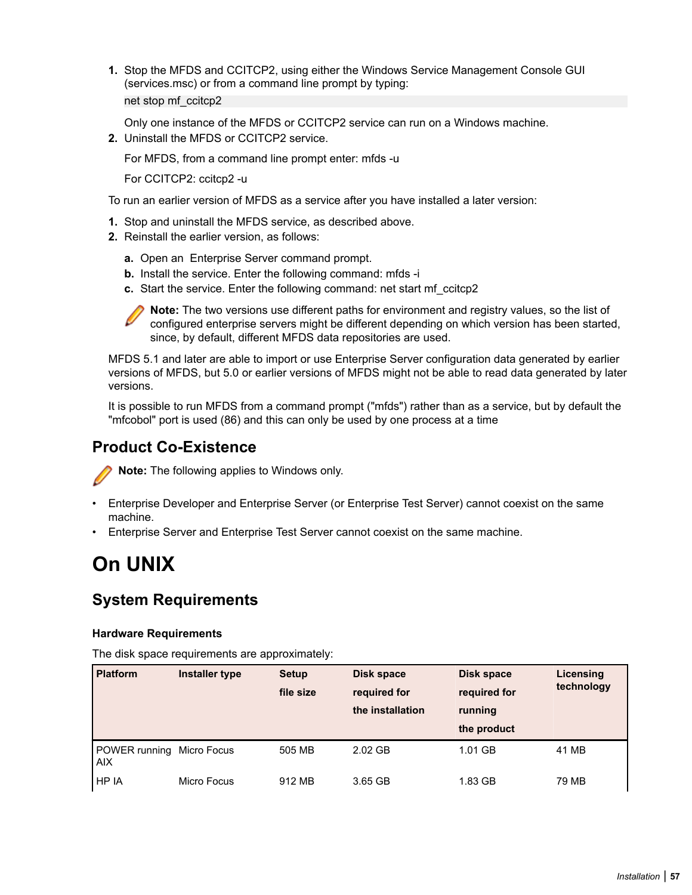1. Stop the MFDS and CCITCP2, using either the Windows Service Management Console GUI (services.msc) or from a command line prompt by typing:

   ```
   net stop mf_ccitcp2
   ```

   Only one instance of the MFDS or CCITCP2 service can run on a Windows machine.
2. Uninstall the MFDS or CCITCP2 service.

   For MFDS, from a command line prompt enter: mfds -u

   For CCITCP2: ccitcp2 -u

To run an earlier version of MFDS as a service after you have installed a later version:

1. Stop and uninstall the MFDS service, as described above.
2. Reinstall the earlier version, as follows:
   a. Open an Enterprise Server command prompt.
   b. Install the service. Enter the following command: mfds -i
   c. Start the service. Enter the following command: net start mf_ccitcp2

   **Note:** The two versions use different paths for environment and registry values, so the list of configured enterprise servers might be different depending on which version has been started, since, by default, different MFDS data repositories are used.

MFDS 5.1 and later are able to import or use Enterprise Server configuration data generated by earlier versions of MFDS, but 5.0 or earlier versions of MFDS might not be able to read data generated by later versions.

It is possible to run MFDS from a command prompt ("mfds") rather than as a service, but by default the "mfcobol" port is used (86) and this can only be used by one process at a time

## Product Co-Existence

**Note:** The following applies to Windows only.

- Enterprise Developer and Enterprise Server (or Enterprise Test Server) cannot coexist on the same machine.
- Enterprise Server and Enterprise Test Server cannot coexist on the same machine.

# On UNIX

## System Requirements

### Hardware Requirements

The disk space requirements are approximately:

| Platform | Installer type | Setup file size | Disk space required for the installation | Disk space required for running the product | Licensing technology |
|---|---|---|---|---|---|
| POWER running AIX | Micro Focus | 505 MB | 2.02 GB | 1.01 GB | 41 MB |
| HP IA | Micro Focus | 912 MB | 3.65 GB | 1.83 GB | 79 MB |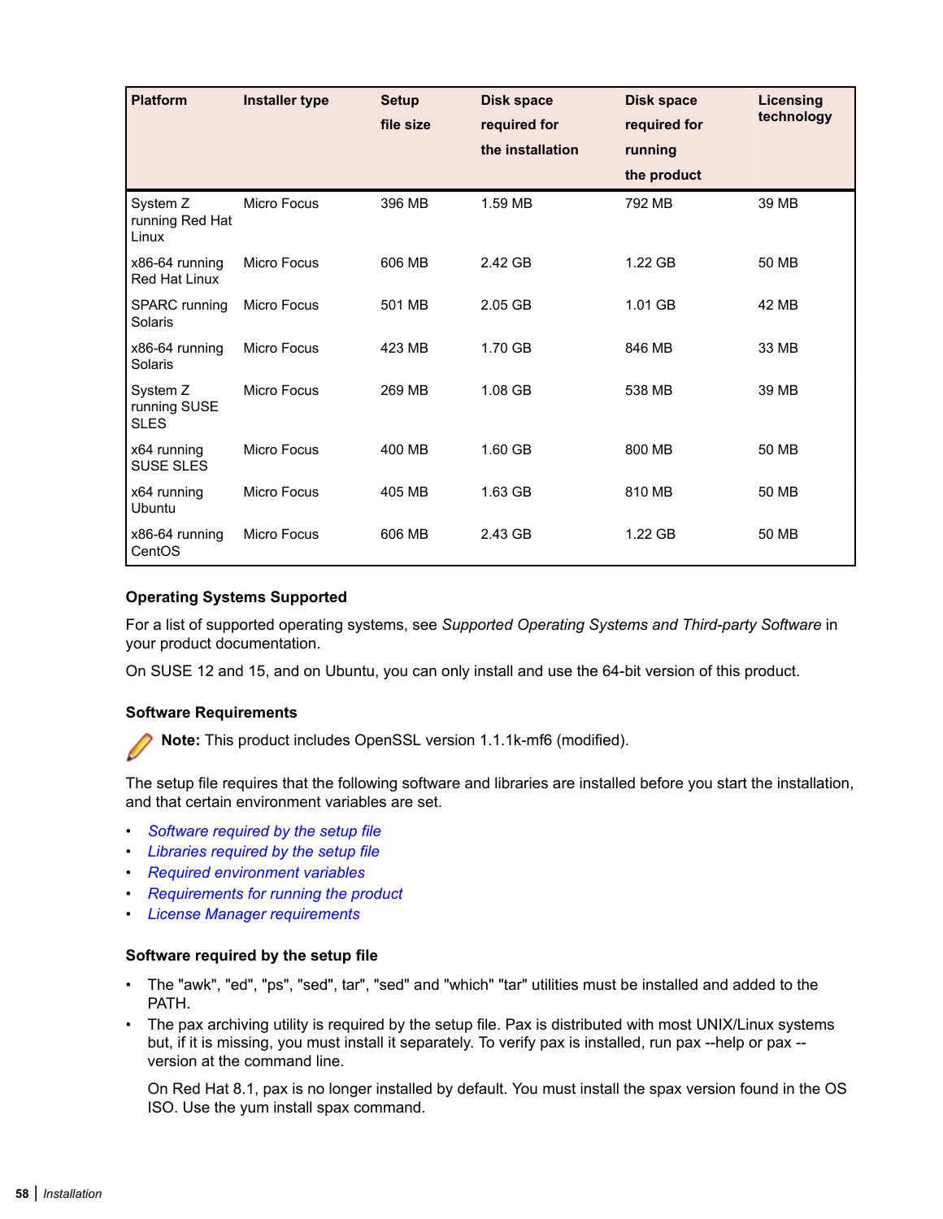| Platform | Installer type | Setup file size | Disk space required for the installation | Disk space required for running the product | Licensing technology |
|---|---|---|---|---|---|
| System Z running Red Hat Linux | Micro Focus | 396 MB | 1.59 MB | 792 MB | 39 MB |
| x86-64 running Red Hat Linux | Micro Focus | 606 MB | 2.42 GB | 1.22 GB | 50 MB |
| SPARC running Solaris | Micro Focus | 501 MB | 2.05 GB | 1.01 GB | 42 MB |
| x86-64 running Solaris | Micro Focus | 423 MB | 1.70 GB | 846 MB | 33 MB |
| System Z running SUSE SLES | Micro Focus | 269 MB | 1.08 GB | 538 MB | 39 MB |
| x64 running SUSE SLES | Micro Focus | 400 MB | 1.60 GB | 800 MB | 50 MB |
| x64 running Ubuntu | Micro Focus | 405 MB | 1.63 GB | 810 MB | 50 MB |
| x86-64 running CentOS | Micro Focus | 606 MB | 2.43 GB | 1.22 GB | 50 MB |

### Operating Systems Supported

For a list of supported operating systems, see *Supported Operating Systems and Third-party Software* in your product documentation.

On SUSE 12 and 15, and on Ubuntu, you can only install and use the 64-bit version of this product.

### Software Requirements

**Note:** This product includes OpenSSL version 1.1.1k-mf6 (modified).

The setup file requires that the following software and libraries are installed before you start the installation, and that certain environment variables are set.

- *Software required by the setup file*
- *Libraries required by the setup file*
- *Required environment variables*
- *Requirements for running the product*
- *License Manager requirements*

### Software required by the setup file

- The "awk", "ed", "ps", "sed", tar", "sed" and "which" "tar" utilities must be installed and added to the PATH.
- The pax archiving utility is required by the setup file. Pax is distributed with most UNIX/Linux systems but, if it is missing, you must install it separately. To verify pax is installed, run pax --help or pax --version at the command line.

  On Red Hat 8.1, pax is no longer installed by default. You must install the spax version found in the OS ISO. Use the yum install spax command.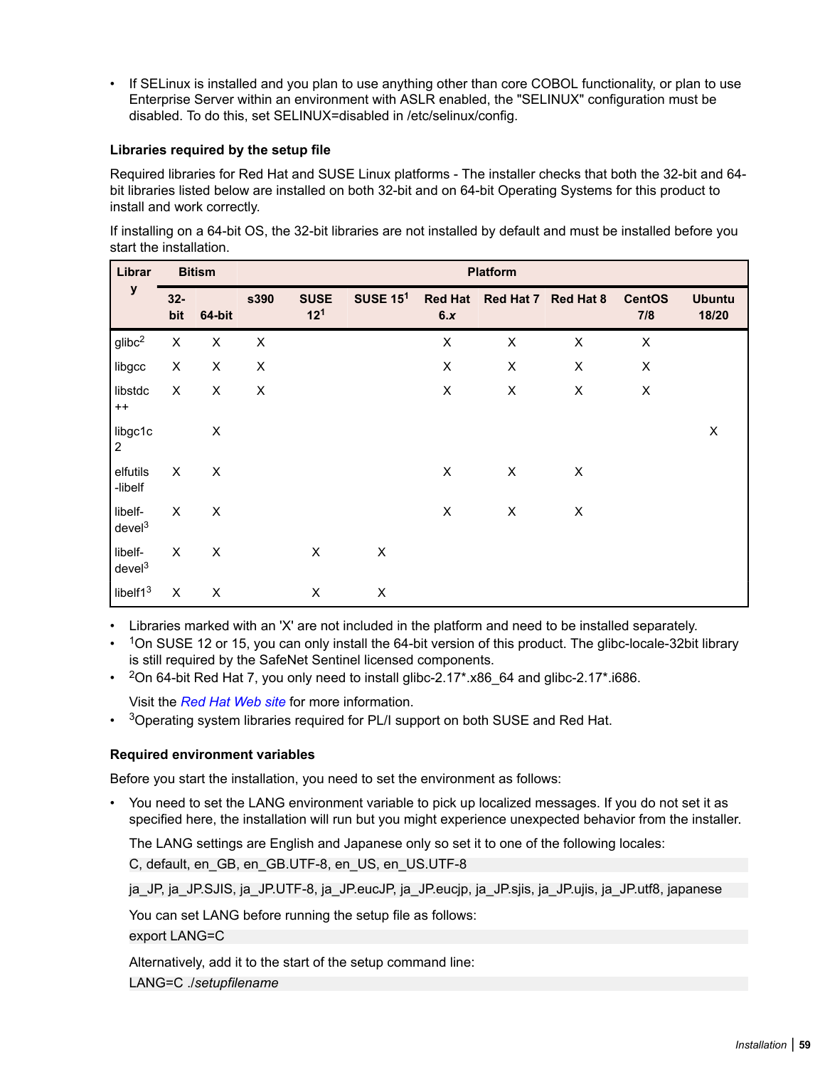- If SELinux is installed and you plan to use anything other than core COBOL functionality, or plan to use Enterprise Server within an environment with ASLR enabled, the "SELINUX" configuration must be disabled. To do this, set SELINUX=disabled in /etc/selinux/config.

#### Libraries required by the setup file

Required libraries for Red Hat and SUSE Linux platforms - The installer checks that both the 32-bit and 64-bit libraries listed below are installed on both 32-bit and on 64-bit Operating Systems for this product to install and work correctly.

If installing on a 64-bit OS, the 32-bit libraries are not installed by default and must be installed before you start the installation.

| Library | Bitism | | Platform | | | | | | | |
|---|---|---|---|---|---|---|---|---|---|---|
| | 32-bit | 64-bit | s390 | SUSE 12[1] | SUSE 15[1] | Red Hat 6.*x* | Red Hat 7 | Red Hat 8 | CentOS 7/8 | Ubuntu 18/20 |
| glibc[2] | X | X | X | | | X | X | X | X | |
| libgcc | X | X | X | | | X | X | X | X | |
| libstdc++ | X | X | X | | | X | X | X | X | |
| libgc1c2 | | X | | | | | | | | X |
| elfutils-libelf | X | X | | | | X | X | X | | |
| libelf-devel[3] | X | X | | | | X | X | X | | |
| libelf-devel[3] | X | X | | X | X | | | | | |
| libelf1[3] | X | X | | X | X | | | | | |

- Libraries marked with an 'X' are not included in the platform and need to be installed separately.
- [1]On SUSE 12 or 15, you can only install the 64-bit version of this product. The glibc-locale-32bit library is still required by the SafeNet Sentinel licensed components.
- [2]On 64-bit Red Hat 7, you only need to install glibc-2.17*.x86_64 and glibc-2.17*.i686.

  Visit the *Red Hat Web site* for more information.
- [3]Operating system libraries required for PL/I support on both SUSE and Red Hat.

#### Required environment variables

Before you start the installation, you need to set the environment as follows:

- You need to set the LANG environment variable to pick up localized messages. If you do not set it as specified here, the installation will run but you might experience unexpected behavior from the installer.

  The LANG settings are English and Japanese only so set it to one of the following locales:

  ```
  C, default, en_GB, en_GB.UTF-8, en_US, en_US.UTF-8
  ```

  ```
  ja_JP, ja_JP.SJIS, ja_JP.UTF-8, ja_JP.eucJP, ja_JP.eucjp, ja_JP.sjis, ja_JP.ujis, ja_JP.utf8, japanese
  ```

  You can set LANG before running the setup file as follows:

  ```
  export LANG=C
  ```

  Alternatively, add it to the start of the setup command line:

  ```
  LANG=C ./setupfilename
  ```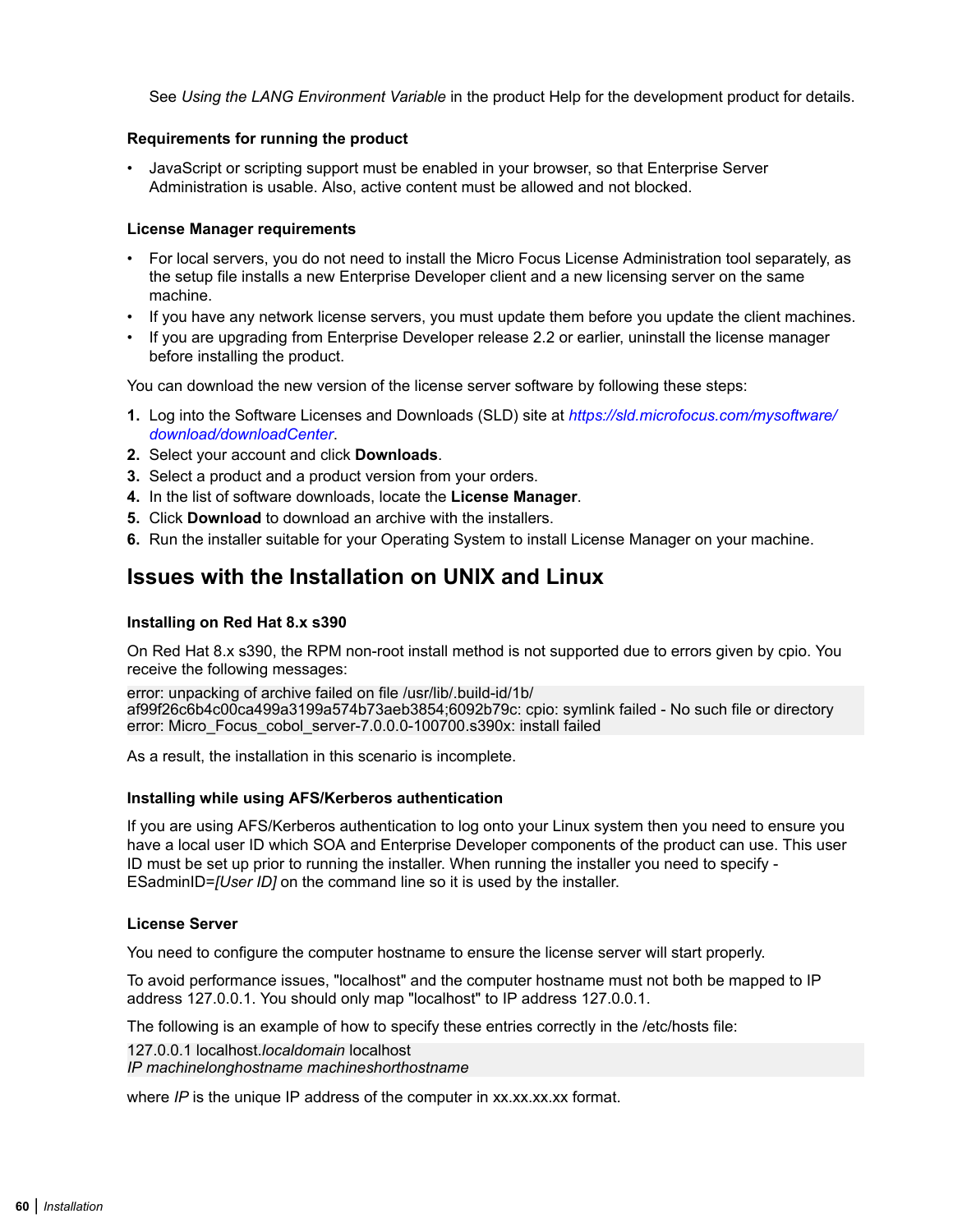See *Using the LANG Environment Variable* in the product Help for the development product for details.

#### Requirements for running the product

- JavaScript or scripting support must be enabled in your browser, so that Enterprise Server Administration is usable. Also, active content must be allowed and not blocked.

#### License Manager requirements

- For local servers, you do not need to install the Micro Focus License Administration tool separately, as the setup file installs a new Enterprise Developer client and a new licensing server on the same machine.
- If you have any network license servers, you must update them before you update the client machines.
- If you are upgrading from Enterprise Developer release 2.2 or earlier, uninstall the license manager before installing the product.

You can download the new version of the license server software by following these steps:

1. Log into the Software Licenses and Downloads (SLD) site at *https://sld.microfocus.com/mysoftware/download/downloadCenter*.
2. Select your account and click **Downloads**.
3. Select a product and a product version from your orders.
4. In the list of software downloads, locate the **License Manager**.
5. Click **Download** to download an archive with the installers.
6. Run the installer suitable for your Operating System to install License Manager on your machine.

## Issues with the Installation on UNIX and Linux

#### Installing on Red Hat 8.x s390

On Red Hat 8.x s390, the RPM non-root install method is not supported due to errors given by cpio. You receive the following messages:

```
error: unpacking of archive failed on file /usr/lib/.build-id/1b/
af99f26c6b4c00ca499a3199a574b73aeb3854;6092b79c: cpio: symlink failed - No such file or directory
error: Micro_Focus_cobol_server-7.0.0.0-100700.s390x: install failed
```

As a result, the installation in this scenario is incomplete.

#### Installing while using AFS/Kerberos authentication

If you are using AFS/Kerberos authentication to log onto your Linux system then you need to ensure you have a local user ID which SOA and Enterprise Developer components of the product can use. This user ID must be set up prior to running the installer. When running the installer you need to specify -ESadminID=*[User ID]* on the command line so it is used by the installer.

#### License Server

You need to configure the computer hostname to ensure the license server will start properly.

To avoid performance issues, "localhost" and the computer hostname must not both be mapped to IP address 127.0.0.1. You should only map "localhost" to IP address 127.0.0.1.

The following is an example of how to specify these entries correctly in the /etc/hosts file:

```
127.0.0.1 localhost.localdomain localhost
IP machinelonghostname machineshorthostname
```

where *IP* is the unique IP address of the computer in xx.xx.xx.xx format.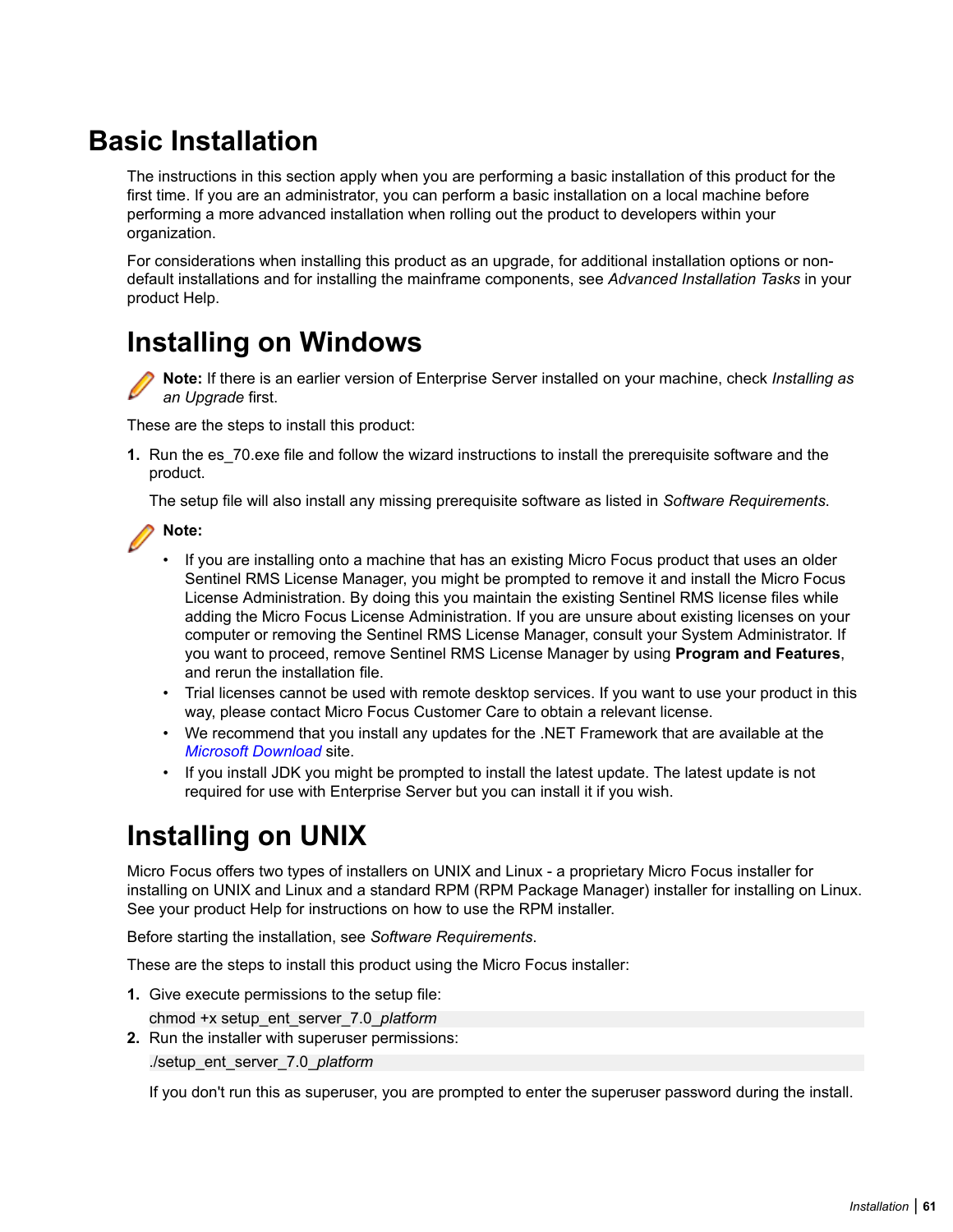# Basic Installation

The instructions in this section apply when you are performing a basic installation of this product for the first time. If you are an administrator, you can perform a basic installation on a local machine before performing a more advanced installation when rolling out the product to developers within your organization.

For considerations when installing this product as an upgrade, for additional installation options or non-default installations and for installing the mainframe components, see *Advanced Installation Tasks* in your product Help.

## Installing on Windows

**Note:** If there is an earlier version of Enterprise Server installed on your machine, check *Installing as an Upgrade* first.

These are the steps to install this product:

1. Run the es_70.exe file and follow the wizard instructions to install the prerequisite software and the product.

   The setup file will also install any missing prerequisite software as listed in *Software Requirements*.

**Note:**

- If you are installing onto a machine that has an existing Micro Focus product that uses an older Sentinel RMS License Manager, you might be prompted to remove it and install the Micro Focus License Administration. By doing this you maintain the existing Sentinel RMS license files while adding the Micro Focus License Administration. If you are unsure about existing licenses on your computer or removing the Sentinel RMS License Manager, consult your System Administrator. If you want to proceed, remove Sentinel RMS License Manager by using **Program and Features**, and rerun the installation file.
- Trial licenses cannot be used with remote desktop services. If you want to use your product in this way, please contact Micro Focus Customer Care to obtain a relevant license.
- We recommend that you install any updates for the .NET Framework that are available at the *Microsoft Download* site.
- If you install JDK you might be prompted to install the latest update. The latest update is not required for use with Enterprise Server but you can install it if you wish.

## Installing on UNIX

Micro Focus offers two types of installers on UNIX and Linux - a proprietary Micro Focus installer for installing on UNIX and Linux and a standard RPM (RPM Package Manager) installer for installing on Linux. See your product Help for instructions on how to use the RPM installer.

Before starting the installation, see *Software Requirements*.

These are the steps to install this product using the Micro Focus installer:

1. Give execute permissions to the setup file:

   ```
   chmod +x setup_ent_server_7.0_platform
   ```

2. Run the installer with superuser permissions:

   ```
   ./setup_ent_server_7.0_platform
   ```

   If you don't run this as superuser, you are prompted to enter the superuser password during the install.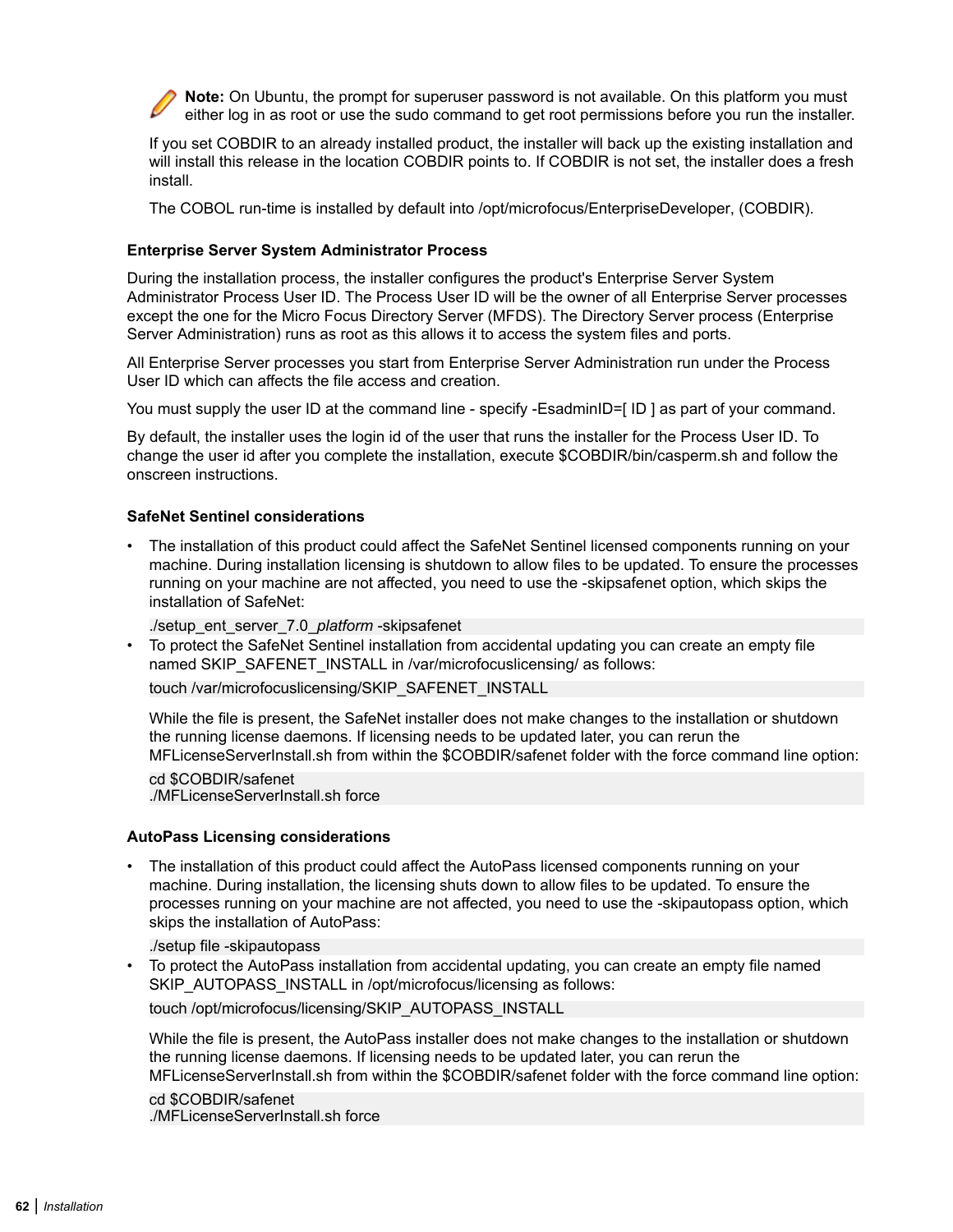**Note:** On Ubuntu, the prompt for superuser password is not available. On this platform you must either log in as root or use the sudo command to get root permissions before you run the installer.

If you set COBDIR to an already installed product, the installer will back up the existing installation and will install this release in the location COBDIR points to. If COBDIR is not set, the installer does a fresh install.

The COBOL run-time is installed by default into /opt/microfocus/EnterpriseDeveloper, (COBDIR).

### Enterprise Server System Administrator Process

During the installation process, the installer configures the product's Enterprise Server System Administrator Process User ID. The Process User ID will be the owner of all Enterprise Server processes except the one for the Micro Focus Directory Server (MFDS). The Directory Server process (Enterprise Server Administration) runs as root as this allows it to access the system files and ports.

All Enterprise Server processes you start from Enterprise Server Administration run under the Process User ID which can affects the file access and creation.

You must supply the user ID at the command line - specify -EsadminID=[ ID ] as part of your command.

By default, the installer uses the login id of the user that runs the installer for the Process User ID. To change the user id after you complete the installation, execute $COBDIR/bin/casperm.sh and follow the onscreen instructions.

### SafeNet Sentinel considerations

- The installation of this product could affect the SafeNet Sentinel licensed components running on your machine. During installation licensing is shutdown to allow files to be updated. To ensure the processes running on your machine are not affected, you need to use the -skipsafenet option, which skips the installation of SafeNet:

  ```
  ./setup_ent_server_7.0_platform -skipsafenet
  ```
- To protect the SafeNet Sentinel installation from accidental updating you can create an empty file named SKIP_SAFENET_INSTALL in /var/microfocuslicensing/ as follows:

  ```
  touch /var/microfocuslicensing/SKIP_SAFENET_INSTALL
  ```

  While the file is present, the SafeNet installer does not make changes to the installation or shutdown the running license daemons. If licensing needs to be updated later, you can rerun the MFLicenseServerInstall.sh from within the $COBDIR/safenet folder with the force command line option:

  ```
  cd $COBDIR/safenet
  ./MFLicenseServerInstall.sh force
  ```

### AutoPass Licensing considerations

- The installation of this product could affect the AutoPass licensed components running on your machine. During installation, the licensing shuts down to allow files to be updated. To ensure the processes running on your machine are not affected, you need to use the -skipautopass option, which skips the installation of AutoPass:

  ```
  ./setup file -skipautopass
  ```
- To protect the AutoPass installation from accidental updating, you can create an empty file named SKIP_AUTOPASS_INSTALL in /opt/microfocus/licensing as follows:

  ```
  touch /opt/microfocus/licensing/SKIP_AUTOPASS_INSTALL
  ```

  While the file is present, the AutoPass installer does not make changes to the installation or shutdown the running license daemons. If licensing needs to be updated later, you can rerun the MFLicenseServerInstall.sh from within the $COBDIR/safenet folder with the force command line option:

  ```
  cd $COBDIR/safenet
  ./MFLicenseServerInstall.sh force
  ```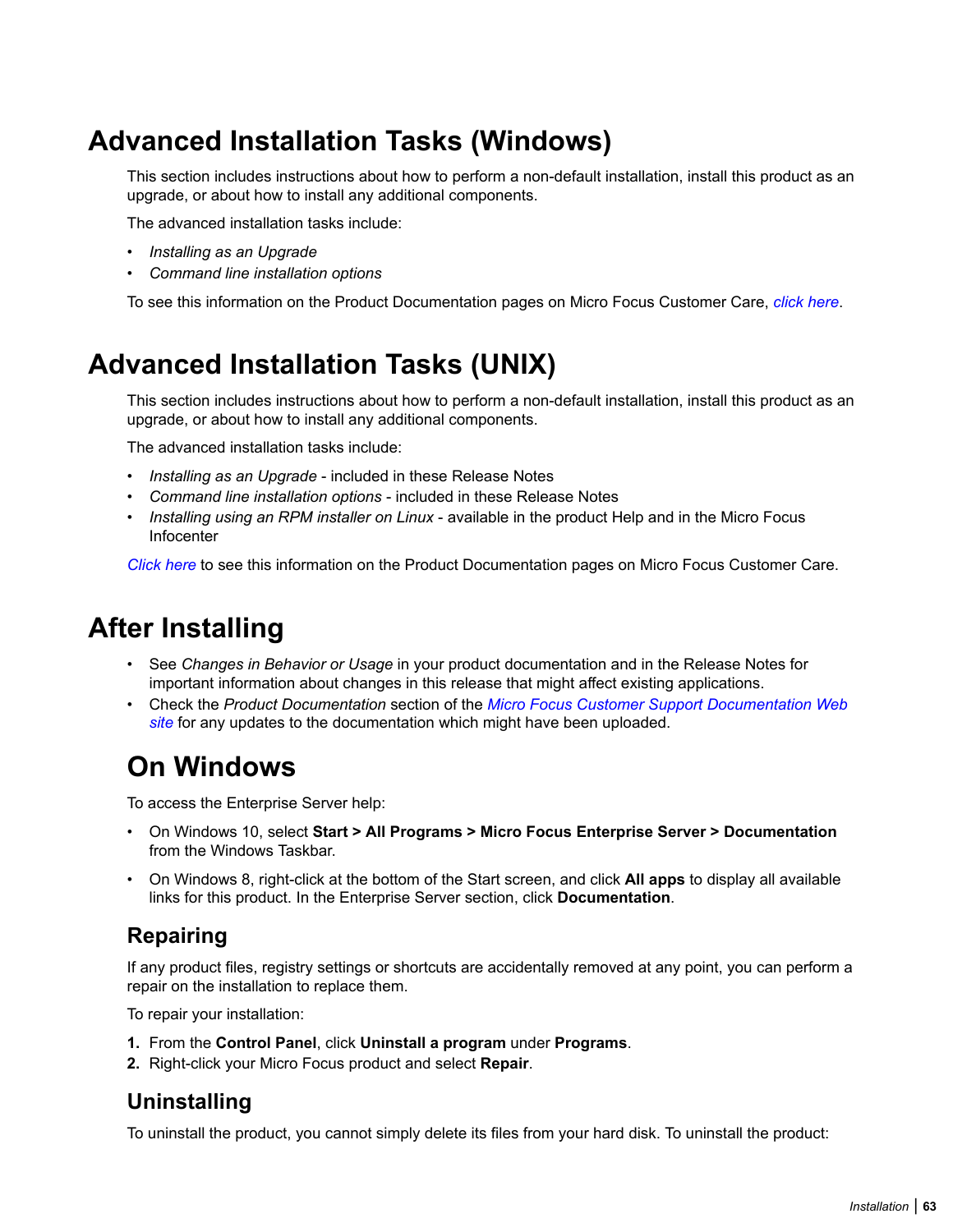# Advanced Installation Tasks (Windows)

This section includes instructions about how to perform a non-default installation, install this product as an upgrade, or about how to install any additional components.

The advanced installation tasks include:

- *Installing as an Upgrade*
- *Command line installation options*

To see this information on the Product Documentation pages on Micro Focus Customer Care, *click here*.

# Advanced Installation Tasks (UNIX)

This section includes instructions about how to perform a non-default installation, install this product as an upgrade, or about how to install any additional components.

The advanced installation tasks include:

- *Installing as an Upgrade* - included in these Release Notes
- *Command line installation options* - included in these Release Notes
- *Installing using an RPM installer on Linux* - available in the product Help and in the Micro Focus Infocenter

*Click here* to see this information on the Product Documentation pages on Micro Focus Customer Care.

# After Installing

- See *Changes in Behavior or Usage* in your product documentation and in the Release Notes for important information about changes in this release that might affect existing applications.
- Check the *Product Documentation* section of the *Micro Focus Customer Support Documentation Web site* for any updates to the documentation which might have been uploaded.

## On Windows

To access the Enterprise Server help:

- On Windows 10, select **Start > All Programs > Micro Focus Enterprise Server > Documentation** from the Windows Taskbar.
- On Windows 8, right-click at the bottom of the Start screen, and click **All apps** to display all available links for this product. In the Enterprise Server section, click **Documentation**.

### Repairing

If any product files, registry settings or shortcuts are accidentally removed at any point, you can perform a repair on the installation to replace them.

To repair your installation:

1. From the **Control Panel**, click **Uninstall a program** under **Programs**.
2. Right-click your Micro Focus product and select **Repair**.

### Uninstalling

To uninstall the product, you cannot simply delete its files from your hard disk. To uninstall the product: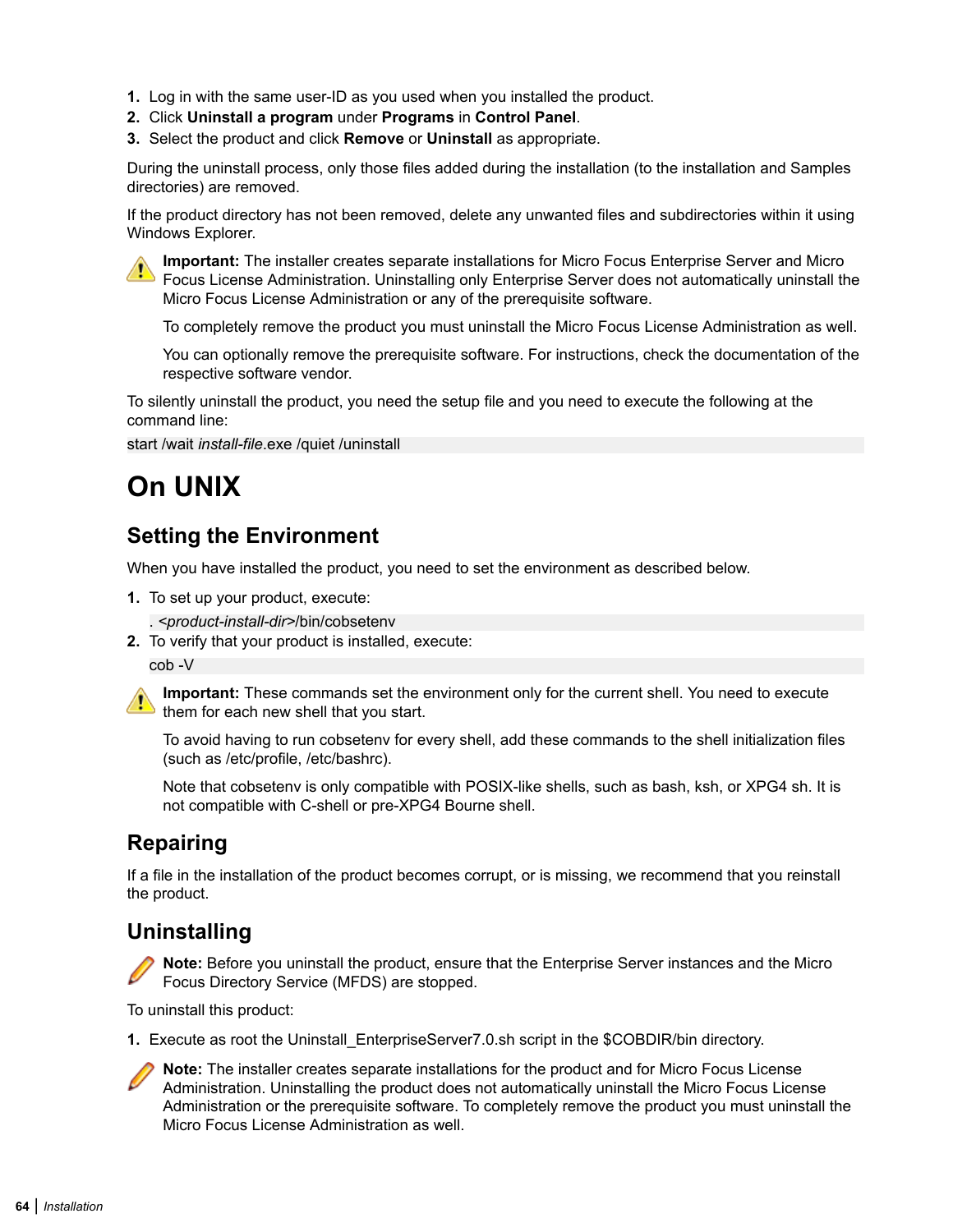1. Log in with the same user-ID as you used when you installed the product.
2. Click **Uninstall a program** under **Programs** in **Control Panel**.
3. Select the product and click **Remove** or **Uninstall** as appropriate.

During the uninstall process, only those files added during the installation (to the installation and Samples directories) are removed.

If the product directory has not been removed, delete any unwanted files and subdirectories within it using Windows Explorer.

**Important:** The installer creates separate installations for Micro Focus Enterprise Server and Micro Focus License Administration. Uninstalling only Enterprise Server does not automatically uninstall the Micro Focus License Administration or any of the prerequisite software.

To completely remove the product you must uninstall the Micro Focus License Administration as well.

You can optionally remove the prerequisite software. For instructions, check the documentation of the respective software vendor.

To silently uninstall the product, you need the setup file and you need to execute the following at the command line:

```
start /wait install-file.exe /quiet /uninstall
```

# On UNIX

## Setting the Environment

When you have installed the product, you need to set the environment as described below.

1. To set up your product, execute:

   ```
   . <product-install-dir>/bin/cobsetenv
   ```
2. To verify that your product is installed, execute:

   ```
   cob -V
   ```

**Important:** These commands set the environment only for the current shell. You need to execute them for each new shell that you start.

To avoid having to run cobsetenv for every shell, add these commands to the shell initialization files (such as /etc/profile, /etc/bashrc).

Note that cobsetenv is only compatible with POSIX-like shells, such as bash, ksh, or XPG4 sh. It is not compatible with C-shell or pre-XPG4 Bourne shell.

## Repairing

If a file in the installation of the product becomes corrupt, or is missing, we recommend that you reinstall the product.

## Uninstalling

**Note:** Before you uninstall the product, ensure that the Enterprise Server instances and the Micro Focus Directory Service (MFDS) are stopped.

To uninstall this product:

1. Execute as root the Uninstall_EnterpriseServer7.0.sh script in the $COBDIR/bin directory.

**Note:** The installer creates separate installations for the product and for Micro Focus License Administration. Uninstalling the product does not automatically uninstall the Micro Focus License Administration or the prerequisite software. To completely remove the product you must uninstall the Micro Focus License Administration as well.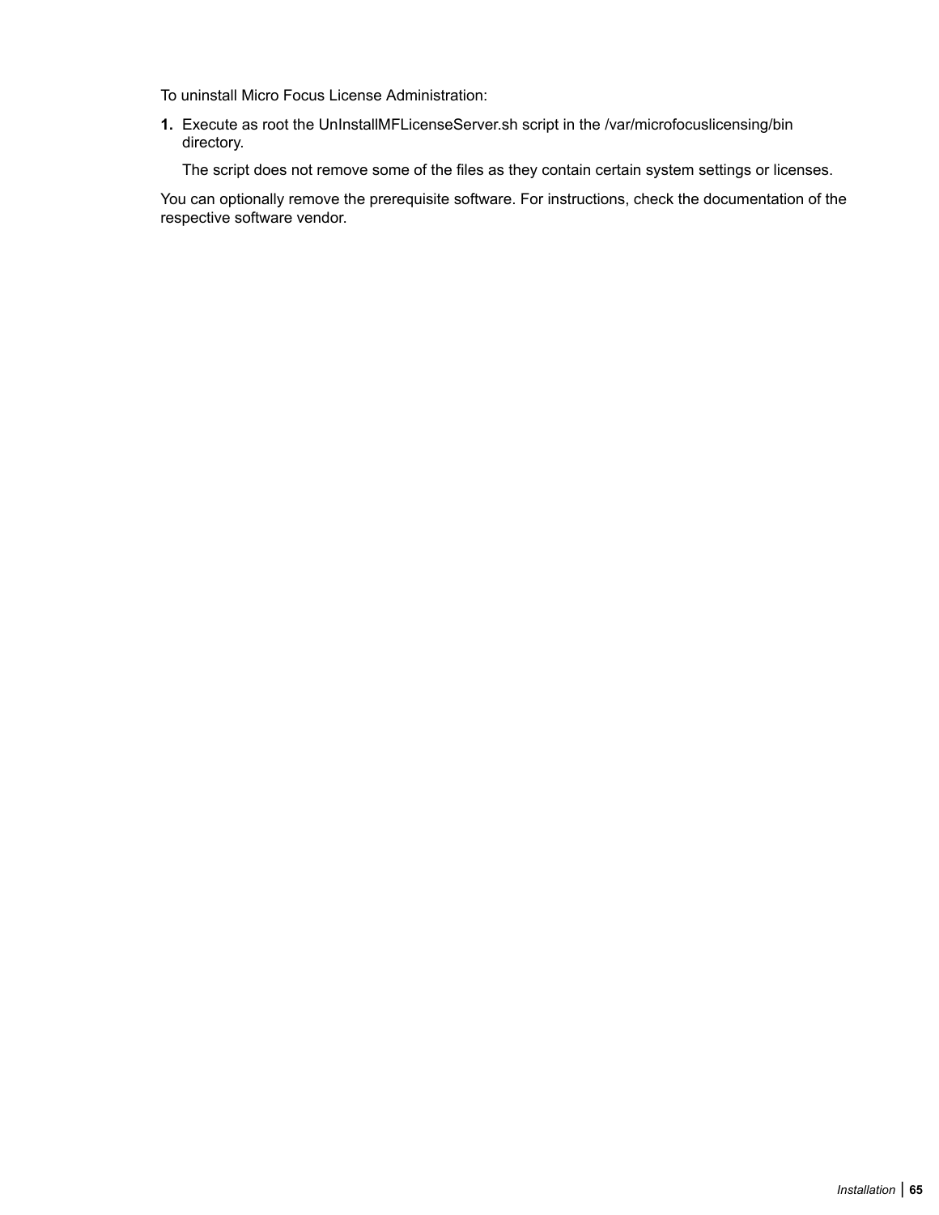To uninstall Micro Focus License Administration:

1. Execute as root the UnInstallMFLicenseServer.sh script in the /var/microfocuslicensing/bin directory.

   The script does not remove some of the files as they contain certain system settings or licenses.

You can optionally remove the prerequisite software. For instructions, check the documentation of the respective software vendor.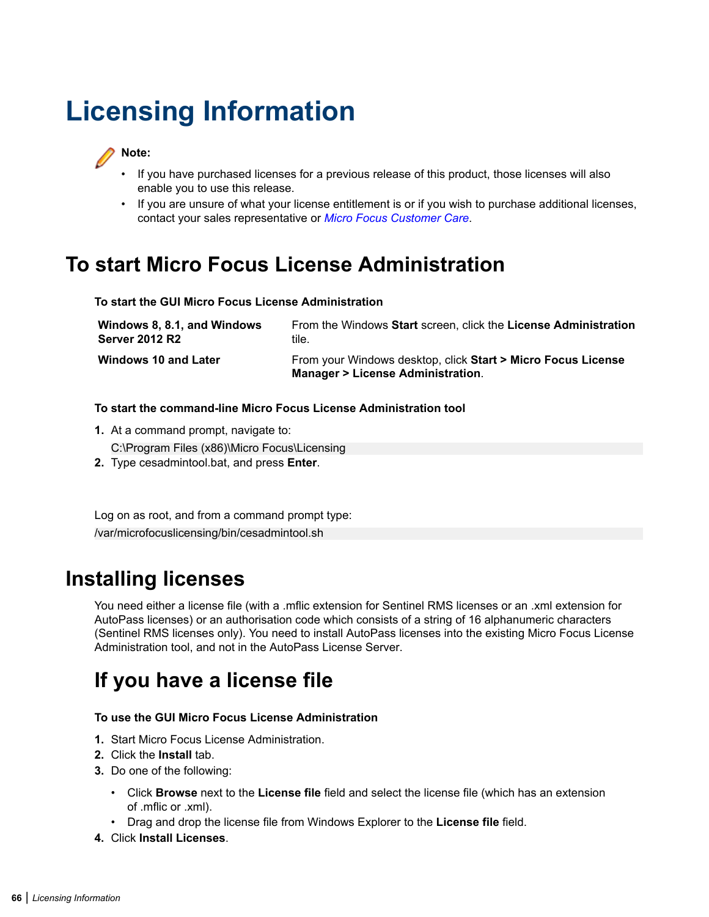# Licensing Information

**Note:**

- If you have purchased licenses for a previous release of this product, those licenses will also enable you to use this release.
- If you are unsure of what your license entitlement is or if you wish to purchase additional licenses, contact your sales representative or *Micro Focus Customer Care*.

## To start Micro Focus License Administration

**To start the GUI Micro Focus License Administration**

| | |
|---|---|
| **Windows 8, 8.1, and Windows Server 2012 R2** | From the Windows **Start** screen, click the **License Administration** tile. |
| **Windows 10 and Later** | From your Windows desktop, click **Start > Micro Focus License Manager > License Administration**. |

**To start the command-line Micro Focus License Administration tool**

1. At a command prompt, navigate to:
   ```
   C:\Program Files (x86)\Micro Focus\Licensing
   ```
2. Type cesadmintool.bat, and press **Enter**.

Log on as root, and from a command prompt type:

```
/var/microfocuslicensing/bin/cesadmintool.sh
```

## Installing licenses

You need either a license file (with a .mflic extension for Sentinel RMS licenses or an .xml extension for AutoPass licenses) or an authorisation code which consists of a string of 16 alphanumeric characters (Sentinel RMS licenses only). You need to install AutoPass licenses into the existing Micro Focus License Administration tool, and not in the AutoPass License Server.

### If you have a license file

**To use the GUI Micro Focus License Administration**

1. Start Micro Focus License Administration.
2. Click the **Install** tab.
3. Do one of the following:
   - Click **Browse** next to the **License file** field and select the license file (which has an extension of .mflic or .xml).
   - Drag and drop the license file from Windows Explorer to the **License file** field.
4. Click **Install Licenses**.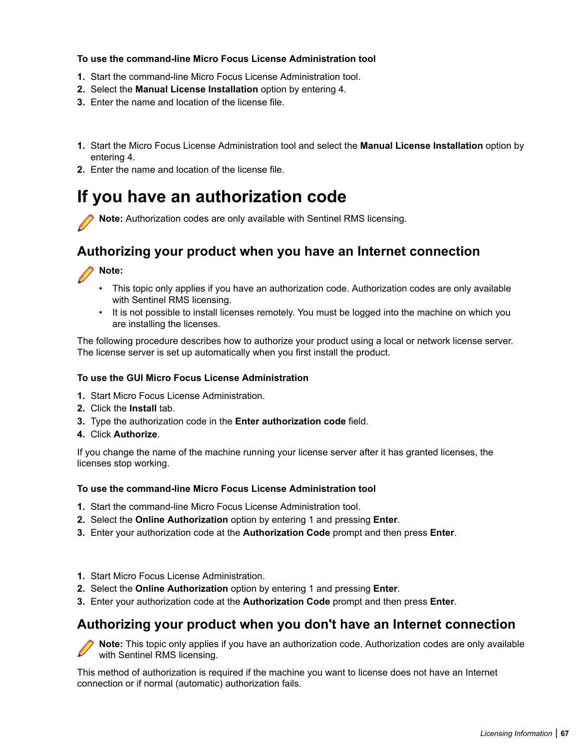**To use the command-line Micro Focus License Administration tool**

1. Start the command-line Micro Focus License Administration tool.
2. Select the **Manual License Installation** option by entering 4.
3. Enter the name and location of the license file.

1. Start the Micro Focus License Administration tool and select the **Manual License Installation** option by entering 4.
2. Enter the name and location of the license file.

# If you have an authorization code

**Note:** Authorization codes are only available with Sentinel RMS licensing.

## Authorizing your product when you have an Internet connection

**Note:**

- This topic only applies if you have an authorization code. Authorization codes are only available with Sentinel RMS licensing.
- It is not possible to install licenses remotely. You must be logged into the machine on which you are installing the licenses.

The following procedure describes how to authorize your product using a local or network license server. The license server is set up automatically when you first install the product.

**To use the GUI Micro Focus License Administration**

1. Start Micro Focus License Administration.
2. Click the **Install** tab.
3. Type the authorization code in the **Enter authorization code** field.
4. Click **Authorize**.

If you change the name of the machine running your license server after it has granted licenses, the licenses stop working.

**To use the command-line Micro Focus License Administration tool**

1. Start the command-line Micro Focus License Administration tool.
2. Select the **Online Authorization** option by entering 1 and pressing **Enter**.
3. Enter your authorization code at the **Authorization Code** prompt and then press **Enter**.

1. Start Micro Focus License Administration.
2. Select the **Online Authorization** option by entering 1 and pressing **Enter**.
3. Enter your authorization code at the **Authorization Code** prompt and then press **Enter**.

## Authorizing your product when you don't have an Internet connection

**Note:** This topic only applies if you have an authorization code. Authorization codes are only available with Sentinel RMS licensing.

This method of authorization is required if the machine you want to license does not have an Internet connection or if normal (automatic) authorization fails.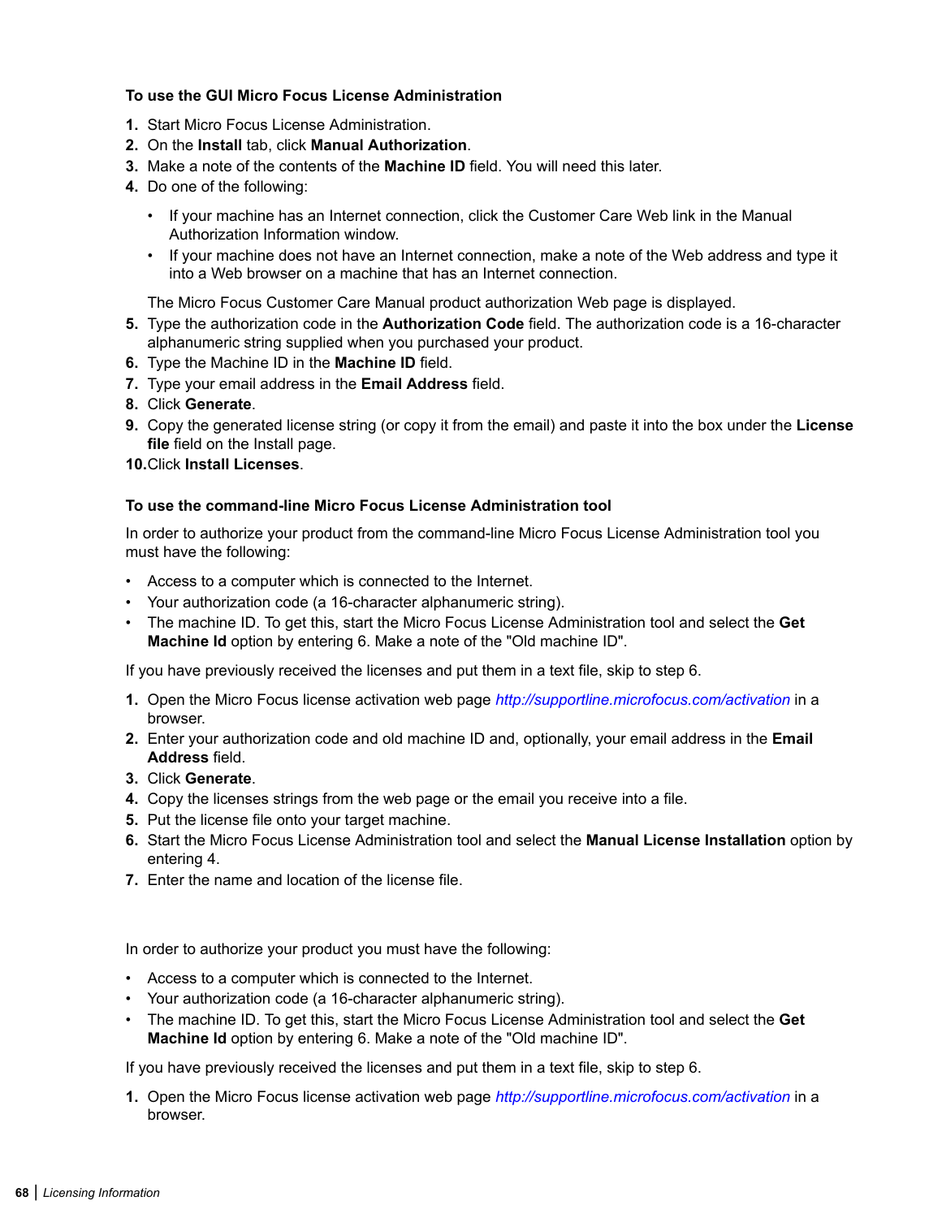**To use the GUI Micro Focus License Administration**

1. Start Micro Focus License Administration.
2. On the **Install** tab, click **Manual Authorization**.
3. Make a note of the contents of the **Machine ID** field. You will need this later.
4. Do one of the following:
   - If your machine has an Internet connection, click the Customer Care Web link in the Manual Authorization Information window.
   - If your machine does not have an Internet connection, make a note of the Web address and type it into a Web browser on a machine that has an Internet connection.

   The Micro Focus Customer Care Manual product authorization Web page is displayed.
5. Type the authorization code in the **Authorization Code** field. The authorization code is a 16-character alphanumeric string supplied when you purchased your product.
6. Type the Machine ID in the **Machine ID** field.
7. Type your email address in the **Email Address** field.
8. Click **Generate**.
9. Copy the generated license string (or copy it from the email) and paste it into the box under the **License file** field on the Install page.
10. Click **Install Licenses**.

**To use the command-line Micro Focus License Administration tool**

In order to authorize your product from the command-line Micro Focus License Administration tool you must have the following:

- Access to a computer which is connected to the Internet.
- Your authorization code (a 16-character alphanumeric string).
- The machine ID. To get this, start the Micro Focus License Administration tool and select the **Get Machine Id** option by entering 6. Make a note of the "Old machine ID".

If you have previously received the licenses and put them in a text file, skip to step 6.

1. Open the Micro Focus license activation web page *http://supportline.microfocus.com/activation* in a browser.
2. Enter your authorization code and old machine ID and, optionally, your email address in the **Email Address** field.
3. Click **Generate**.
4. Copy the licenses strings from the web page or the email you receive into a file.
5. Put the license file onto your target machine.
6. Start the Micro Focus License Administration tool and select the **Manual License Installation** option by entering 4.
7. Enter the name and location of the license file.

In order to authorize your product you must have the following:

- Access to a computer which is connected to the Internet.
- Your authorization code (a 16-character alphanumeric string).
- The machine ID. To get this, start the Micro Focus License Administration tool and select the **Get Machine Id** option by entering 6. Make a note of the "Old machine ID".

If you have previously received the licenses and put them in a text file, skip to step 6.

1. Open the Micro Focus license activation web page *http://supportline.microfocus.com/activation* in a browser.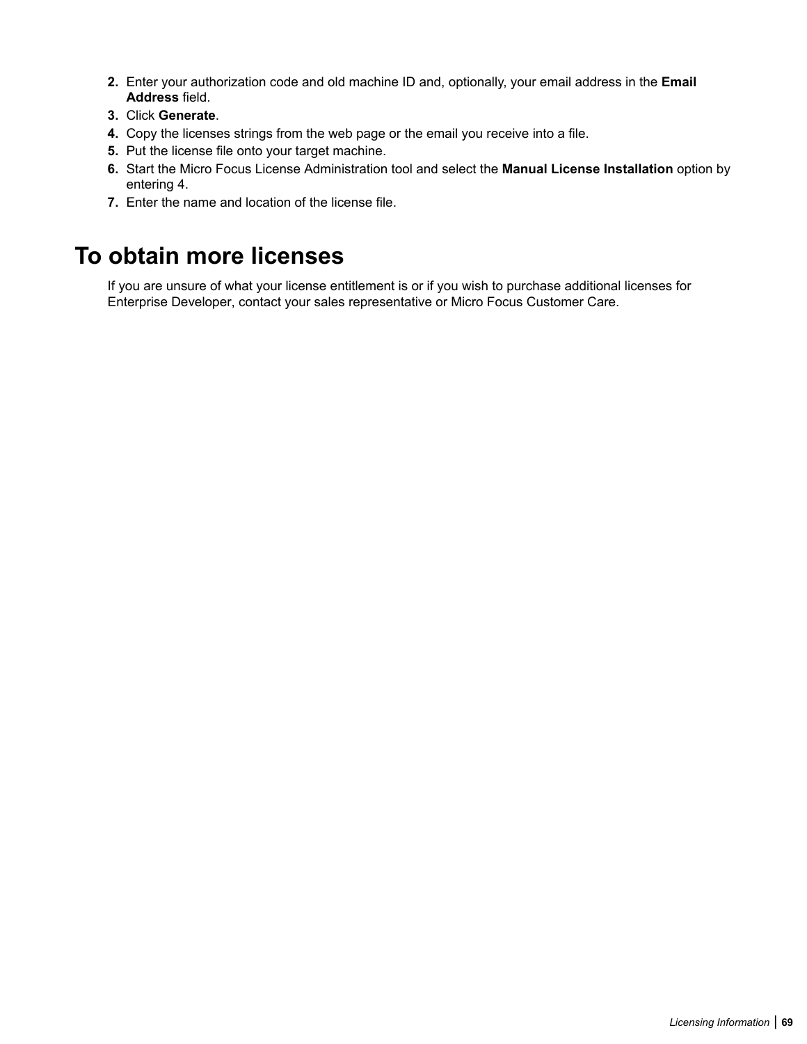2. Enter your authorization code and old machine ID and, optionally, your email address in the **Email Address** field.
3. Click **Generate**.
4. Copy the licenses strings from the web page or the email you receive into a file.
5. Put the license file onto your target machine.
6. Start the Micro Focus License Administration tool and select the **Manual License Installation** option by entering 4.
7. Enter the name and location of the license file.

# To obtain more licenses

If you are unsure of what your license entitlement is or if you wish to purchase additional licenses for Enterprise Developer, contact your sales representative or Micro Focus Customer Care.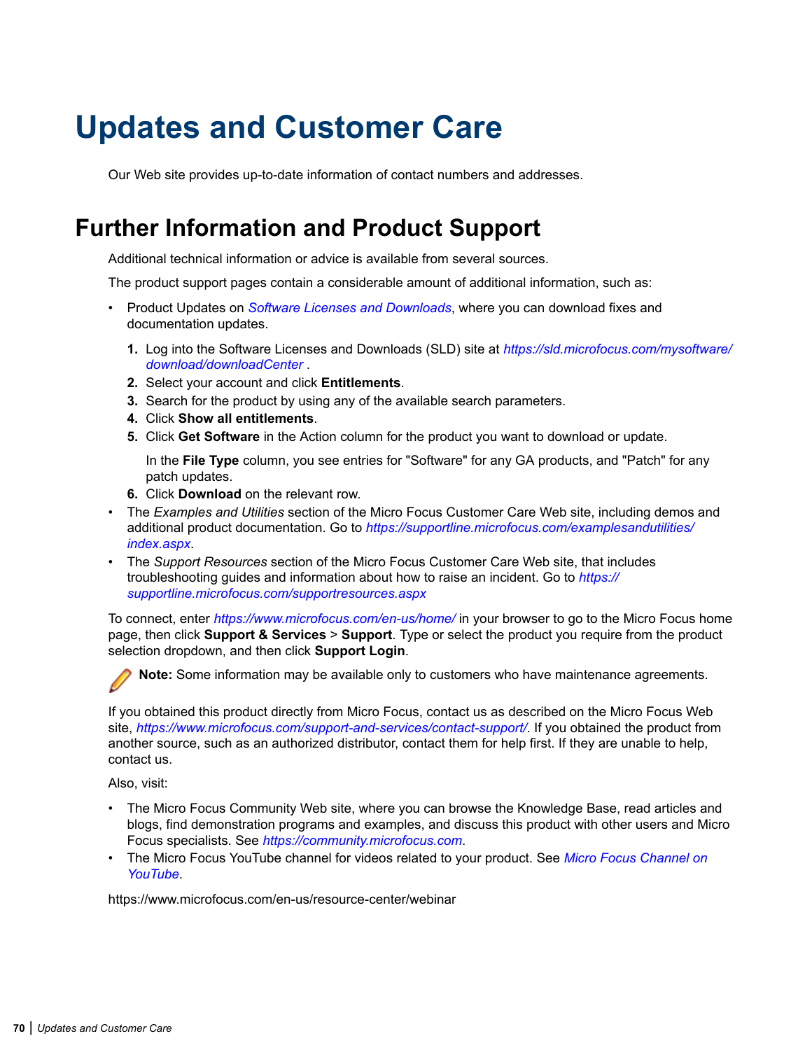# Updates and Customer Care

Our Web site provides up-to-date information of contact numbers and addresses.

## Further Information and Product Support

Additional technical information or advice is available from several sources.

The product support pages contain a considerable amount of additional information, such as:

- Product Updates on *Software Licenses and Downloads*, where you can download fixes and documentation updates.
  1. Log into the Software Licenses and Downloads (SLD) site at *https://sld.microfocus.com/mysoftware/download/downloadCenter* .
  2. Select your account and click **Entitlements**.
  3. Search for the product by using any of the available search parameters.
  4. Click **Show all entitlements**.
  5. Click **Get Software** in the Action column for the product you want to download or update.

     In the **File Type** column, you see entries for "Software" for any GA products, and "Patch" for any patch updates.
  6. Click **Download** on the relevant row.
- The *Examples and Utilities* section of the Micro Focus Customer Care Web site, including demos and additional product documentation. Go to *https://supportline.microfocus.com/examplesandutilities/index.aspx*.
- The *Support Resources* section of the Micro Focus Customer Care Web site, that includes troubleshooting guides and information about how to raise an incident. Go to *https://supportline.microfocus.com/supportresources.aspx*

To connect, enter *https://www.microfocus.com/en-us/home/* in your browser to go to the Micro Focus home page, then click **Support & Services** > **Support**. Type or select the product you require from the product selection dropdown, and then click **Support Login**.

**Note:** Some information may be available only to customers who have maintenance agreements.

If you obtained this product directly from Micro Focus, contact us as described on the Micro Focus Web site, *https://www.microfocus.com/support-and-services/contact-support/*. If you obtained the product from another source, such as an authorized distributor, contact them for help first. If they are unable to help, contact us.

Also, visit:

- The Micro Focus Community Web site, where you can browse the Knowledge Base, read articles and blogs, find demonstration programs and examples, and discuss this product with other users and Micro Focus specialists. See *https://community.microfocus.com*.
- The Micro Focus YouTube channel for videos related to your product. See *Micro Focus Channel on YouTube*.

https://www.microfocus.com/en-us/resource-center/webinar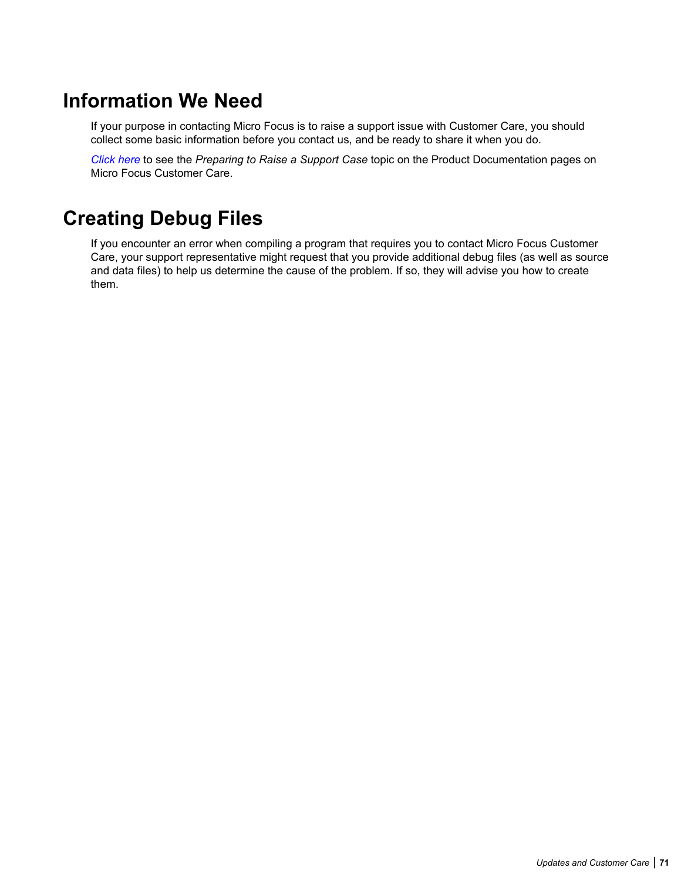## Information We Need

If your purpose in contacting Micro Focus is to raise a support issue with Customer Care, you should collect some basic information before you contact us, and be ready to share it when you do.

*Click here* to see the *Preparing to Raise a Support Case* topic on the Product Documentation pages on Micro Focus Customer Care.

## Creating Debug Files

If you encounter an error when compiling a program that requires you to contact Micro Focus Customer Care, your support representative might request that you provide additional debug files (as well as source and data files) to help us determine the cause of the problem. If so, they will advise you how to create them.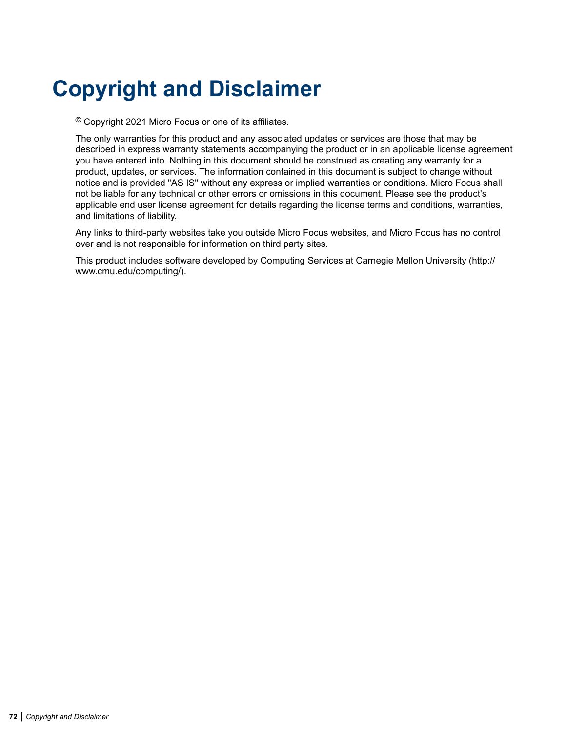# Copyright and Disclaimer

© Copyright 2021 Micro Focus or one of its affiliates.

The only warranties for this product and any associated updates or services are those that may be described in express warranty statements accompanying the product or in an applicable license agreement you have entered into. Nothing in this document should be construed as creating any warranty for a product, updates, or services. The information contained in this document is subject to change without notice and is provided "AS IS" without any express or implied warranties or conditions. Micro Focus shall not be liable for any technical or other errors or omissions in this document. Please see the product's applicable end user license agreement for details regarding the license terms and conditions, warranties, and limitations of liability.

Any links to third-party websites take you outside Micro Focus websites, and Micro Focus has no control over and is not responsible for information on third party sites.

This product includes software developed by Computing Services at Carnegie Mellon University (http://www.cmu.edu/computing/).